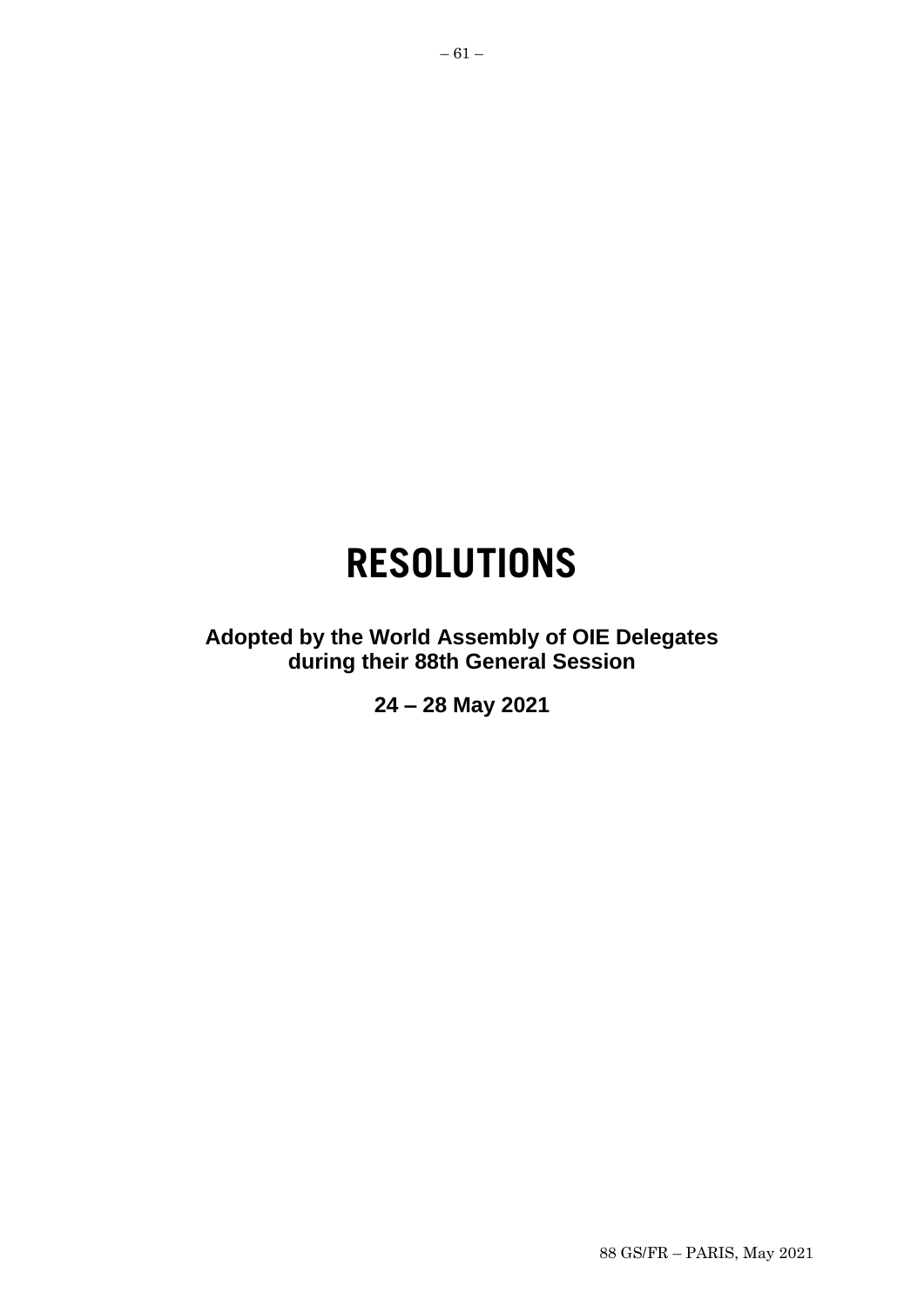# RESOLUTIONS

**Adopted by the World Assembly of OIE Delegates during their 88th General Session**

**24 – 28 May 2021**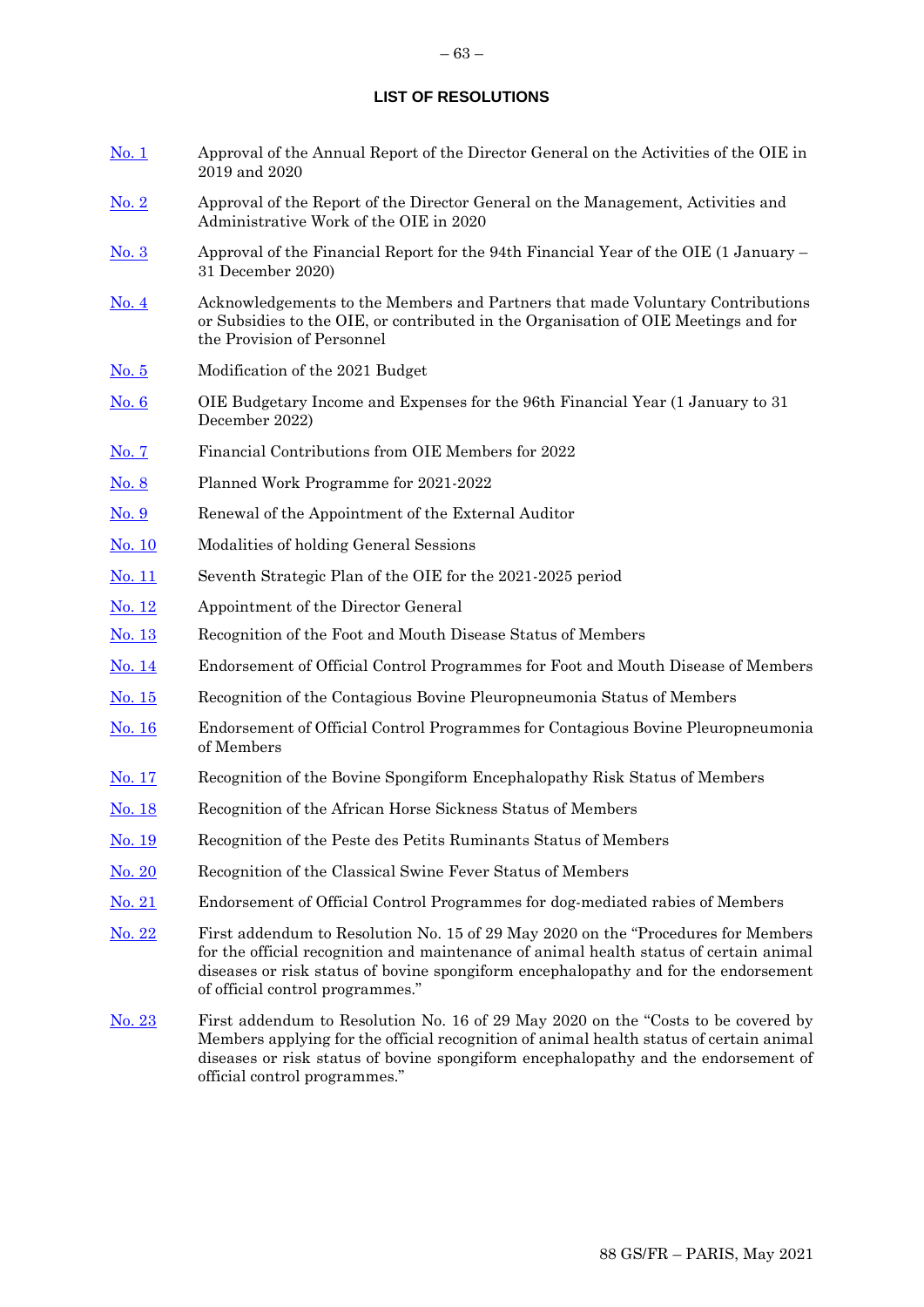## LIST OF RESOLUTIONS

| | |
|---|---|
| No. 1 | Approval of the Annual Report of the Director General on the Activities of the OIE in 2019 and 2020 |
| No. 2 | Approval of the Report of the Director General on the Management, Activities and Administrative Work of the OIE in 2020 |
| No. 3 | Approval of the Financial Report for the 94th Financial Year of the OIE (1 January – 31 December 2020) |
| No. 4 | Acknowledgements to the Members and Partners that made Voluntary Contributions or Subsidies to the OIE, or contributed in the Organisation of OIE Meetings and for the Provision of Personnel |
| No. 5 | Modification of the 2021 Budget |
| No. 6 | OIE Budgetary Income and Expenses for the 96th Financial Year (1 January to 31 December 2022) |
| No. 7 | Financial Contributions from OIE Members for 2022 |
| No. 8 | Planned Work Programme for 2021-2022 |
| No. 9 | Renewal of the Appointment of the External Auditor |
| No. 10 | Modalities of holding General Sessions |
| No. 11 | Seventh Strategic Plan of the OIE for the 2021-2025 period |
| No. 12 | Appointment of the Director General |
| No. 13 | Recognition of the Foot and Mouth Disease Status of Members |
| No. 14 | Endorsement of Official Control Programmes for Foot and Mouth Disease of Members |
| No. 15 | Recognition of the Contagious Bovine Pleuropneumonia Status of Members |
| No. 16 | Endorsement of Official Control Programmes for Contagious Bovine Pleuropneumonia of Members |
| No. 17 | Recognition of the Bovine Spongiform Encephalopathy Risk Status of Members |
| No. 18 | Recognition of the African Horse Sickness Status of Members |
| No. 19 | Recognition of the Peste des Petits Ruminants Status of Members |
| No. 20 | Recognition of the Classical Swine Fever Status of Members |
| No. 21 | Endorsement of Official Control Programmes for dog-mediated rabies of Members |
| No. 22 | First addendum to Resolution No. 15 of 29 May 2020 on the "Procedures for Members for the official recognition and maintenance of animal health status of certain animal diseases or risk status of bovine spongiform encephalopathy and for the endorsement of official control programmes." |
| No. 23 | First addendum to Resolution No. 16 of 29 May 2020 on the "Costs to be covered by Members applying for the official recognition of animal health status of certain animal diseases or risk status of bovine spongiform encephalopathy and the endorsement of official control programmes." |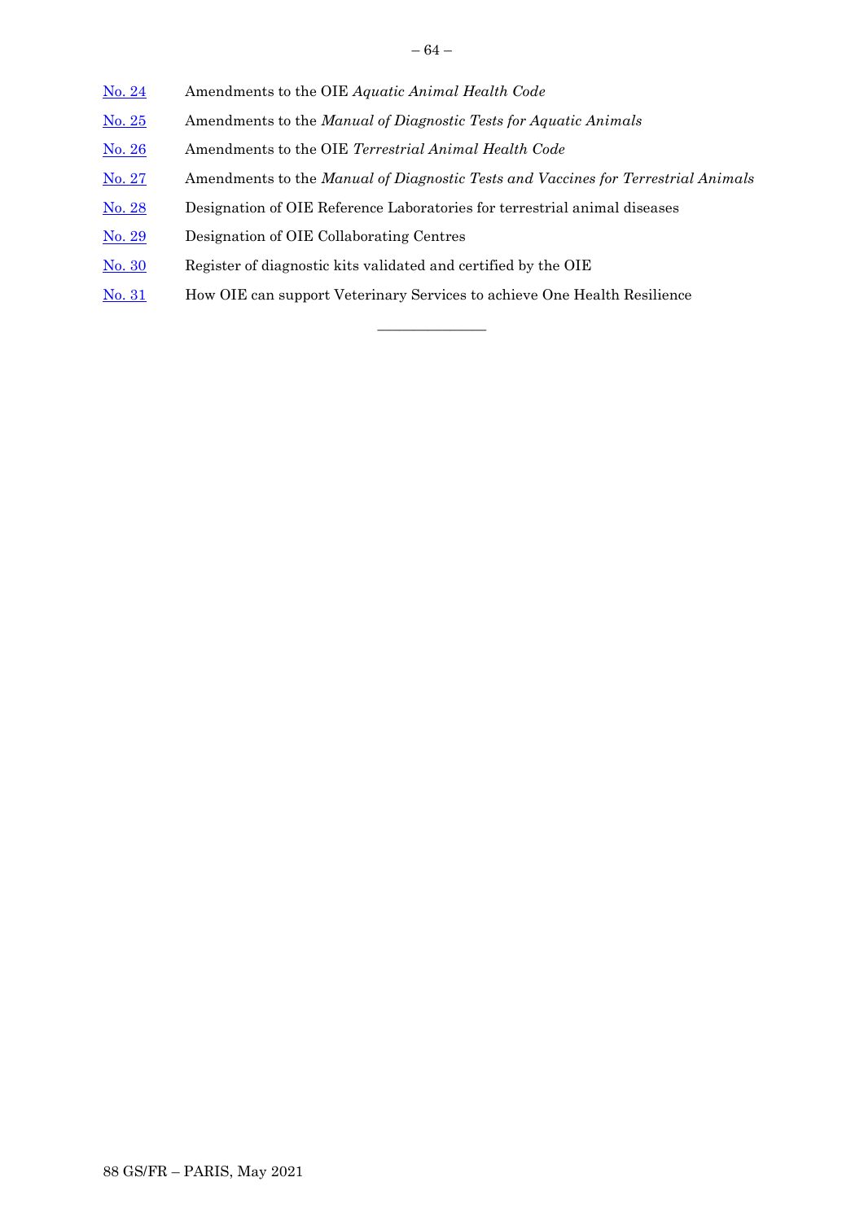[No. 24](#) Amendments to the OIE *Aquatic Animal Health Code*

[No. 25](#) Amendments to the *Manual of Diagnostic Tests for Aquatic Animals*

[No. 26](#) Amendments to the OIE *Terrestrial Animal Health Code*

[No. 27](#) Amendments to the *Manual of Diagnostic Tests and Vaccines for Terrestrial Animals*

[No. 28](#) Designation of OIE Reference Laboratories for terrestrial animal diseases

[No. 29](#) Designation of OIE Collaborating Centres

[No. 30](#) Register of diagnostic kits validated and certified by the OIE

[No. 31](#) How OIE can support Veterinary Services to achieve One Health Resilience

---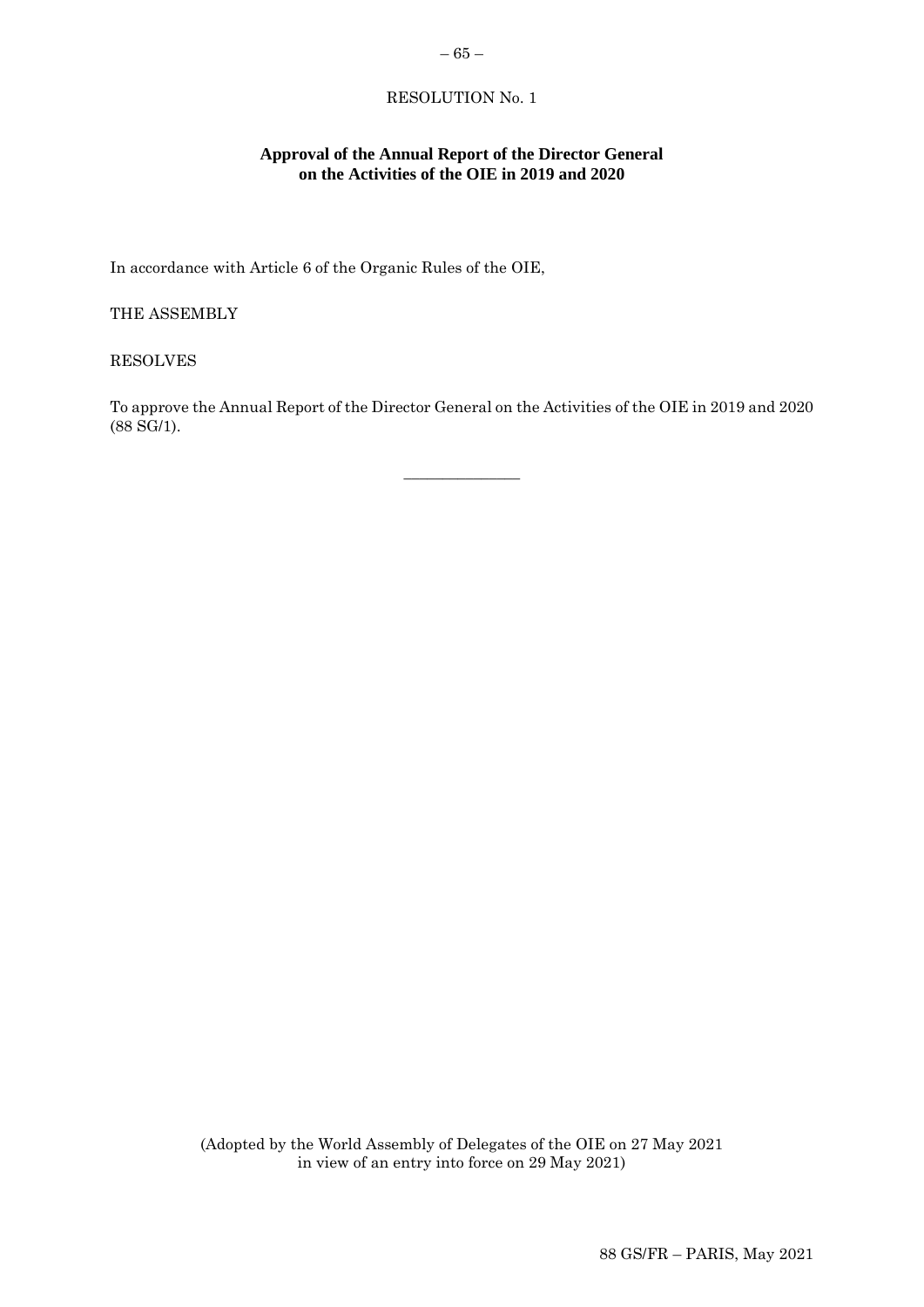RESOLUTION No. 1

## Approval of the Annual Report of the Director General on the Activities of the OIE in 2019 and 2020

In accordance with Article 6 of the Organic Rules of the OIE,

THE ASSEMBLY

RESOLVES

To approve the Annual Report of the Director General on the Activities of the OIE in 2019 and 2020 (88 SG/1).

_______________

(Adopted by the World Assembly of Delegates of the OIE on 27 May 2021 in view of an entry into force on 29 May 2021)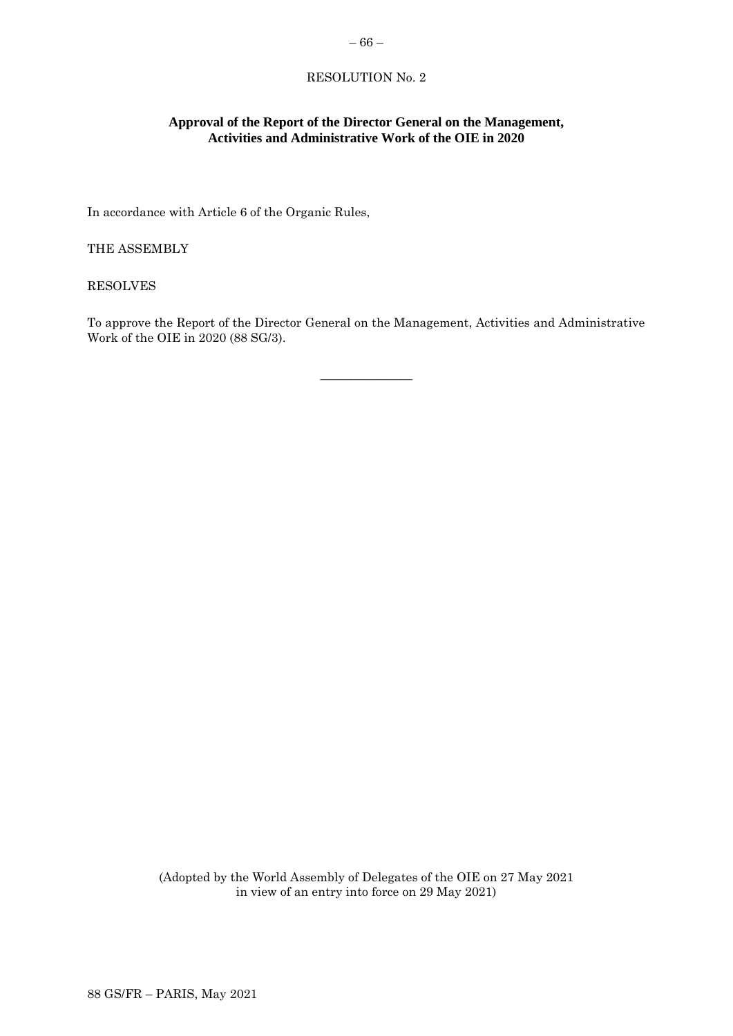RESOLUTION No. 2

**Approval of the Report of the Director General on the Management, Activities and Administrative Work of the OIE in 2020**

In accordance with Article 6 of the Organic Rules,

THE ASSEMBLY

RESOLVES

To approve the Report of the Director General on the Management, Activities and Administrative Work of the OIE in 2020 (88 SG/3).

_______________

(Adopted by the World Assembly of Delegates of the OIE on 27 May 2021 in view of an entry into force on 29 May 2021)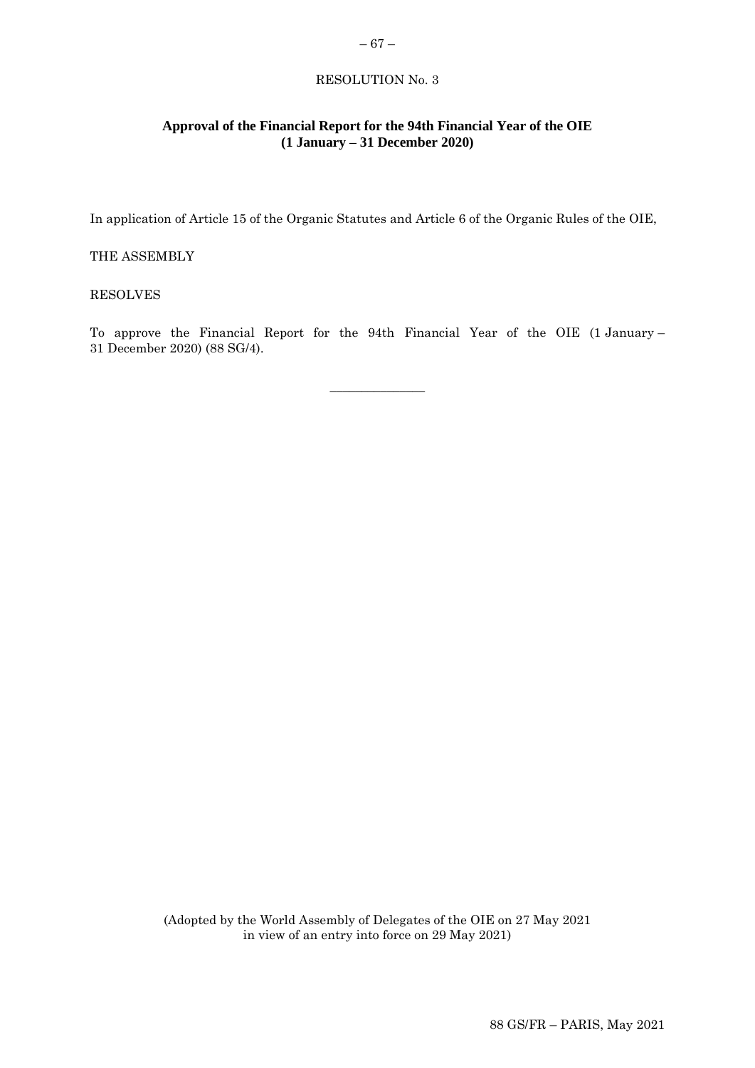RESOLUTION No. 3

## Approval of the Financial Report for the 94th Financial Year of the OIE (1 January – 31 December 2020)

In application of Article 15 of the Organic Statutes and Article 6 of the Organic Rules of the OIE,

THE ASSEMBLY

RESOLVES

To approve the Financial Report for the 94th Financial Year of the OIE (1 January – 31 December 2020) (88 SG/4).

---

(Adopted by the World Assembly of Delegates of the OIE on 27 May 2021 in view of an entry into force on 29 May 2021)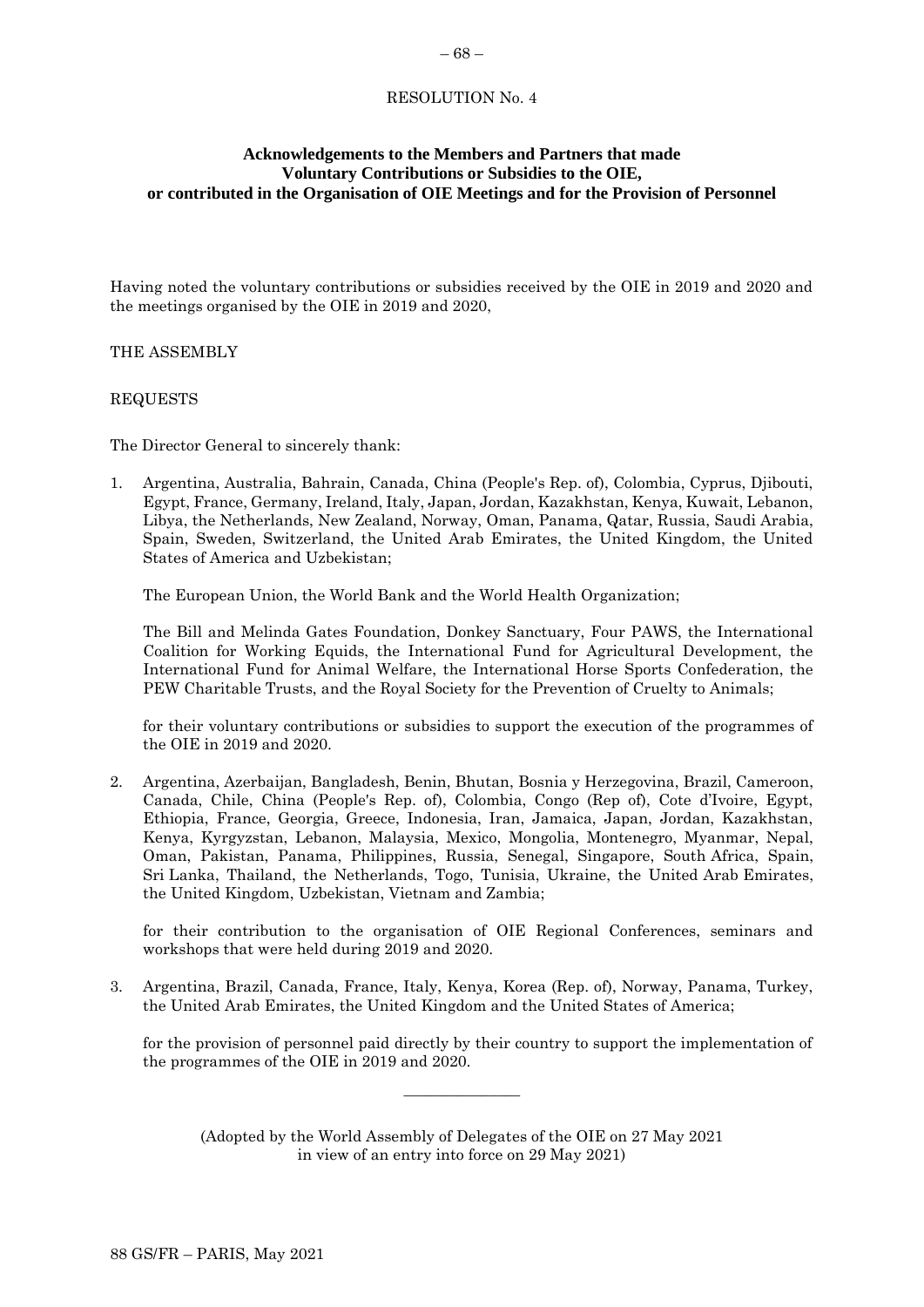RESOLUTION No. 4

**Acknowledgements to the Members and Partners that made Voluntary Contributions or Subsidies to the OIE, or contributed in the Organisation of OIE Meetings and for the Provision of Personnel**

Having noted the voluntary contributions or subsidies received by the OIE in 2019 and 2020 and the meetings organised by the OIE in 2019 and 2020,

THE ASSEMBLY

REQUESTS

The Director General to sincerely thank:

1. Argentina, Australia, Bahrain, Canada, China (People's Rep. of), Colombia, Cyprus, Djibouti, Egypt, France, Germany, Ireland, Italy, Japan, Jordan, Kazakhstan, Kenya, Kuwait, Lebanon, Libya, the Netherlands, New Zealand, Norway, Oman, Panama, Qatar, Russia, Saudi Arabia, Spain, Sweden, Switzerland, the United Arab Emirates, the United Kingdom, the United States of America and Uzbekistan;

   The European Union, the World Bank and the World Health Organization;

   The Bill and Melinda Gates Foundation, Donkey Sanctuary, Four PAWS, the International Coalition for Working Equids, the International Fund for Agricultural Development, the International Fund for Animal Welfare, the International Horse Sports Confederation, the PEW Charitable Trusts, and the Royal Society for the Prevention of Cruelty to Animals;

   for their voluntary contributions or subsidies to support the execution of the programmes of the OIE in 2019 and 2020.

2. Argentina, Azerbaijan, Bangladesh, Benin, Bhutan, Bosnia y Herzegovina, Brazil, Cameroon, Canada, Chile, China (People's Rep. of), Colombia, Congo (Rep of), Cote d'Ivoire, Egypt, Ethiopia, France, Georgia, Greece, Indonesia, Iran, Jamaica, Japan, Jordan, Kazakhstan, Kenya, Kyrgyzstan, Lebanon, Malaysia, Mexico, Mongolia, Montenegro, Myanmar, Nepal, Oman, Pakistan, Panama, Philippines, Russia, Senegal, Singapore, South Africa, Spain, Sri Lanka, Thailand, the Netherlands, Togo, Tunisia, Ukraine, the United Arab Emirates, the United Kingdom, Uzbekistan, Vietnam and Zambia;

   for their contribution to the organisation of OIE Regional Conferences, seminars and workshops that were held during 2019 and 2020.

3. Argentina, Brazil, Canada, France, Italy, Kenya, Korea (Rep. of), Norway, Panama, Turkey, the United Arab Emirates, the United Kingdom and the United States of America;

   for the provision of personnel paid directly by their country to support the implementation of the programmes of the OIE in 2019 and 2020.

---

(Adopted by the World Assembly of Delegates of the OIE on 27 May 2021 in view of an entry into force on 29 May 2021)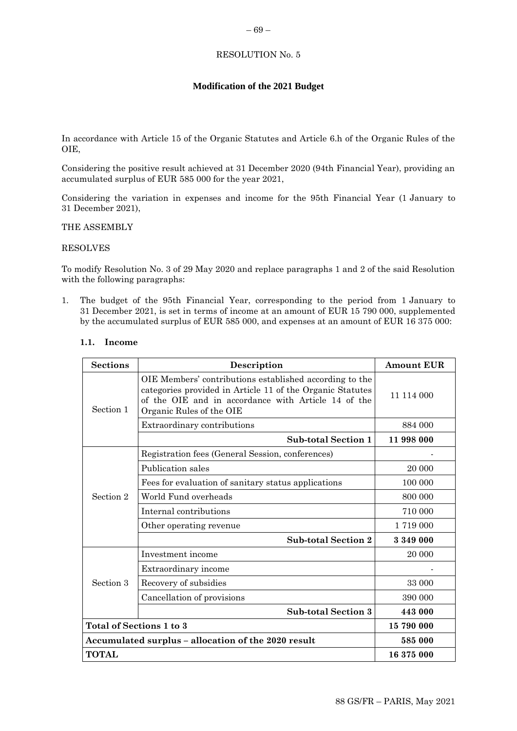RESOLUTION No. 5

**Modification of the 2021 Budget**

In accordance with Article 15 of the Organic Statutes and Article 6.h of the Organic Rules of the OIE,

Considering the positive result achieved at 31 December 2020 (94th Financial Year), providing an accumulated surplus of EUR 585 000 for the year 2021,

Considering the variation in expenses and income for the 95th Financial Year (1 January to 31 December 2021),

THE ASSEMBLY

RESOLVES

To modify Resolution No. 3 of 29 May 2020 and replace paragraphs 1 and 2 of the said Resolution with the following paragraphs:

1. The budget of the 95th Financial Year, corresponding to the period from 1 January to 31 December 2021, is set in terms of income at an amount of EUR 15 790 000, supplemented by the accumulated surplus of EUR 585 000, and expenses at an amount of EUR 16 375 000:

**1.1. Income**

| Sections | Description | Amount EUR |
|---|---|---|
| Section 1 | OIE Members' contributions established according to the categories provided in Article 11 of the Organic Statutes of the OIE and in accordance with Article 14 of the Organic Rules of the OIE | 11 114 000 |
| | Extraordinary contributions | 884 000 |
| | **Sub-total Section 1** | **11 998 000** |
| Section 2 | Registration fees (General Session, conferences) | - |
| | Publication sales | 20 000 |
| | Fees for evaluation of sanitary status applications | 100 000 |
| | World Fund overheads | 800 000 |
| | Internal contributions | 710 000 |
| | Other operating revenue | 1 719 000 |
| | **Sub-total Section 2** | **3 349 000** |
| Section 3 | Investment income | 20 000 |
| | Extraordinary income | - |
| | Recovery of subsidies | 33 000 |
| | Cancellation of provisions | 390 000 |
| | **Sub-total Section 3** | **443 000** |
| **Total of Sections 1 to 3** | | **15 790 000** |
| **Accumulated surplus – allocation of the 2020 result** | | **585 000** |
| **TOTAL** | | **16 375 000** |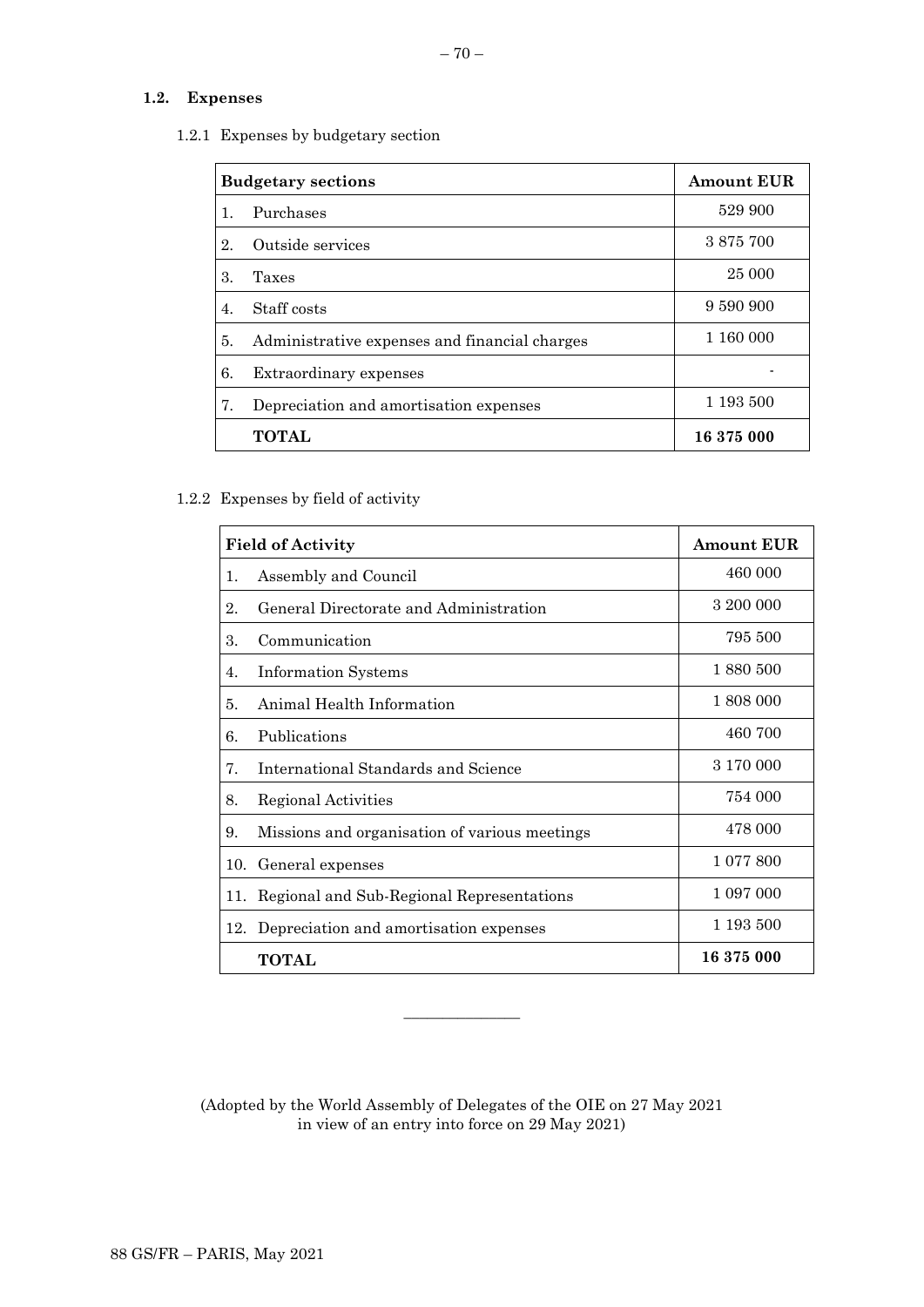### 1.2. Expenses

1.2.1 Expenses by budgetary section

| Budgetary sections | Amount EUR |
|---|---|
| 1. Purchases | 529 900 |
| 2. Outside services | 3 875 700 |
| 3. Taxes | 25 000 |
| 4. Staff costs | 9 590 900 |
| 5. Administrative expenses and financial charges | 1 160 000 |
| 6. Extraordinary expenses | - |
| 7. Depreciation and amortisation expenses | 1 193 500 |
| **TOTAL** | **16 375 000** |

1.2.2 Expenses by field of activity

| Field of Activity | Amount EUR |
|---|---|
| 1. Assembly and Council | 460 000 |
| 2. General Directorate and Administration | 3 200 000 |
| 3. Communication | 795 500 |
| 4. Information Systems | 1 880 500 |
| 5. Animal Health Information | 1 808 000 |
| 6. Publications | 460 700 |
| 7. International Standards and Science | 3 170 000 |
| 8. Regional Activities | 754 000 |
| 9. Missions and organisation of various meetings | 478 000 |
| 10. General expenses | 1 077 800 |
| 11. Regional and Sub-Regional Representations | 1 097 000 |
| 12. Depreciation and amortisation expenses | 1 193 500 |
| **TOTAL** | **16 375 000** |

---

(Adopted by the World Assembly of Delegates of the OIE on 27 May 2021 in view of an entry into force on 29 May 2021)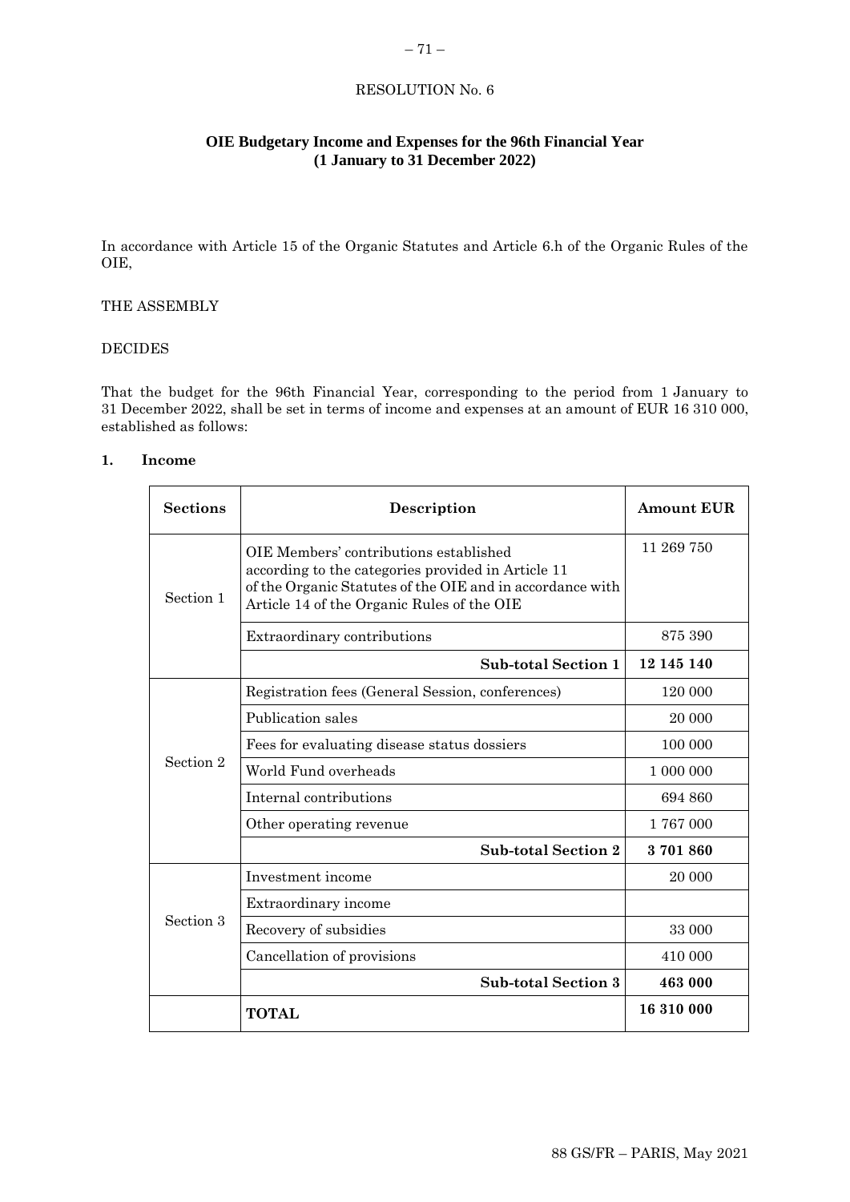RESOLUTION No. 6

## OIE Budgetary Income and Expenses for the 96th Financial Year (1 January to 31 December 2022)

In accordance with Article 15 of the Organic Statutes and Article 6.h of the Organic Rules of the OIE,

THE ASSEMBLY

DECIDES

That the budget for the 96th Financial Year, corresponding to the period from 1 January to 31 December 2022, shall be set in terms of income and expenses at an amount of EUR 16 310 000, established as follows:

**1. Income**

| Sections | Description | Amount EUR |
|---|---|---|
| Section 1 | OIE Members' contributions established according to the categories provided in Article 11 of the Organic Statutes of the OIE and in accordance with Article 14 of the Organic Rules of the OIE | 11 269 750 |
| | Extraordinary contributions | 875 390 |
| | **Sub-total Section 1** | **12 145 140** |
| Section 2 | Registration fees (General Session, conferences) | 120 000 |
| | Publication sales | 20 000 |
| | Fees for evaluating disease status dossiers | 100 000 |
| | World Fund overheads | 1 000 000 |
| | Internal contributions | 694 860 |
| | Other operating revenue | 1 767 000 |
| | **Sub-total Section 2** | **3 701 860** |
| Section 3 | Investment income | 20 000 |
| | Extraordinary income | |
| | Recovery of subsidies | 33 000 |
| | Cancellation of provisions | 410 000 |
| | **Sub-total Section 3** | **463 000** |
| | **TOTAL** | **16 310 000** |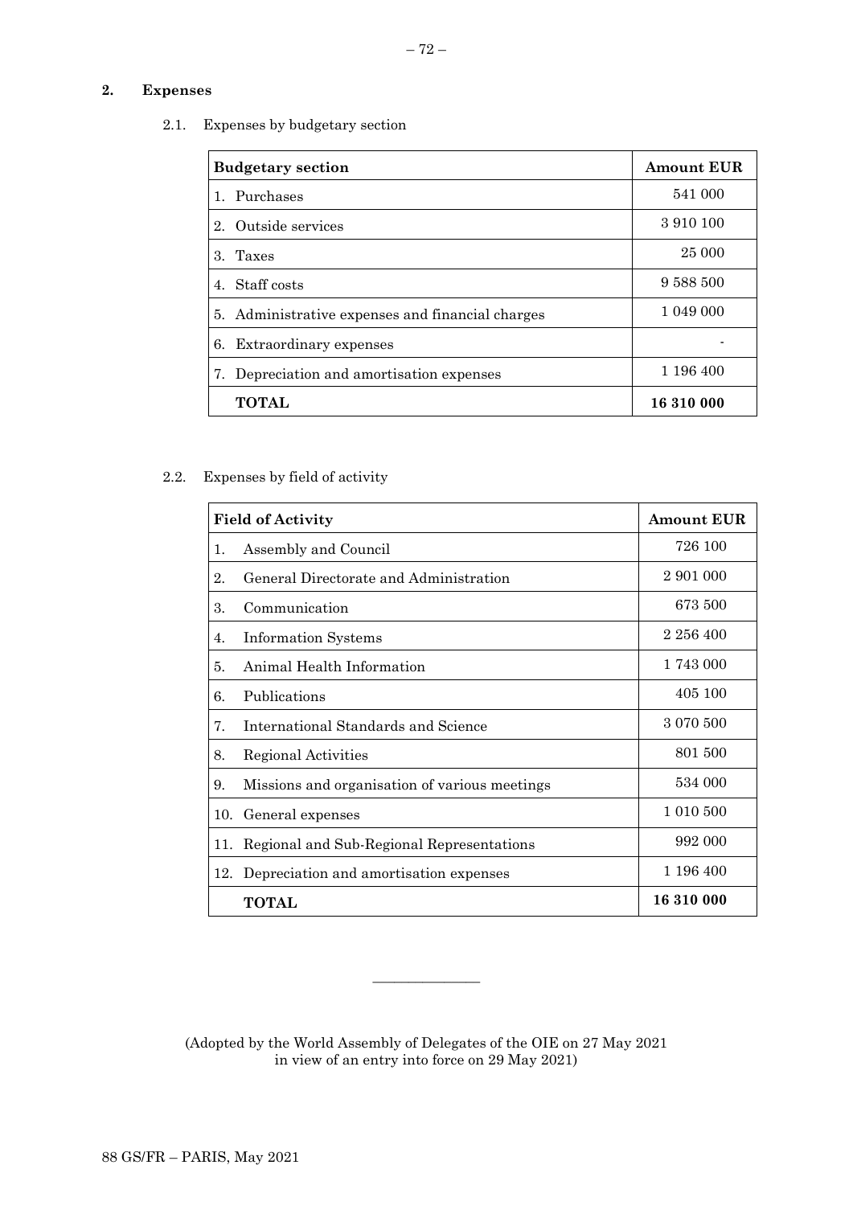## 2. Expenses

2.1. Expenses by budgetary section

| Budgetary section | Amount EUR |
|---|---|
| 1. Purchases | 541 000 |
| 2. Outside services | 3 910 100 |
| 3. Taxes | 25 000 |
| 4. Staff costs | 9 588 500 |
| 5. Administrative expenses and financial charges | 1 049 000 |
| 6. Extraordinary expenses | - |
| 7. Depreciation and amortisation expenses | 1 196 400 |
| **TOTAL** | **16 310 000** |

2.2. Expenses by field of activity

| Field of Activity | Amount EUR |
|---|---|
| 1. Assembly and Council | 726 100 |
| 2. General Directorate and Administration | 2 901 000 |
| 3. Communication | 673 500 |
| 4. Information Systems | 2 256 400 |
| 5. Animal Health Information | 1 743 000 |
| 6. Publications | 405 100 |
| 7. International Standards and Science | 3 070 500 |
| 8. Regional Activities | 801 500 |
| 9. Missions and organisation of various meetings | 534 000 |
| 10. General expenses | 1 010 500 |
| 11. Regional and Sub-Regional Representations | 992 000 |
| 12. Depreciation and amortisation expenses | 1 196 400 |
| **TOTAL** | **16 310 000** |

_______________

(Adopted by the World Assembly of Delegates of the OIE on 27 May 2021
in view of an entry into force on 29 May 2021)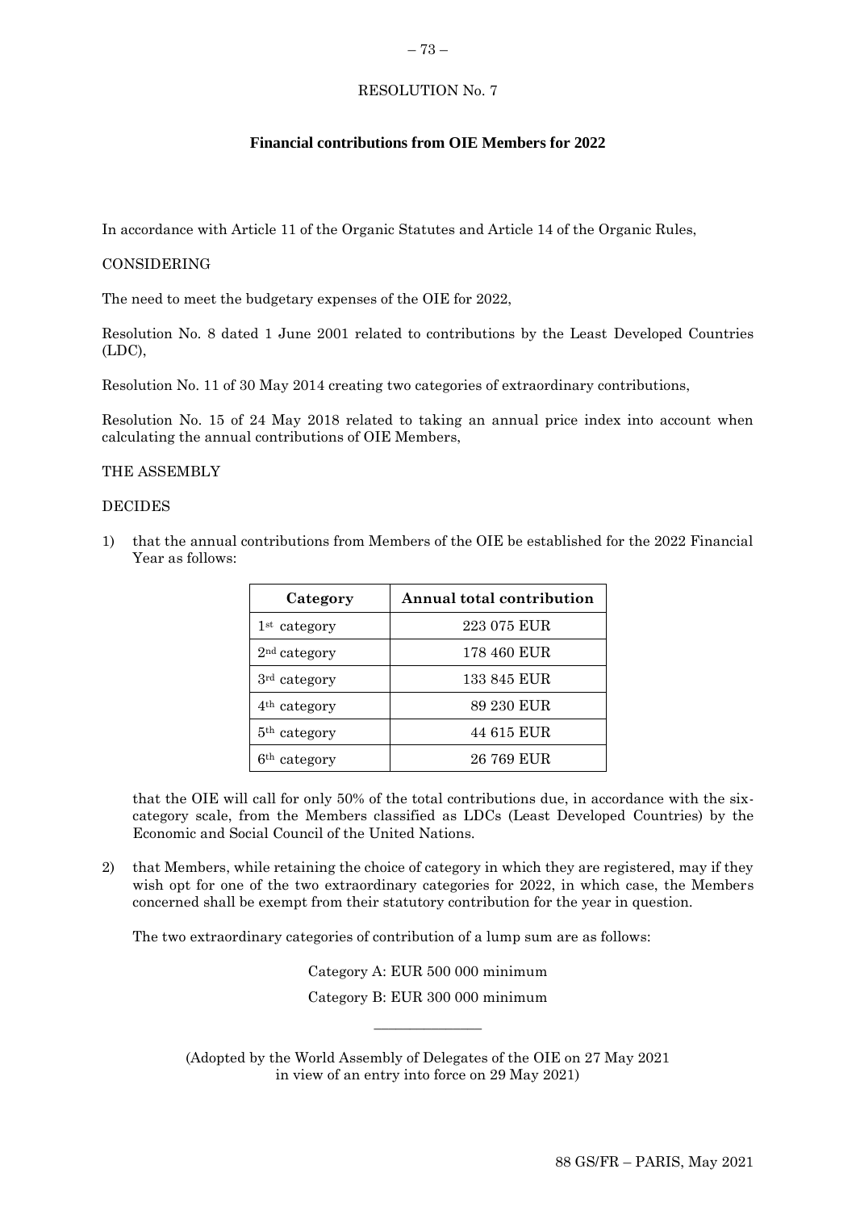RESOLUTION No. 7

**Financial contributions from OIE Members for 2022**

In accordance with Article 11 of the Organic Statutes and Article 14 of the Organic Rules,

CONSIDERING

The need to meet the budgetary expenses of the OIE for 2022,

Resolution No. 8 dated 1 June 2001 related to contributions by the Least Developed Countries (LDC),

Resolution No. 11 of 30 May 2014 creating two categories of extraordinary contributions,

Resolution No. 15 of 24 May 2018 related to taking an annual price index into account when calculating the annual contributions of OIE Members,

THE ASSEMBLY

DECIDES

1) that the annual contributions from Members of the OIE be established for the 2022 Financial Year as follows:

| Category | Annual total contribution |
|---|---|
| 1st category | 223 075 EUR |
| 2nd category | 178 460 EUR |
| 3rd category | 133 845 EUR |
| 4th category | 89 230 EUR |
| 5th category | 44 615 EUR |
| 6th category | 26 769 EUR |

that the OIE will call for only 50% of the total contributions due, in accordance with the six-category scale, from the Members classified as LDCs (Least Developed Countries) by the Economic and Social Council of the United Nations.

2) that Members, while retaining the choice of category in which they are registered, may if they wish opt for one of the two extraordinary categories for 2022, in which case, the Members concerned shall be exempt from their statutory contribution for the year in question.

The two extraordinary categories of contribution of a lump sum are as follows:

Category A: EUR 500 000 minimum

Category B: EUR 300 000 minimum

---

(Adopted by the World Assembly of Delegates of the OIE on 27 May 2021 in view of an entry into force on 29 May 2021)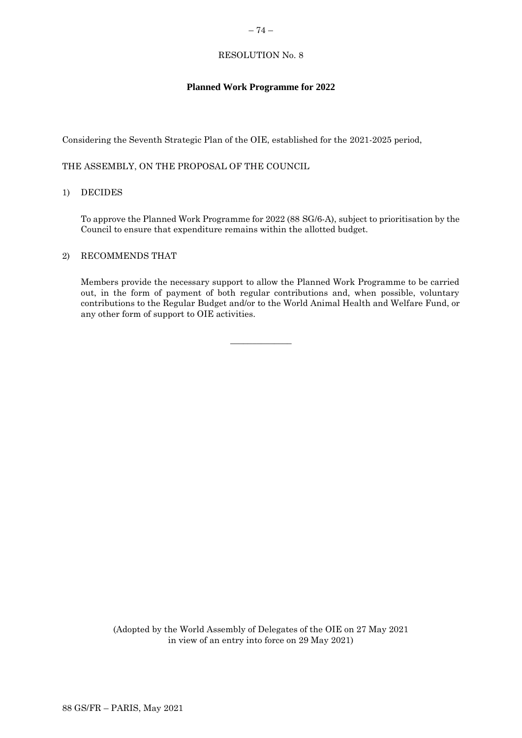RESOLUTION No. 8

**Planned Work Programme for 2022**

Considering the Seventh Strategic Plan of the OIE, established for the 2021-2025 period,

THE ASSEMBLY, ON THE PROPOSAL OF THE COUNCIL

1) DECIDES

   To approve the Planned Work Programme for 2022 (88 SG/6-A), subject to prioritisation by the Council to ensure that expenditure remains within the allotted budget.

2) RECOMMENDS THAT

   Members provide the necessary support to allow the Planned Work Programme to be carried out, in the form of payment of both regular contributions and, when possible, voluntary contributions to the Regular Budget and/or to the World Animal Health and Welfare Fund, or any other form of support to OIE activities.

_______________

(Adopted by the World Assembly of Delegates of the OIE on 27 May 2021 in view of an entry into force on 29 May 2021)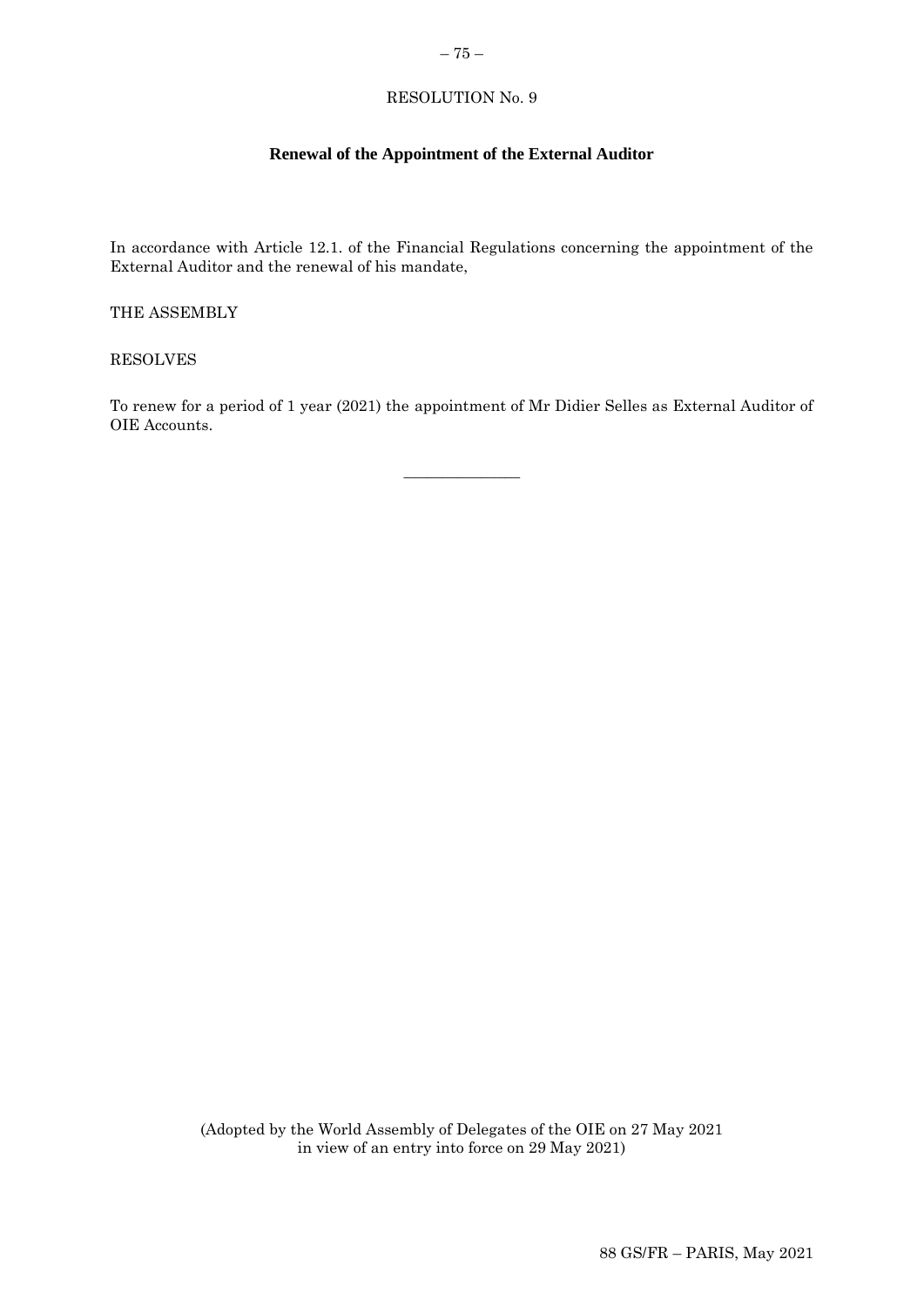RESOLUTION No. 9

## Renewal of the Appointment of the External Auditor

In accordance with Article 12.1. of the Financial Regulations concerning the appointment of the External Auditor and the renewal of his mandate,

THE ASSEMBLY

RESOLVES

To renew for a period of 1 year (2021) the appointment of Mr Didier Selles as External Auditor of OIE Accounts.

---

(Adopted by the World Assembly of Delegates of the OIE on 27 May 2021 in view of an entry into force on 29 May 2021)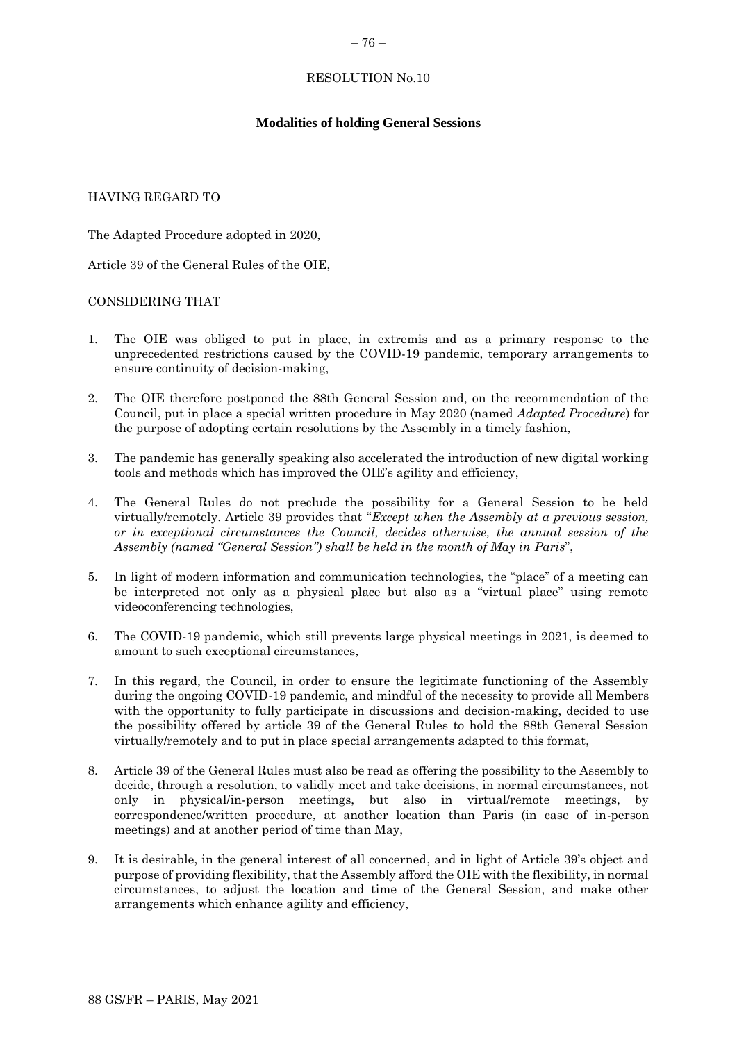RESOLUTION No.10

## Modalities of holding General Sessions

HAVING REGARD TO

The Adapted Procedure adopted in 2020,

Article 39 of the General Rules of the OIE,

CONSIDERING THAT

1. The OIE was obliged to put in place, in extremis and as a primary response to the unprecedented restrictions caused by the COVID-19 pandemic, temporary arrangements to ensure continuity of decision-making,

2. The OIE therefore postponed the 88th General Session and, on the recommendation of the Council, put in place a special written procedure in May 2020 (named *Adapted Procedure*) for the purpose of adopting certain resolutions by the Assembly in a timely fashion,

3. The pandemic has generally speaking also accelerated the introduction of new digital working tools and methods which has improved the OIE's agility and efficiency,

4. The General Rules do not preclude the possibility for a General Session to be held virtually/remotely. Article 39 provides that "*Except when the Assembly at a previous session, or in exceptional circumstances the Council, decides otherwise, the annual session of the Assembly (named "General Session") shall be held in the month of May in Paris*",

5. In light of modern information and communication technologies, the "place" of a meeting can be interpreted not only as a physical place but also as a "virtual place" using remote videoconferencing technologies,

6. The COVID-19 pandemic, which still prevents large physical meetings in 2021, is deemed to amount to such exceptional circumstances,

7. In this regard, the Council, in order to ensure the legitimate functioning of the Assembly during the ongoing COVID-19 pandemic, and mindful of the necessity to provide all Members with the opportunity to fully participate in discussions and decision-making, decided to use the possibility offered by article 39 of the General Rules to hold the 88th General Session virtually/remotely and to put in place special arrangements adapted to this format,

8. Article 39 of the General Rules must also be read as offering the possibility to the Assembly to decide, through a resolution, to validly meet and take decisions, in normal circumstances, not only in physical/in-person meetings, but also in virtual/remote meetings, by correspondence/written procedure, at another location than Paris (in case of in-person meetings) and at another period of time than May,

9. It is desirable, in the general interest of all concerned, and in light of Article 39's object and purpose of providing flexibility, that the Assembly afford the OIE with the flexibility, in normal circumstances, to adjust the location and time of the General Session, and make other arrangements which enhance agility and efficiency,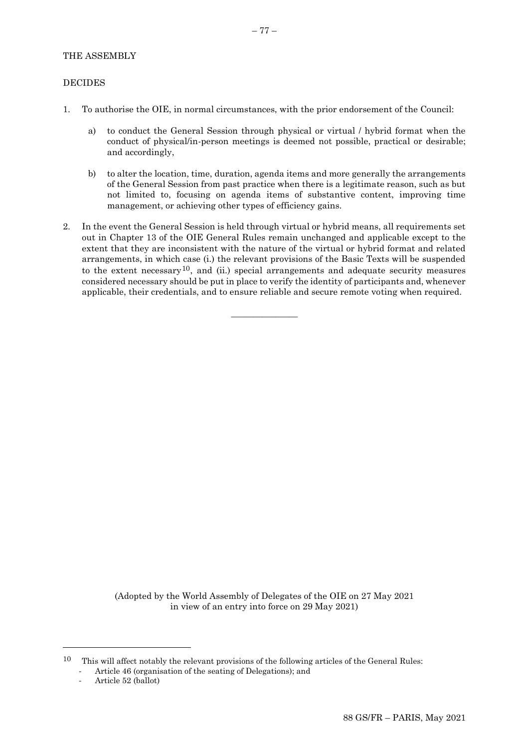THE ASSEMBLY

DECIDES

1. To authorise the OIE, in normal circumstances, with the prior endorsement of the Council:

   a) to conduct the General Session through physical or virtual / hybrid format when the conduct of physical/in-person meetings is deemed not possible, practical or desirable; and accordingly,

   b) to alter the location, time, duration, agenda items and more generally the arrangements of the General Session from past practice when there is a legitimate reason, such as but not limited to, focusing on agenda items of substantive content, improving time management, or achieving other types of efficiency gains.

2. In the event the General Session is held through virtual or hybrid means, all requirements set out in Chapter 13 of the OIE General Rules remain unchanged and applicable except to the extent that they are inconsistent with the nature of the virtual or hybrid format and related arrangements, in which case (i.) the relevant provisions of the Basic Texts will be suspended to the extent necessary[10], and (ii.) special arrangements and adequate security measures considered necessary should be put in place to verify the identity of participants and, whenever applicable, their credentials, and to ensure reliable and secure remote voting when required.

---

(Adopted by the World Assembly of Delegates of the OIE on 27 May 2021 in view of an entry into force on 29 May 2021)

---

[10] This will affect notably the relevant provisions of the following articles of the General Rules:
- Article 46 (organisation of the seating of Delegations); and
- Article 52 (ballot)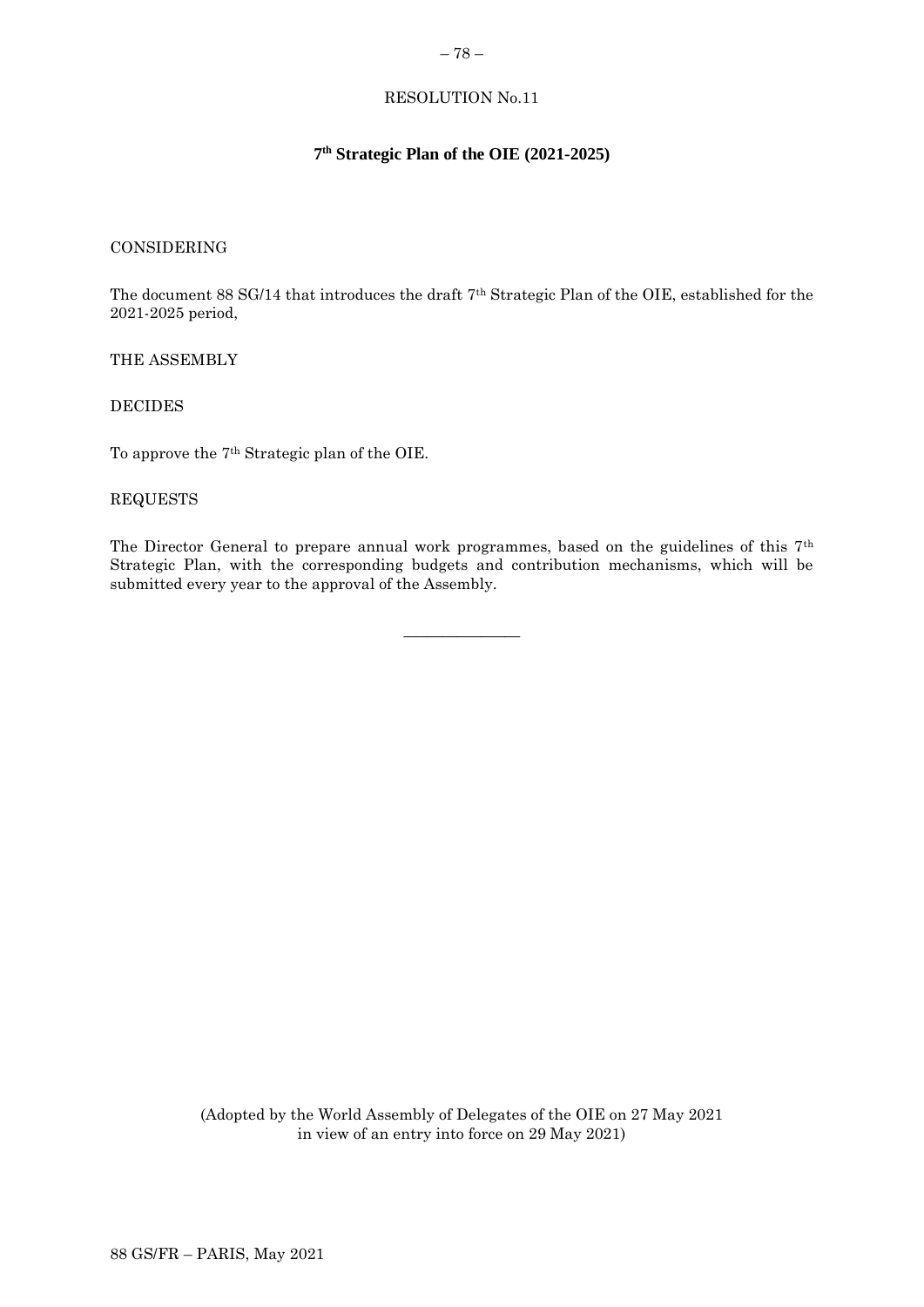RESOLUTION No.11

## 7th Strategic Plan of the OIE (2021-2025)

CONSIDERING

The document 88 SG/14 that introduces the draft 7th Strategic Plan of the OIE, established for the 2021-2025 period,

THE ASSEMBLY

DECIDES

To approve the 7th Strategic plan of the OIE.

REQUESTS

The Director General to prepare annual work programmes, based on the guidelines of this 7th Strategic Plan, with the corresponding budgets and contribution mechanisms, which will be submitted every year to the approval of the Assembly.

---

(Adopted by the World Assembly of Delegates of the OIE on 27 May 2021
in view of an entry into force on 29 May 2021)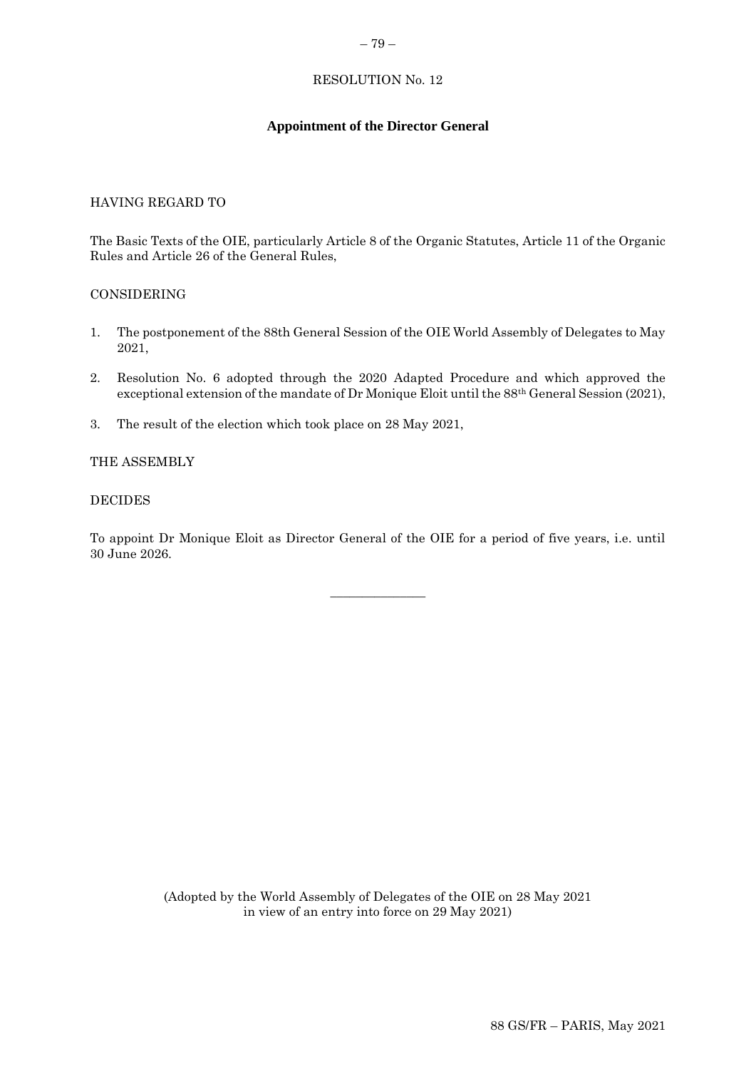RESOLUTION No. 12

**Appointment of the Director General**

HAVING REGARD TO

The Basic Texts of the OIE, particularly Article 8 of the Organic Statutes, Article 11 of the Organic Rules and Article 26 of the General Rules,

CONSIDERING

1. The postponement of the 88th General Session of the OIE World Assembly of Delegates to May 2021,

2. Resolution No. 6 adopted through the 2020 Adapted Procedure and which approved the exceptional extension of the mandate of Dr Monique Eloit until the 88th General Session (2021),

3. The result of the election which took place on 28 May 2021,

THE ASSEMBLY

DECIDES

To appoint Dr Monique Eloit as Director General of the OIE for a period of five years, i.e. until 30 June 2026.

---

(Adopted by the World Assembly of Delegates of the OIE on 28 May 2021 in view of an entry into force on 29 May 2021)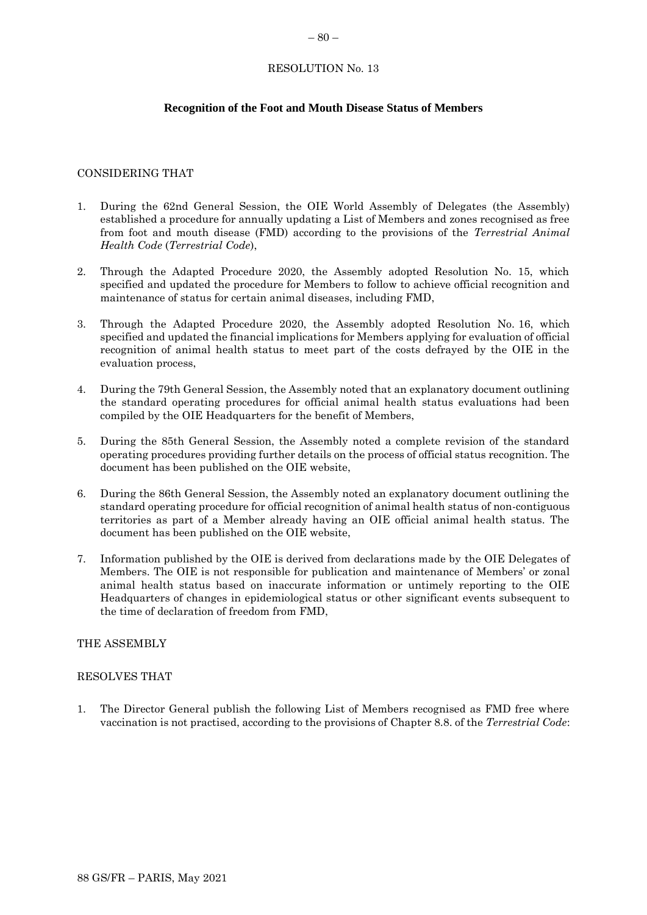RESOLUTION No. 13

**Recognition of the Foot and Mouth Disease Status of Members**

CONSIDERING THAT

1. During the 62nd General Session, the OIE World Assembly of Delegates (the Assembly) established a procedure for annually updating a List of Members and zones recognised as free from foot and mouth disease (FMD) according to the provisions of the *Terrestrial Animal Health Code* (*Terrestrial Code*),

2. Through the Adapted Procedure 2020, the Assembly adopted Resolution No. 15, which specified and updated the procedure for Members to follow to achieve official recognition and maintenance of status for certain animal diseases, including FMD,

3. Through the Adapted Procedure 2020, the Assembly adopted Resolution No. 16, which specified and updated the financial implications for Members applying for evaluation of official recognition of animal health status to meet part of the costs defrayed by the OIE in the evaluation process,

4. During the 79th General Session, the Assembly noted that an explanatory document outlining the standard operating procedures for official animal health status evaluations had been compiled by the OIE Headquarters for the benefit of Members,

5. During the 85th General Session, the Assembly noted a complete revision of the standard operating procedures providing further details on the process of official status recognition. The document has been published on the OIE website,

6. During the 86th General Session, the Assembly noted an explanatory document outlining the standard operating procedure for official recognition of animal health status of non-contiguous territories as part of a Member already having an OIE official animal health status. The document has been published on the OIE website,

7. Information published by the OIE is derived from declarations made by the OIE Delegates of Members. The OIE is not responsible for publication and maintenance of Members' or zonal animal health status based on inaccurate information or untimely reporting to the OIE Headquarters of changes in epidemiological status or other significant events subsequent to the time of declaration of freedom from FMD,

THE ASSEMBLY

RESOLVES THAT

1. The Director General publish the following List of Members recognised as FMD free where vaccination is not practised, according to the provisions of Chapter 8.8. of the *Terrestrial Code*: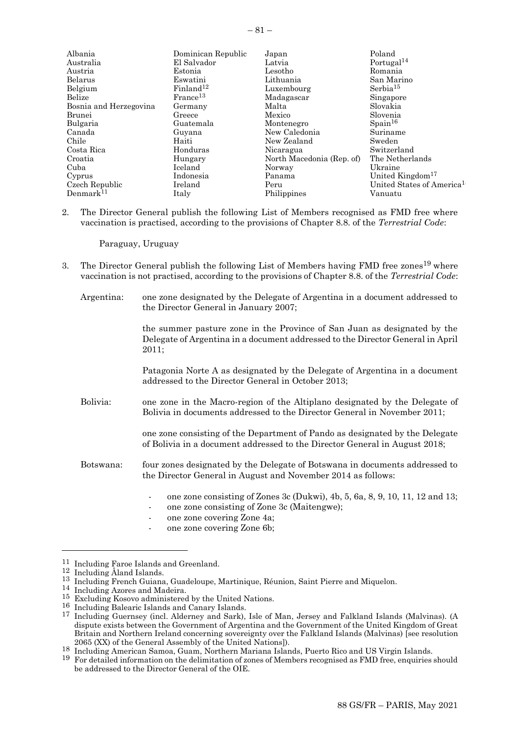Albania
Australia
Austria
Belarus
Belgium
Belize
Bosnia and Herzegovina
Brunei
Bulgaria
Canada
Chile
Costa Rica
Croatia
Cuba
Cyprus
Czech Republic
Denmark[11]
Dominican Republic
El Salvador
Estonia
Eswatini
Finland[12]
France[13]
Germany
Greece
Guatemala
Guyana
Haiti
Honduras
Hungary
Iceland
Indonesia
Ireland
Italy
Japan
Latvia
Lesotho
Lithuania
Luxembourg
Madagascar
Malta
Mexico
Montenegro
New Caledonia
New Zealand
Nicaragua
North Macedonia (Rep. of)
Norway
Panama
Peru
Philippines
Poland
Portugal[14]
Romania
San Marino
Serbia[15]
Singapore
Slovakia
Slovenia
Spain[16]
Suriname
Sweden
Switzerland
The Netherlands
Ukraine
United Kingdom[17]
United States of America[18]
Vanuatu

2. The Director General publish the following List of Members recognised as FMD free where vaccination is practised, according to the provisions of Chapter 8.8. of the *Terrestrial Code*:

   Paraguay, Uruguay

3. The Director General publish the following List of Members having FMD free zones[19] where vaccination is not practised, according to the provisions of Chapter 8.8. of the *Terrestrial Code*:

Argentina: one zone designated by the Delegate of Argentina in a document addressed to the Director General in January 2007;

the summer pasture zone in the Province of San Juan as designated by the Delegate of Argentina in a document addressed to the Director General in April 2011;

Patagonia Norte A as designated by the Delegate of Argentina in a document addressed to the Director General in October 2013;

Bolivia: one zone in the Macro-region of the Altiplano designated by the Delegate of Bolivia in documents addressed to the Director General in November 2011;

one zone consisting of the Department of Pando as designated by the Delegate of Bolivia in a document addressed to the Director General in August 2018;

Botswana: four zones designated by the Delegate of Botswana in documents addressed to the Director General in August and November 2014 as follows:

- one zone consisting of Zones 3c (Dukwi), 4b, 5, 6a, 8, 9, 10, 11, 12 and 13;
- one zone consisting of Zone 3c (Maitengwe);
- one zone covering Zone 4a;
- one zone covering Zone 6b;

---

[11] Including Faroe Islands and Greenland.
[12] Including Åland Islands.
[13] Including French Guiana, Guadeloupe, Martinique, Réunion, Saint Pierre and Miquelon.
[14] Including Azores and Madeira.
[15] Excluding Kosovo administered by the United Nations.
[16] Including Balearic Islands and Canary Islands.
[17] Including Guernsey (incl. Alderney and Sark), Isle of Man, Jersey and Falkland Islands (Malvinas). (A dispute exists between the Government of Argentina and the Government of the United Kingdom of Great Britain and Northern Ireland concerning sovereignty over the Falkland Islands (Malvinas) [see resolution 2065 (XX) of the General Assembly of the United Nations]).
[18] Including American Samoa, Guam, Northern Mariana Islands, Puerto Rico and US Virgin Islands.
[19] For detailed information on the delimitation of zones of Members recognised as FMD free, enquiries should be addressed to the Director General of the OIE.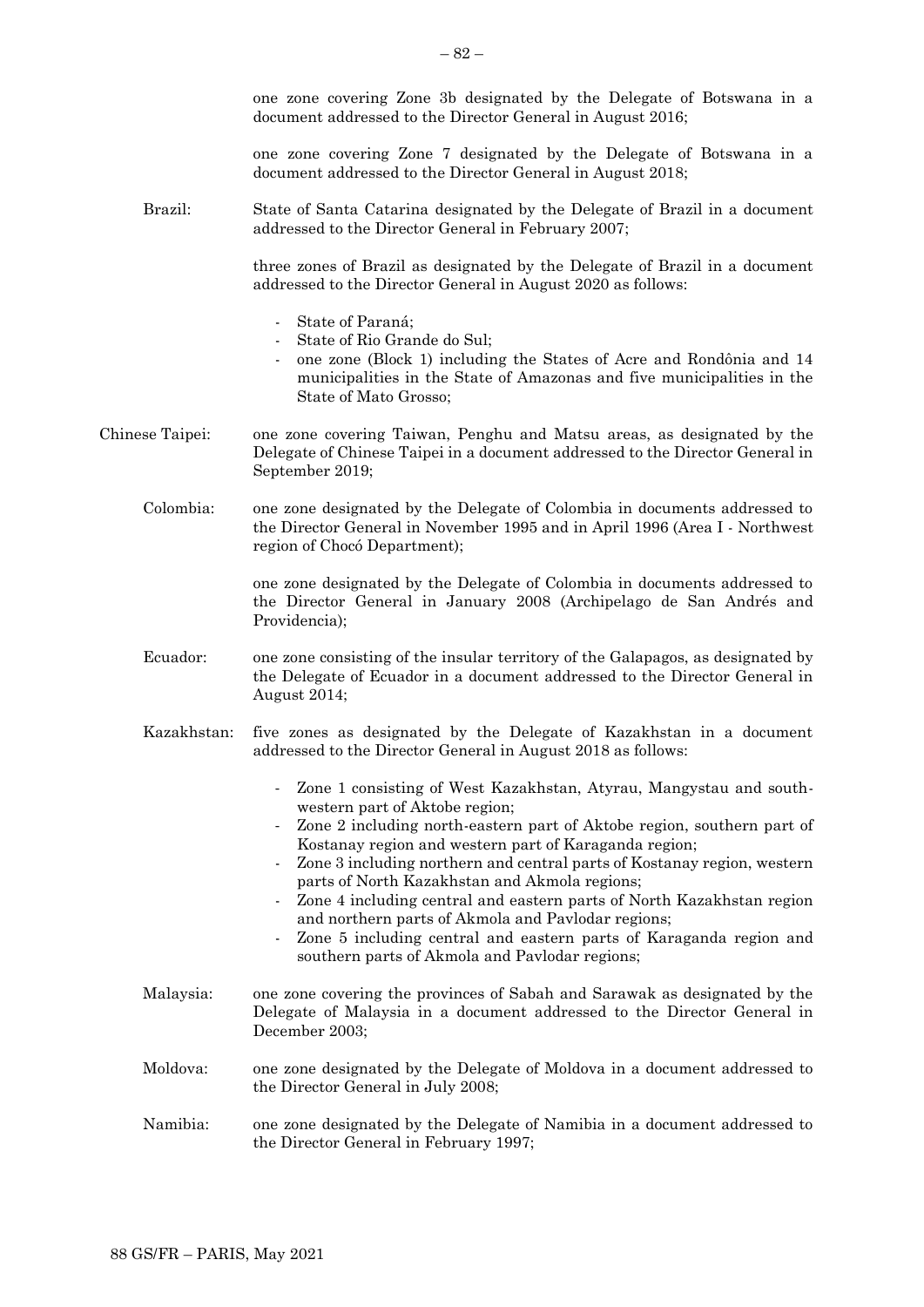one zone covering Zone 3b designated by the Delegate of Botswana in a document addressed to the Director General in August 2016;

one zone covering Zone 7 designated by the Delegate of Botswana in a document addressed to the Director General in August 2018;

Brazil: State of Santa Catarina designated by the Delegate of Brazil in a document addressed to the Director General in February 2007;

three zones of Brazil as designated by the Delegate of Brazil in a document addressed to the Director General in August 2020 as follows:

- State of Paraná;
- State of Rio Grande do Sul;
- one zone (Block 1) including the States of Acre and Rondônia and 14 municipalities in the State of Amazonas and five municipalities in the State of Mato Grosso;

Chinese Taipei: one zone covering Taiwan, Penghu and Matsu areas, as designated by the Delegate of Chinese Taipei in a document addressed to the Director General in September 2019;

Colombia: one zone designated by the Delegate of Colombia in documents addressed to the Director General in November 1995 and in April 1996 (Area I - Northwest region of Chocó Department);

one zone designated by the Delegate of Colombia in documents addressed to the Director General in January 2008 (Archipelago de San Andrés and Providencia);

Ecuador: one zone consisting of the insular territory of the Galapagos, as designated by the Delegate of Ecuador in a document addressed to the Director General in August 2014;

Kazakhstan: five zones as designated by the Delegate of Kazakhstan in a document addressed to the Director General in August 2018 as follows:

- Zone 1 consisting of West Kazakhstan, Atyrau, Mangystau and south-western part of Aktobe region;
- Zone 2 including north-eastern part of Aktobe region, southern part of Kostanay region and western part of Karaganda region;
- Zone 3 including northern and central parts of Kostanay region, western parts of North Kazakhstan and Akmola regions;
- Zone 4 including central and eastern parts of North Kazakhstan region and northern parts of Akmola and Pavlodar regions;
- Zone 5 including central and eastern parts of Karaganda region and southern parts of Akmola and Pavlodar regions;

Malaysia: one zone covering the provinces of Sabah and Sarawak as designated by the Delegate of Malaysia in a document addressed to the Director General in December 2003;

Moldova: one zone designated by the Delegate of Moldova in a document addressed to the Director General in July 2008;

Namibia: one zone designated by the Delegate of Namibia in a document addressed to the Director General in February 1997;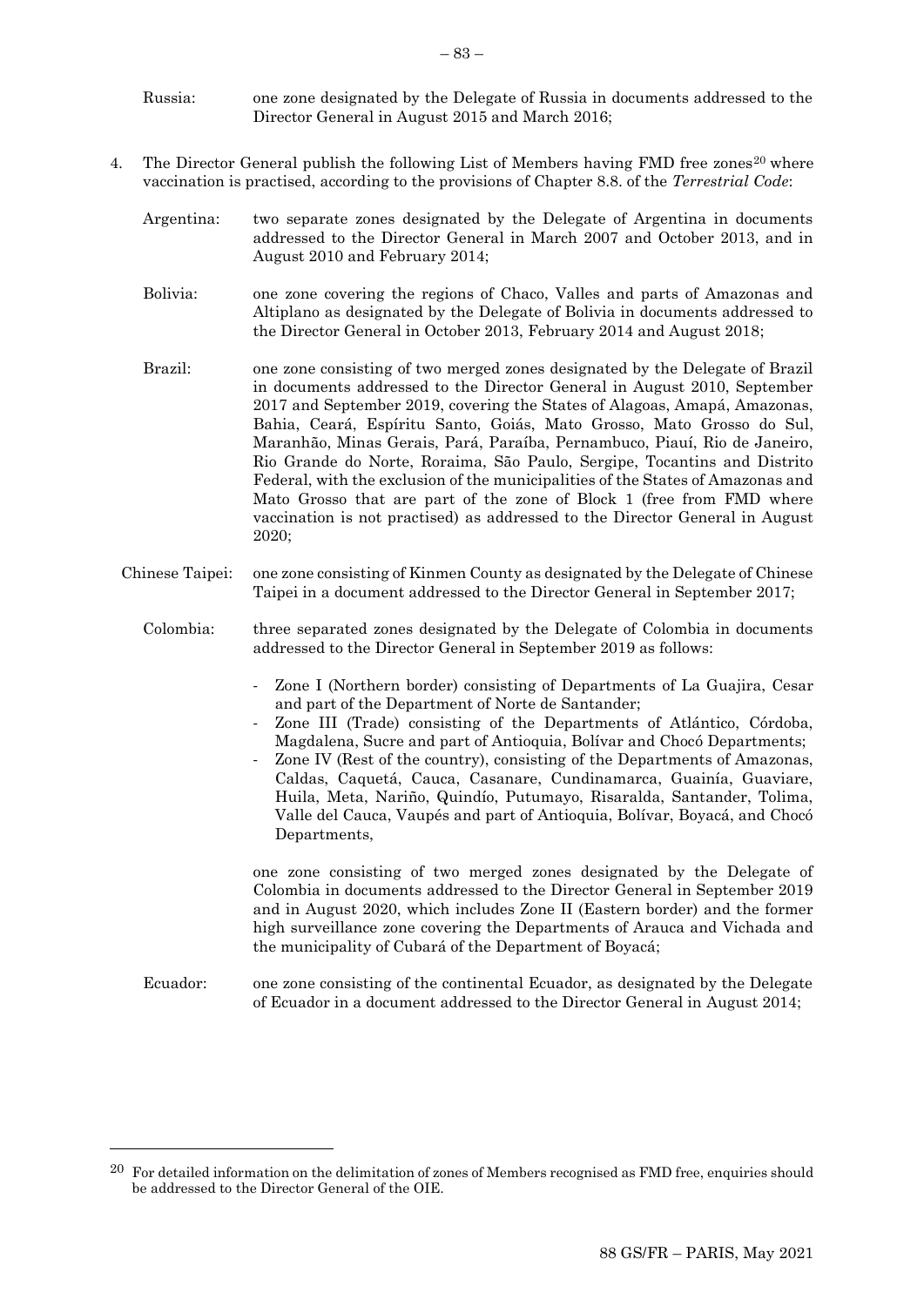Russia: one zone designated by the Delegate of Russia in documents addressed to the Director General in August 2015 and March 2016;

4. The Director General publish the following List of Members having FMD free zones[20] where vaccination is practised, according to the provisions of Chapter 8.8. of the *Terrestrial Code*:

Argentina: two separate zones designated by the Delegate of Argentina in documents addressed to the Director General in March 2007 and October 2013, and in August 2010 and February 2014;

Bolivia: one zone covering the regions of Chaco, Valles and parts of Amazonas and Altiplano as designated by the Delegate of Bolivia in documents addressed to the Director General in October 2013, February 2014 and August 2018;

Brazil: one zone consisting of two merged zones designated by the Delegate of Brazil in documents addressed to the Director General in August 2010, September 2017 and September 2019, covering the States of Alagoas, Amapá, Amazonas, Bahia, Ceará, Espíritu Santo, Goiás, Mato Grosso, Mato Grosso do Sul, Maranhão, Minas Gerais, Pará, Paraíba, Pernambuco, Piauí, Rio de Janeiro, Rio Grande do Norte, Roraima, São Paulo, Sergipe, Tocantins and Distrito Federal, with the exclusion of the municipalities of the States of Amazonas and Mato Grosso that are part of the zone of Block 1 (free from FMD where vaccination is not practised) as addressed to the Director General in August 2020;

Chinese Taipei: one zone consisting of Kinmen County as designated by the Delegate of Chinese Taipei in a document addressed to the Director General in September 2017;

Colombia: three separated zones designated by the Delegate of Colombia in documents addressed to the Director General in September 2019 as follows:

- Zone I (Northern border) consisting of Departments of La Guajira, Cesar and part of the Department of Norte de Santander;
- Zone III (Trade) consisting of the Departments of Atlántico, Córdoba, Magdalena, Sucre and part of Antioquia, Bolívar and Chocó Departments;
- Zone IV (Rest of the country), consisting of the Departments of Amazonas, Caldas, Caquetá, Cauca, Casanare, Cundinamarca, Guainía, Guaviare, Huila, Meta, Nariño, Quindío, Putumayo, Risaralda, Santander, Tolima, Valle del Cauca, Vaupés and part of Antioquia, Bolívar, Boyacá, and Chocó Departments,

one zone consisting of two merged zones designated by the Delegate of Colombia in documents addressed to the Director General in September 2019 and in August 2020, which includes Zone II (Eastern border) and the former high surveillance zone covering the Departments of Arauca and Vichada and the municipality of Cubará of the Department of Boyacá;

Ecuador: one zone consisting of the continental Ecuador, as designated by the Delegate of Ecuador in a document addressed to the Director General in August 2014;

[20] For detailed information on the delimitation of zones of Members recognised as FMD free, enquiries should be addressed to the Director General of the OIE.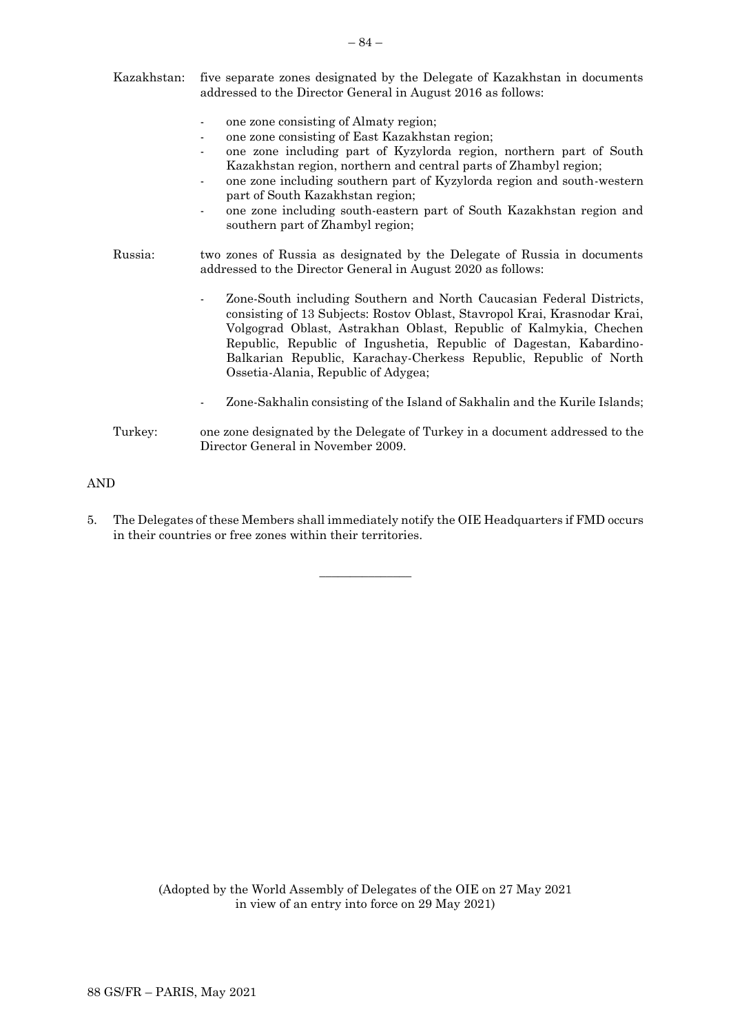Kazakhstan: five separate zones designated by the Delegate of Kazakhstan in documents addressed to the Director General in August 2016 as follows:

- one zone consisting of Almaty region;
- one zone consisting of East Kazakhstan region;
- one zone including part of Kyzylorda region, northern part of South Kazakhstan region, northern and central parts of Zhambyl region;
- one zone including southern part of Kyzylorda region and south-western part of South Kazakhstan region;
- one zone including south-eastern part of South Kazakhstan region and southern part of Zhambyl region;

Russia: two zones of Russia as designated by the Delegate of Russia in documents addressed to the Director General in August 2020 as follows:

- Zone-South including Southern and North Caucasian Federal Districts, consisting of 13 Subjects: Rostov Oblast, Stavropol Krai, Krasnodar Krai, Volgograd Oblast, Astrakhan Oblast, Republic of Kalmykia, Chechen Republic, Republic of Ingushetia, Republic of Dagestan, Kabardino-Balkarian Republic, Karachay-Cherkess Republic, Republic of North Ossetia-Alania, Republic of Adygea;
- Zone-Sakhalin consisting of the Island of Sakhalin and the Kurile Islands;

Turkey: one zone designated by the Delegate of Turkey in a document addressed to the Director General in November 2009.

AND

5. The Delegates of these Members shall immediately notify the OIE Headquarters if FMD occurs in their countries or free zones within their territories.

---

(Adopted by the World Assembly of Delegates of the OIE on 27 May 2021 in view of an entry into force on 29 May 2021)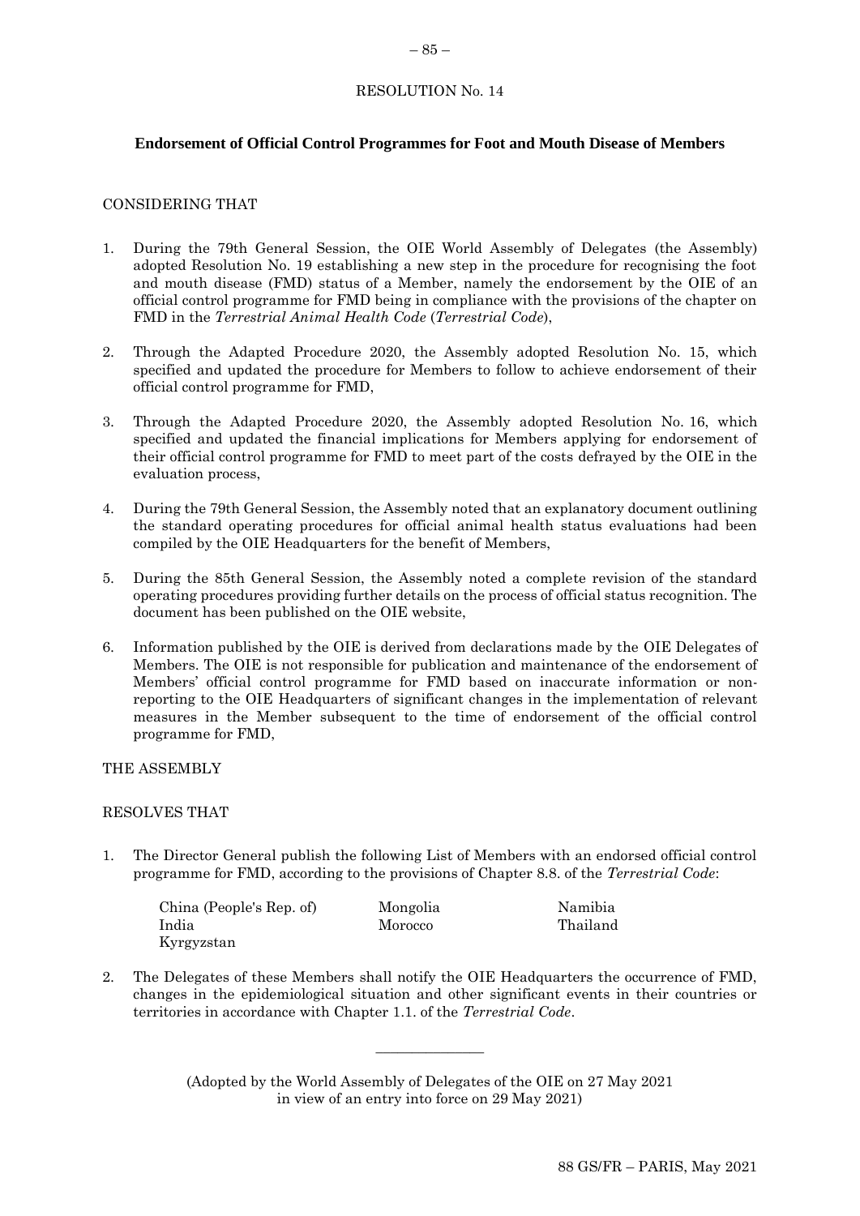RESOLUTION No. 14

## Endorsement of Official Control Programmes for Foot and Mouth Disease of Members

CONSIDERING THAT

1. During the 79th General Session, the OIE World Assembly of Delegates (the Assembly) adopted Resolution No. 19 establishing a new step in the procedure for recognising the foot and mouth disease (FMD) status of a Member, namely the endorsement by the OIE of an official control programme for FMD being in compliance with the provisions of the chapter on FMD in the *Terrestrial Animal Health Code* (*Terrestrial Code*),

2. Through the Adapted Procedure 2020, the Assembly adopted Resolution No. 15, which specified and updated the procedure for Members to follow to achieve endorsement of their official control programme for FMD,

3. Through the Adapted Procedure 2020, the Assembly adopted Resolution No. 16, which specified and updated the financial implications for Members applying for endorsement of their official control programme for FMD to meet part of the costs defrayed by the OIE in the evaluation process,

4. During the 79th General Session, the Assembly noted that an explanatory document outlining the standard operating procedures for official animal health status evaluations had been compiled by the OIE Headquarters for the benefit of Members,

5. During the 85th General Session, the Assembly noted a complete revision of the standard operating procedures providing further details on the process of official status recognition. The document has been published on the OIE website,

6. Information published by the OIE is derived from declarations made by the OIE Delegates of Members. The OIE is not responsible for publication and maintenance of the endorsement of Members' official control programme for FMD based on inaccurate information or non-reporting to the OIE Headquarters of significant changes in the implementation of relevant measures in the Member subsequent to the time of endorsement of the official control programme for FMD,

THE ASSEMBLY

RESOLVES THAT

1. The Director General publish the following List of Members with an endorsed official control programme for FMD, according to the provisions of Chapter 8.8. of the *Terrestrial Code*:

   China (People's Rep. of)
   India
   Kyrgyzstan
   Mongolia
   Morocco
   Namibia
   Thailand

2. The Delegates of these Members shall notify the OIE Headquarters the occurrence of FMD, changes in the epidemiological situation and other significant events in their countries or territories in accordance with Chapter 1.1. of the *Terrestrial Code*.

---

(Adopted by the World Assembly of Delegates of the OIE on 27 May 2021 in view of an entry into force on 29 May 2021)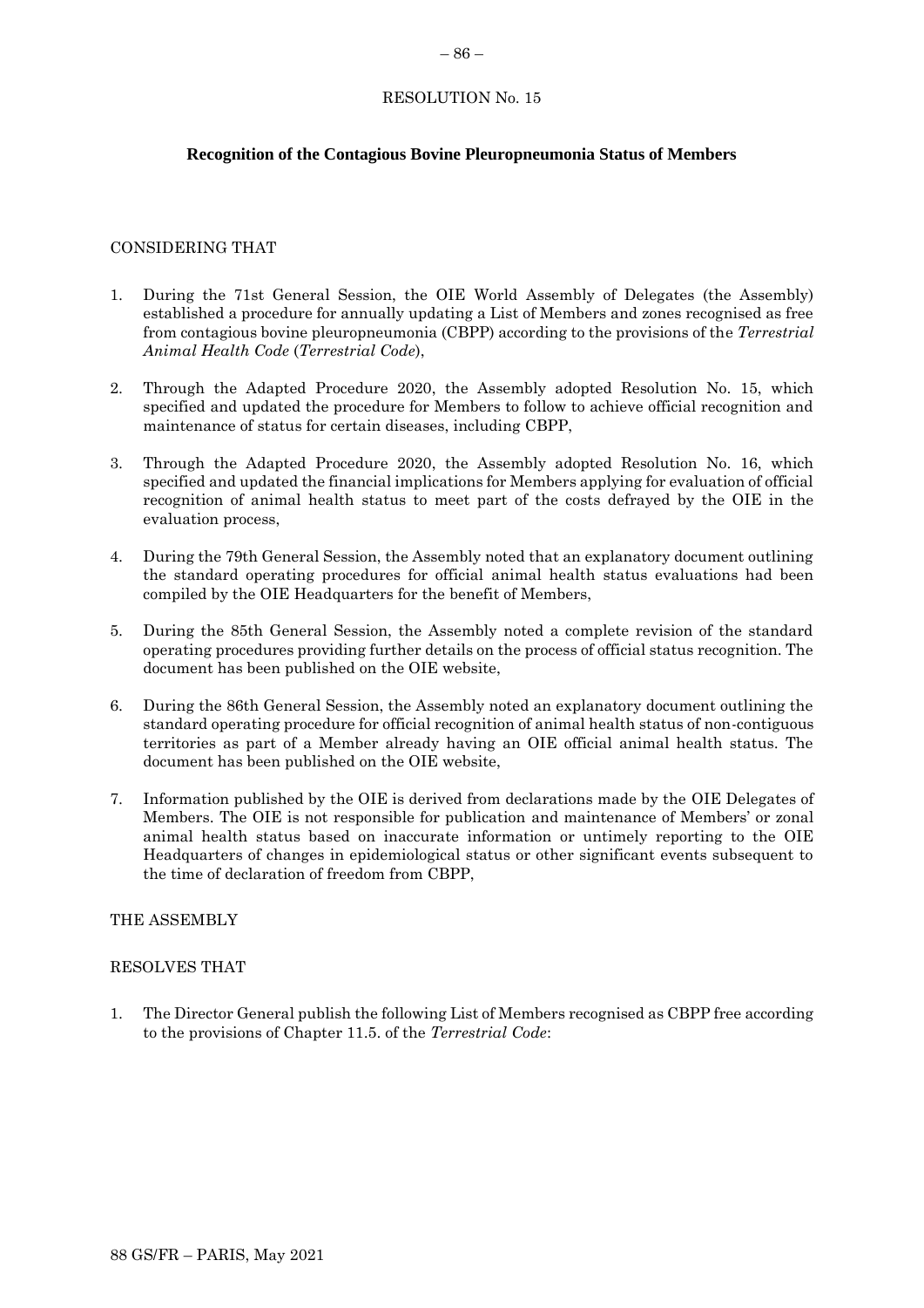RESOLUTION No. 15

## Recognition of the Contagious Bovine Pleuropneumonia Status of Members

CONSIDERING THAT

1. During the 71st General Session, the OIE World Assembly of Delegates (the Assembly) established a procedure for annually updating a List of Members and zones recognised as free from contagious bovine pleuropneumonia (CBPP) according to the provisions of the *Terrestrial Animal Health Code* (*Terrestrial Code*),

2. Through the Adapted Procedure 2020, the Assembly adopted Resolution No. 15, which specified and updated the procedure for Members to follow to achieve official recognition and maintenance of status for certain diseases, including CBPP,

3. Through the Adapted Procedure 2020, the Assembly adopted Resolution No. 16, which specified and updated the financial implications for Members applying for evaluation of official recognition of animal health status to meet part of the costs defrayed by the OIE in the evaluation process,

4. During the 79th General Session, the Assembly noted that an explanatory document outlining the standard operating procedures for official animal health status evaluations had been compiled by the OIE Headquarters for the benefit of Members,

5. During the 85th General Session, the Assembly noted a complete revision of the standard operating procedures providing further details on the process of official status recognition. The document has been published on the OIE website,

6. During the 86th General Session, the Assembly noted an explanatory document outlining the standard operating procedure for official recognition of animal health status of non-contiguous territories as part of a Member already having an OIE official animal health status. The document has been published on the OIE website,

7. Information published by the OIE is derived from declarations made by the OIE Delegates of Members. The OIE is not responsible for publication and maintenance of Members' or zonal animal health status based on inaccurate information or untimely reporting to the OIE Headquarters of changes in epidemiological status or other significant events subsequent to the time of declaration of freedom from CBPP,

THE ASSEMBLY

RESOLVES THAT

1. The Director General publish the following List of Members recognised as CBPP free according to the provisions of Chapter 11.5. of the *Terrestrial Code*: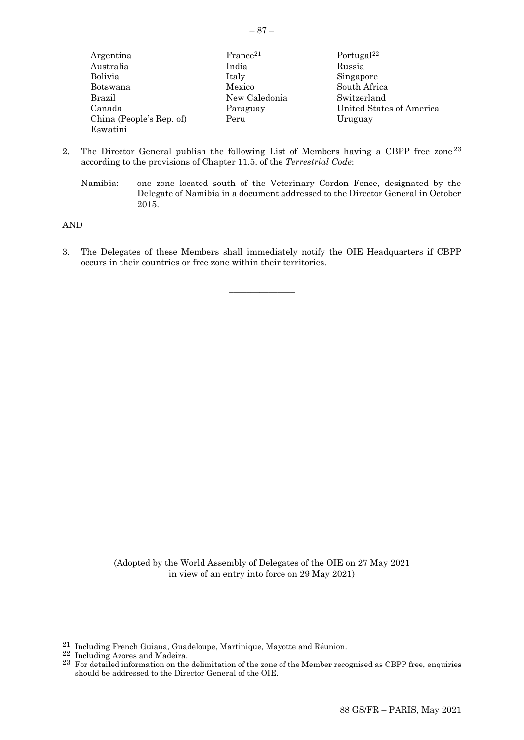Argentina
Australia
Bolivia
Botswana
Brazil
Canada
China (People's Rep. of)
Eswatini
France[21]
India
Italy
Mexico
New Caledonia
Paraguay
Peru
Portugal[22]
Russia
Singapore
South Africa
Switzerland
United States of America
Uruguay

2. The Director General publish the following List of Members having a CBPP free zone[23] according to the provisions of Chapter 11.5. of the *Terrestrial Code*:

   Namibia: one zone located south of the Veterinary Cordon Fence, designated by the Delegate of Namibia in a document addressed to the Director General in October 2015.

AND

3. The Delegates of these Members shall immediately notify the OIE Headquarters if CBPP occurs in their countries or free zone within their territories.

_______________

(Adopted by the World Assembly of Delegates of the OIE on 27 May 2021 in view of an entry into force on 29 May 2021)

---

[21] Including French Guiana, Guadeloupe, Martinique, Mayotte and Réunion.

[22] Including Azores and Madeira.

[23] For detailed information on the delimitation of the zone of the Member recognised as CBPP free, enquiries should be addressed to the Director General of the OIE.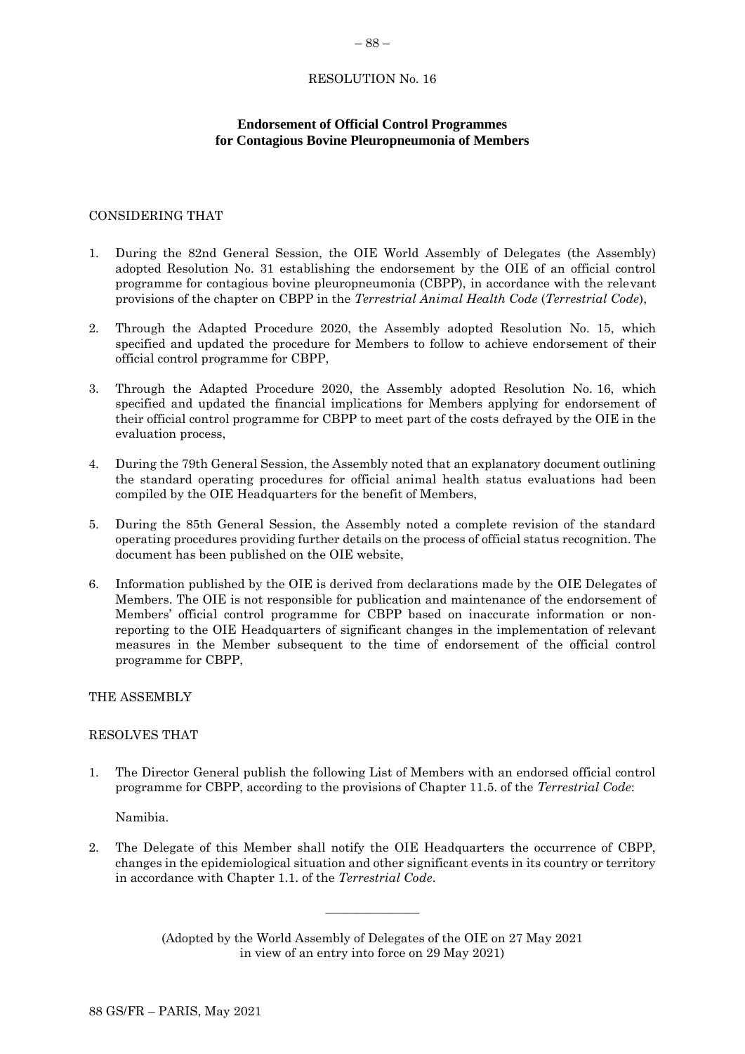RESOLUTION No. 16

## Endorsement of Official Control Programmes for Contagious Bovine Pleuropneumonia of Members

CONSIDERING THAT

1. During the 82nd General Session, the OIE World Assembly of Delegates (the Assembly) adopted Resolution No. 31 establishing the endorsement by the OIE of an official control programme for contagious bovine pleuropneumonia (CBPP), in accordance with the relevant provisions of the chapter on CBPP in the *Terrestrial Animal Health Code* (*Terrestrial Code*),

2. Through the Adapted Procedure 2020, the Assembly adopted Resolution No. 15, which specified and updated the procedure for Members to follow to achieve endorsement of their official control programme for CBPP,

3. Through the Adapted Procedure 2020, the Assembly adopted Resolution No. 16, which specified and updated the financial implications for Members applying for endorsement of their official control programme for CBPP to meet part of the costs defrayed by the OIE in the evaluation process,

4. During the 79th General Session, the Assembly noted that an explanatory document outlining the standard operating procedures for official animal health status evaluations had been compiled by the OIE Headquarters for the benefit of Members,

5. During the 85th General Session, the Assembly noted a complete revision of the standard operating procedures providing further details on the process of official status recognition. The document has been published on the OIE website,

6. Information published by the OIE is derived from declarations made by the OIE Delegates of Members. The OIE is not responsible for publication and maintenance of the endorsement of Members' official control programme for CBPP based on inaccurate information or non-reporting to the OIE Headquarters of significant changes in the implementation of relevant measures in the Member subsequent to the time of endorsement of the official control programme for CBPP,

THE ASSEMBLY

RESOLVES THAT

1. The Director General publish the following List of Members with an endorsed official control programme for CBPP, according to the provisions of Chapter 11.5. of the *Terrestrial Code*:

   Namibia.

2. The Delegate of this Member shall notify the OIE Headquarters the occurrence of CBPP, changes in the epidemiological situation and other significant events in its country or territory in accordance with Chapter 1.1. of the *Terrestrial Code*.

---

(Adopted by the World Assembly of Delegates of the OIE on 27 May 2021 in view of an entry into force on 29 May 2021)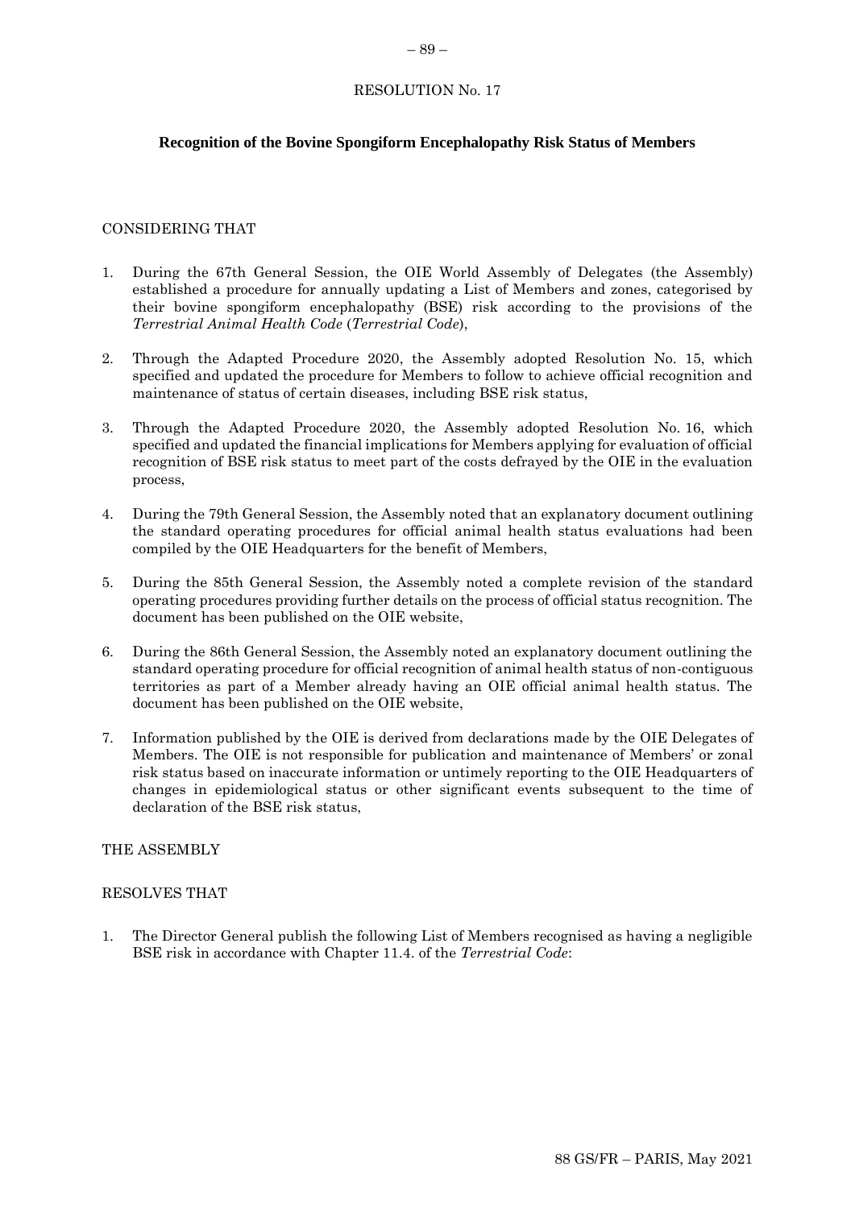RESOLUTION No. 17

## Recognition of the Bovine Spongiform Encephalopathy Risk Status of Members

CONSIDERING THAT

1. During the 67th General Session, the OIE World Assembly of Delegates (the Assembly) established a procedure for annually updating a List of Members and zones, categorised by their bovine spongiform encephalopathy (BSE) risk according to the provisions of the *Terrestrial Animal Health Code* (*Terrestrial Code*),

2. Through the Adapted Procedure 2020, the Assembly adopted Resolution No. 15, which specified and updated the procedure for Members to follow to achieve official recognition and maintenance of status of certain diseases, including BSE risk status,

3. Through the Adapted Procedure 2020, the Assembly adopted Resolution No. 16, which specified and updated the financial implications for Members applying for evaluation of official recognition of BSE risk status to meet part of the costs defrayed by the OIE in the evaluation process,

4. During the 79th General Session, the Assembly noted that an explanatory document outlining the standard operating procedures for official animal health status evaluations had been compiled by the OIE Headquarters for the benefit of Members,

5. During the 85th General Session, the Assembly noted a complete revision of the standard operating procedures providing further details on the process of official status recognition. The document has been published on the OIE website,

6. During the 86th General Session, the Assembly noted an explanatory document outlining the standard operating procedure for official recognition of animal health status of non-contiguous territories as part of a Member already having an OIE official animal health status. The document has been published on the OIE website,

7. Information published by the OIE is derived from declarations made by the OIE Delegates of Members. The OIE is not responsible for publication and maintenance of Members' or zonal risk status based on inaccurate information or untimely reporting to the OIE Headquarters of changes in epidemiological status or other significant events subsequent to the time of declaration of the BSE risk status,

THE ASSEMBLY

RESOLVES THAT

1. The Director General publish the following List of Members recognised as having a negligible BSE risk in accordance with Chapter 11.4. of the *Terrestrial Code*: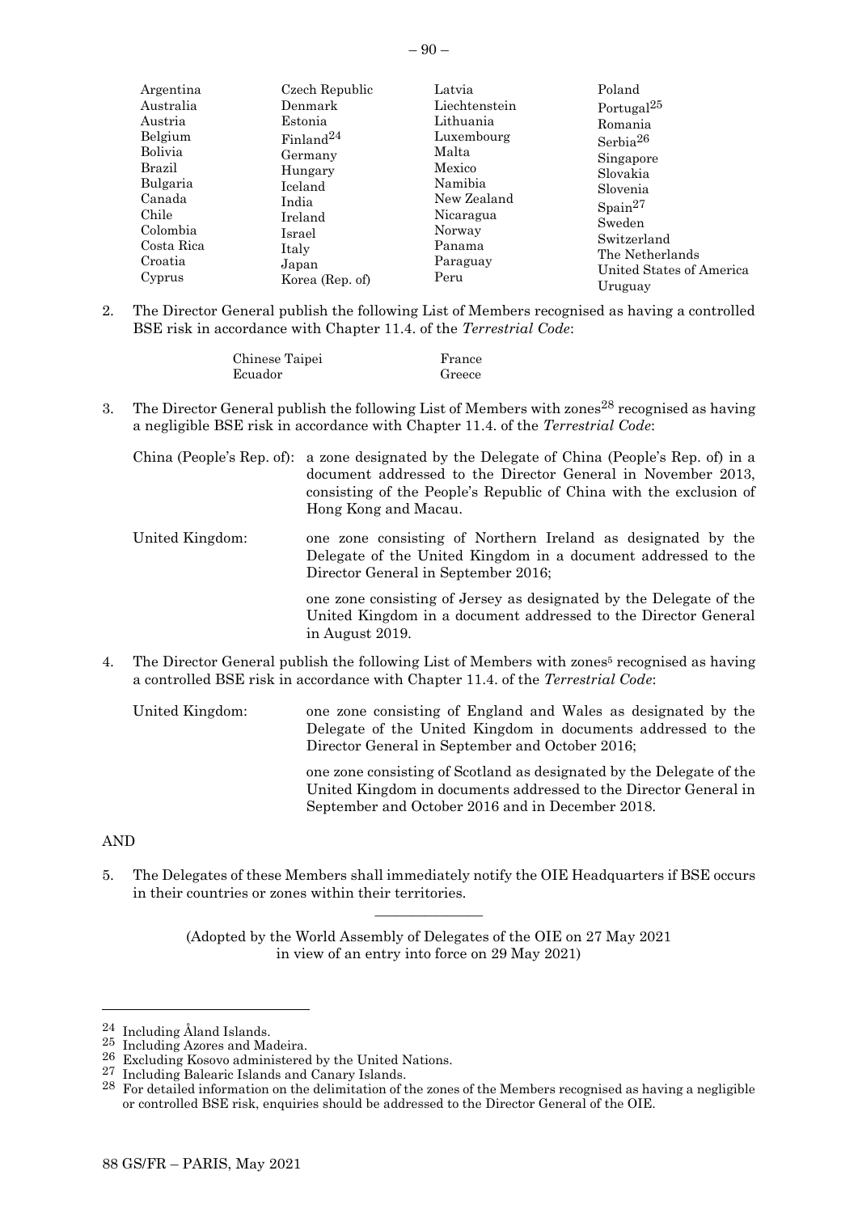| | | | |
|---|---|---|---|
| Argentina | Czech Republic | Latvia | Poland |
| Australia | Denmark | Liechtenstein | Portugal[25] |
| Austria | Estonia | Lithuania | Romania |
| Belgium | Finland[24] | Luxembourg | Serbia[26] |
| Bolivia | Germany | Malta | Singapore |
| Brazil | Hungary | Mexico | Slovakia |
| Bulgaria | Iceland | Namibia | Slovenia |
| Canada | India | New Zealand | Spain[27] |
| Chile | Ireland | Nicaragua | Sweden |
| Colombia | Israel | Norway | Switzerland |
| Costa Rica | Italy | Panama | The Netherlands |
| Croatia | Japan | Paraguay | United States of America |
| Cyprus | Korea (Rep. of) | Peru | Uruguay |

2. The Director General publish the following List of Members recognised as having a controlled BSE risk in accordance with Chapter 11.4. of the *Terrestrial Code*:

| | |
|---|---|
| Chinese Taipei | France |
| Ecuador | Greece |

3. The Director General publish the following List of Members with zones[28] recognised as having a negligible BSE risk in accordance with Chapter 11.4. of the *Terrestrial Code*:

China (People's Rep. of): a zone designated by the Delegate of China (People's Rep. of) in a document addressed to the Director General in November 2013, consisting of the People's Republic of China with the exclusion of Hong Kong and Macau.

United Kingdom: one zone consisting of Northern Ireland as designated by the Delegate of the United Kingdom in a document addressed to the Director General in September 2016;

one zone consisting of Jersey as designated by the Delegate of the United Kingdom in a document addressed to the Director General in August 2019.

4. The Director General publish the following List of Members with zones[5] recognised as having a controlled BSE risk in accordance with Chapter 11.4. of the *Terrestrial Code*:

United Kingdom: one zone consisting of England and Wales as designated by the Delegate of the United Kingdom in documents addressed to the Director General in September and October 2016;

one zone consisting of Scotland as designated by the Delegate of the United Kingdom in documents addressed to the Director General in September and October 2016 and in December 2018.

AND

5. The Delegates of these Members shall immediately notify the OIE Headquarters if BSE occurs in their countries or zones within their territories.

---

(Adopted by the World Assembly of Delegates of the OIE on 27 May 2021 in view of an entry into force on 29 May 2021)

---

[24] Including Åland Islands.

[25] Including Azores and Madeira.

[26] Excluding Kosovo administered by the United Nations.

[27] Including Balearic Islands and Canary Islands.

[28] For detailed information on the delimitation of the zones of the Members recognised as having a negligible or controlled BSE risk, enquiries should be addressed to the Director General of the OIE.

88 GS/FR – PARIS, May 2021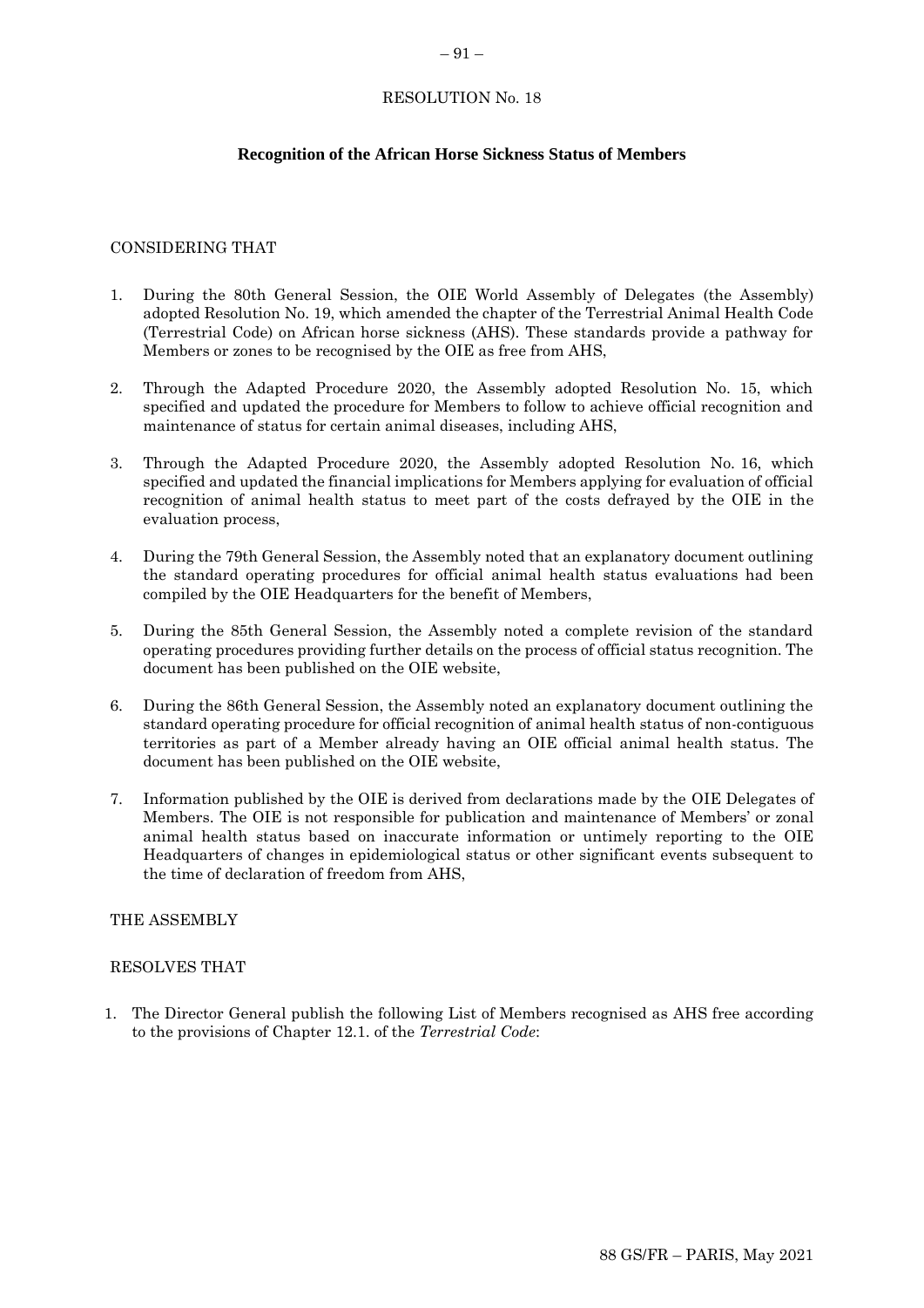RESOLUTION No. 18

## Recognition of the African Horse Sickness Status of Members

CONSIDERING THAT

1. During the 80th General Session, the OIE World Assembly of Delegates (the Assembly) adopted Resolution No. 19, which amended the chapter of the Terrestrial Animal Health Code (Terrestrial Code) on African horse sickness (AHS). These standards provide a pathway for Members or zones to be recognised by the OIE as free from AHS,

2. Through the Adapted Procedure 2020, the Assembly adopted Resolution No. 15, which specified and updated the procedure for Members to follow to achieve official recognition and maintenance of status for certain animal diseases, including AHS,

3. Through the Adapted Procedure 2020, the Assembly adopted Resolution No. 16, which specified and updated the financial implications for Members applying for evaluation of official recognition of animal health status to meet part of the costs defrayed by the OIE in the evaluation process,

4. During the 79th General Session, the Assembly noted that an explanatory document outlining the standard operating procedures for official animal health status evaluations had been compiled by the OIE Headquarters for the benefit of Members,

5. During the 85th General Session, the Assembly noted a complete revision of the standard operating procedures providing further details on the process of official status recognition. The document has been published on the OIE website,

6. During the 86th General Session, the Assembly noted an explanatory document outlining the standard operating procedure for official recognition of animal health status of non-contiguous territories as part of a Member already having an OIE official animal health status. The document has been published on the OIE website,

7. Information published by the OIE is derived from declarations made by the OIE Delegates of Members. The OIE is not responsible for publication and maintenance of Members' or zonal animal health status based on inaccurate information or untimely reporting to the OIE Headquarters of changes in epidemiological status or other significant events subsequent to the time of declaration of freedom from AHS,

THE ASSEMBLY

RESOLVES THAT

1. The Director General publish the following List of Members recognised as AHS free according to the provisions of Chapter 12.1. of the *Terrestrial Code*: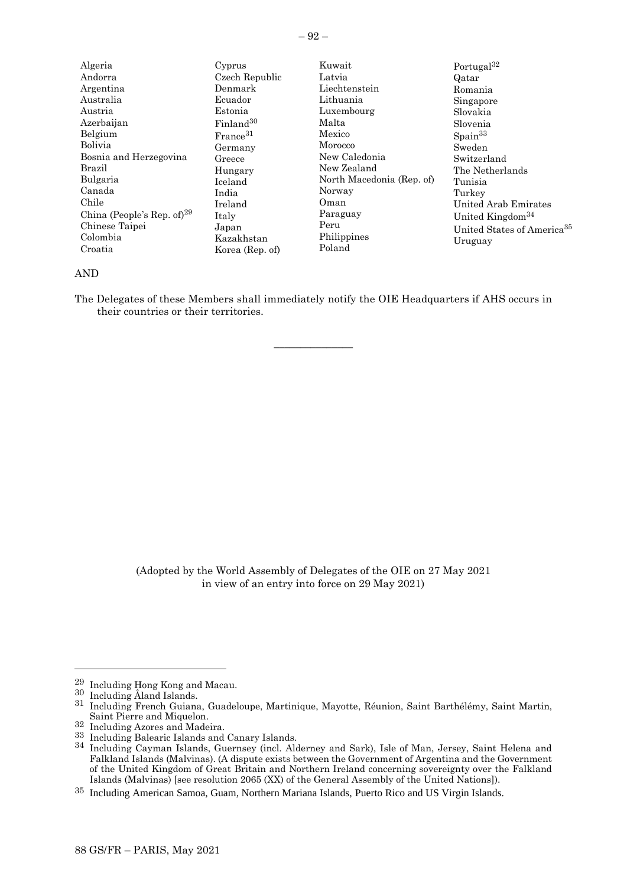Algeria
Andorra
Argentina
Australia
Austria
Azerbaijan
Belgium
Bolivia
Bosnia and Herzegovina
Brazil
Bulgaria
Canada
Chile
China (People's Rep. of)[29]
Chinese Taipei
Colombia
Croatia
Cyprus
Czech Republic
Denmark
Ecuador
Estonia
Finland[30]
France[31]
Germany
Greece
Hungary
Iceland
India
Ireland
Italy
Japan
Kazakhstan
Korea (Rep. of)
Kuwait
Latvia
Liechtenstein
Lithuania
Luxembourg
Malta
Mexico
Morocco
New Caledonia
New Zealand
North Macedonia (Rep. of)
Norway
Oman
Paraguay
Peru
Philippines
Poland
Portugal[32]
Qatar
Romania
Singapore
Slovakia
Slovenia
Spain[33]
Sweden
Switzerland
The Netherlands
Tunisia
Turkey
United Arab Emirates
United Kingdom[34]
United States of America[35]
Uruguay

AND

The Delegates of these Members shall immediately notify the OIE Headquarters if AHS occurs in their countries or their territories.

---

(Adopted by the World Assembly of Delegates of the OIE on 27 May 2021 in view of an entry into force on 29 May 2021)

---

[29] Including Hong Kong and Macau.

[30] Including Åland Islands.

[31] Including French Guiana, Guadeloupe, Martinique, Mayotte, Réunion, Saint Barthélémy, Saint Martin, Saint Pierre and Miquelon.

[32] Including Azores and Madeira.

[33] Including Balearic Islands and Canary Islands.

[34] Including Cayman Islands, Guernsey (incl. Alderney and Sark), Isle of Man, Jersey, Saint Helena and Falkland Islands (Malvinas). (A dispute exists between the Government of Argentina and the Government of the United Kingdom of Great Britain and Northern Ireland concerning sovereignty over the Falkland Islands (Malvinas) [see resolution 2065 (XX) of the General Assembly of the United Nations]).

[35] Including American Samoa, Guam, Northern Mariana Islands, Puerto Rico and US Virgin Islands.

88 GS/FR – PARIS, May 2021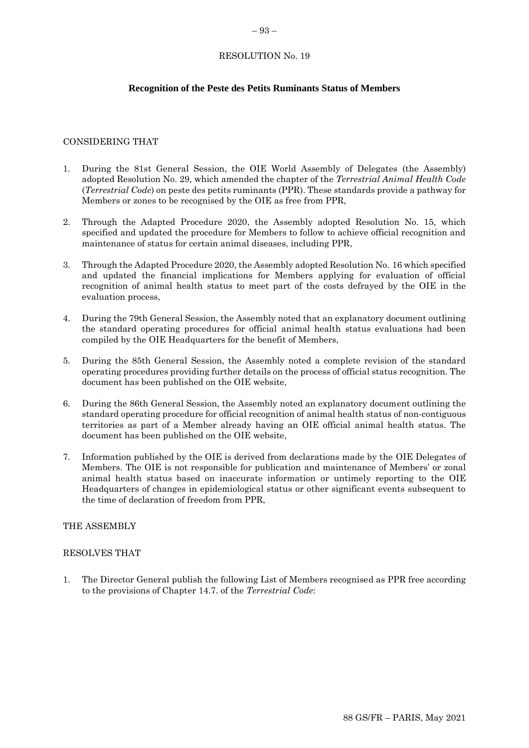RESOLUTION No. 19

## Recognition of the Peste des Petits Ruminants Status of Members

CONSIDERING THAT

1. During the 81st General Session, the OIE World Assembly of Delegates (the Assembly) adopted Resolution No. 29, which amended the chapter of the *Terrestrial Animal Health Code* (*Terrestrial Code*) on peste des petits ruminants (PPR). These standards provide a pathway for Members or zones to be recognised by the OIE as free from PPR,

2. Through the Adapted Procedure 2020, the Assembly adopted Resolution No. 15, which specified and updated the procedure for Members to follow to achieve official recognition and maintenance of status for certain animal diseases, including PPR,

3. Through the Adapted Procedure 2020, the Assembly adopted Resolution No. 16 which specified and updated the financial implications for Members applying for evaluation of official recognition of animal health status to meet part of the costs defrayed by the OIE in the evaluation process,

4. During the 79th General Session, the Assembly noted that an explanatory document outlining the standard operating procedures for official animal health status evaluations had been compiled by the OIE Headquarters for the benefit of Members,

5. During the 85th General Session, the Assembly noted a complete revision of the standard operating procedures providing further details on the process of official status recognition. The document has been published on the OIE website,

6. During the 86th General Session, the Assembly noted an explanatory document outlining the standard operating procedure for official recognition of animal health status of non-contiguous territories as part of a Member already having an OIE official animal health status. The document has been published on the OIE website,

7. Information published by the OIE is derived from declarations made by the OIE Delegates of Members. The OIE is not responsible for publication and maintenance of Members' or zonal animal health status based on inaccurate information or untimely reporting to the OIE Headquarters of changes in epidemiological status or other significant events subsequent to the time of declaration of freedom from PPR,

THE ASSEMBLY

RESOLVES THAT

1. The Director General publish the following List of Members recognised as PPR free according to the provisions of Chapter 14.7. of the *Terrestrial Code*: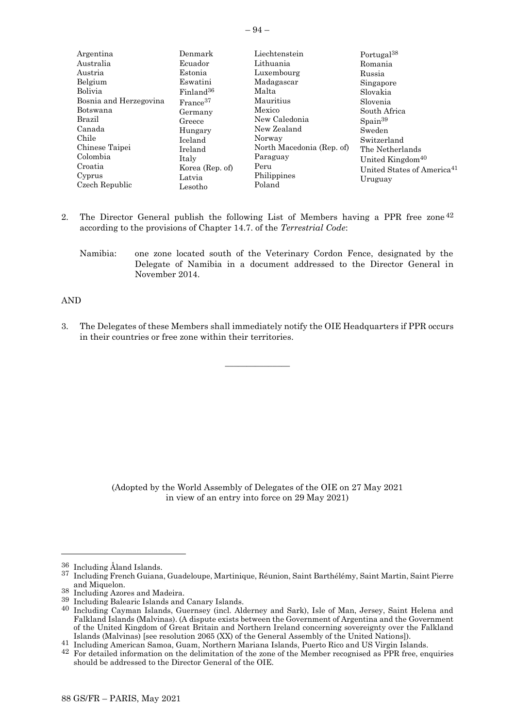Argentina
Australia
Austria
Belgium
Bolivia
Bosnia and Herzegovina
Botswana
Brazil
Canada
Chile
Chinese Taipei
Colombia
Croatia
Cyprus
Czech Republic
Denmark
Ecuador
Estonia
Eswatini
Finland[36]
France[37]
Germany
Greece
Hungary
Iceland
Ireland
Italy
Korea (Rep. of)
Latvia
Lesotho
Liechtenstein
Lithuania
Luxembourg
Madagascar
Malta
Mauritius
Mexico
New Caledonia
New Zealand
Norway
North Macedonia (Rep. of)
Paraguay
Peru
Philippines
Poland
Portugal[38]
Romania
Russia
Singapore
Slovakia
Slovenia
South Africa
Spain[39]
Sweden
Switzerland
The Netherlands
United Kingdom[40]
United States of America[41]
Uruguay

2. The Director General publish the following List of Members having a PPR free zone[42] according to the provisions of Chapter 14.7. of the *Terrestrial Code*:

   Namibia: one zone located south of the Veterinary Cordon Fence, designated by the Delegate of Namibia in a document addressed to the Director General in November 2014.

AND

3. The Delegates of these Members shall immediately notify the OIE Headquarters if PPR occurs in their countries or free zone within their territories.

---

(Adopted by the World Assembly of Delegates of the OIE on 27 May 2021 in view of an entry into force on 29 May 2021)

---

[36] Including Åland Islands.

[37] Including French Guiana, Guadeloupe, Martinique, Réunion, Saint Barthélémy, Saint Martin, Saint Pierre and Miquelon.

[38] Including Azores and Madeira.

[39] Including Balearic Islands and Canary Islands.

[40] Including Cayman Islands, Guernsey (incl. Alderney and Sark), Isle of Man, Jersey, Saint Helena and Falkland Islands (Malvinas). (A dispute exists between the Government of Argentina and the Government of the United Kingdom of Great Britain and Northern Ireland concerning sovereignty over the Falkland Islands (Malvinas) [see resolution 2065 (XX) of the General Assembly of the United Nations]).

[41] Including American Samoa, Guam, Northern Mariana Islands, Puerto Rico and US Virgin Islands.

[42] For detailed information on the delimitation of the zone of the Member recognised as PPR free, enquiries should be addressed to the Director General of the OIE.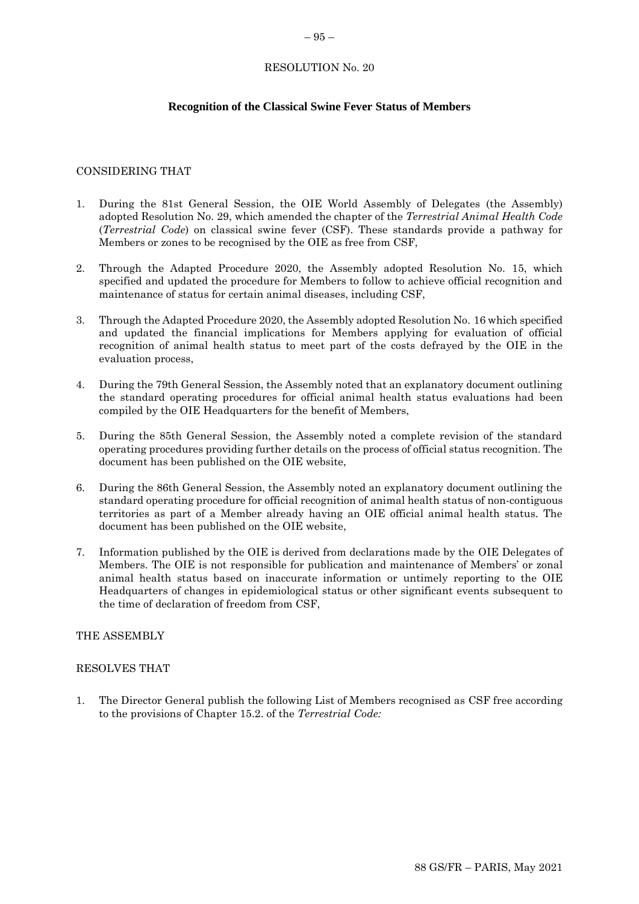RESOLUTION No. 20

## Recognition of the Classical Swine Fever Status of Members

CONSIDERING THAT

1. During the 81st General Session, the OIE World Assembly of Delegates (the Assembly) adopted Resolution No. 29, which amended the chapter of the *Terrestrial Animal Health Code* (*Terrestrial Code*) on classical swine fever (CSF). These standards provide a pathway for Members or zones to be recognised by the OIE as free from CSF,

2. Through the Adapted Procedure 2020, the Assembly adopted Resolution No. 15, which specified and updated the procedure for Members to follow to achieve official recognition and maintenance of status for certain animal diseases, including CSF,

3. Through the Adapted Procedure 2020, the Assembly adopted Resolution No. 16 which specified and updated the financial implications for Members applying for evaluation of official recognition of animal health status to meet part of the costs defrayed by the OIE in the evaluation process,

4. During the 79th General Session, the Assembly noted that an explanatory document outlining the standard operating procedures for official animal health status evaluations had been compiled by the OIE Headquarters for the benefit of Members,

5. During the 85th General Session, the Assembly noted a complete revision of the standard operating procedures providing further details on the process of official status recognition. The document has been published on the OIE website,

6. During the 86th General Session, the Assembly noted an explanatory document outlining the standard operating procedure for official recognition of animal health status of non-contiguous territories as part of a Member already having an OIE official animal health status. The document has been published on the OIE website,

7. Information published by the OIE is derived from declarations made by the OIE Delegates of Members. The OIE is not responsible for publication and maintenance of Members' or zonal animal health status based on inaccurate information or untimely reporting to the OIE Headquarters of changes in epidemiological status or other significant events subsequent to the time of declaration of freedom from CSF,

THE ASSEMBLY

RESOLVES THAT

1. The Director General publish the following List of Members recognised as CSF free according to the provisions of Chapter 15.2. of the *Terrestrial Code:*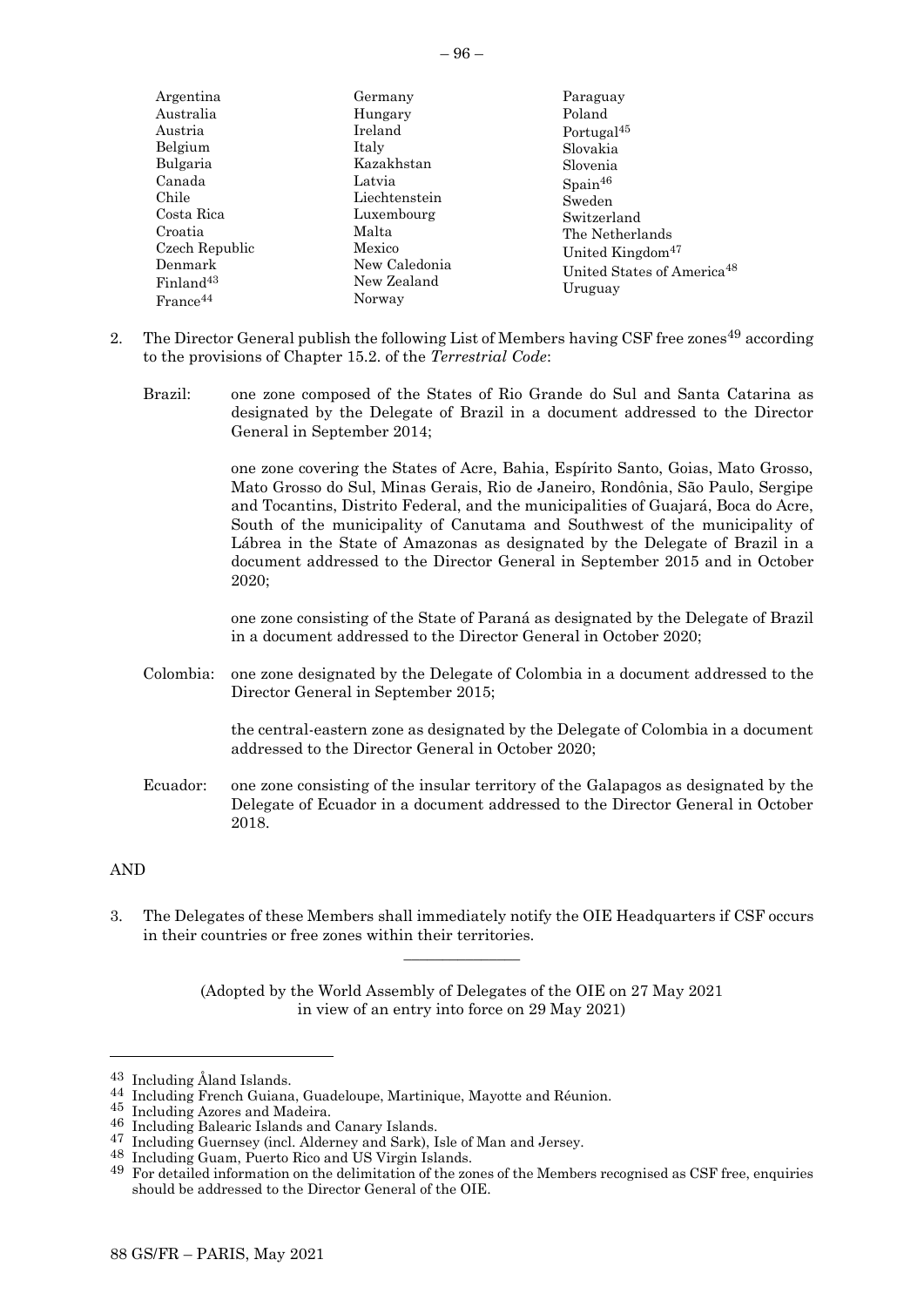Argentina
Australia
Austria
Belgium
Bulgaria
Canada
Chile
Costa Rica
Croatia
Czech Republic
Denmark
Finland[43]
France[44]
Germany
Hungary
Ireland
Italy
Kazakhstan
Latvia
Liechtenstein
Luxembourg
Malta
Mexico
New Caledonia
New Zealand
Norway
Paraguay
Poland
Portugal[45]
Slovakia
Slovenia
Spain[46]
Sweden
Switzerland
The Netherlands
United Kingdom[47]
United States of America[48]
Uruguay

2. The Director General publish the following List of Members having CSF free zones[49] according to the provisions of Chapter 15.2. of the *Terrestrial Code*:

Brazil: one zone composed of the States of Rio Grande do Sul and Santa Catarina as designated by the Delegate of Brazil in a document addressed to the Director General in September 2014;

one zone covering the States of Acre, Bahia, Espírito Santo, Goias, Mato Grosso, Mato Grosso do Sul, Minas Gerais, Rio de Janeiro, Rondônia, São Paulo, Sergipe and Tocantins, Distrito Federal, and the municipalities of Guajará, Boca do Acre, South of the municipality of Canutama and Southwest of the municipality of Lábrea in the State of Amazonas as designated by the Delegate of Brazil in a document addressed to the Director General in September 2015 and in October 2020;

one zone consisting of the State of Paraná as designated by the Delegate of Brazil in a document addressed to the Director General in October 2020;

Colombia: one zone designated by the Delegate of Colombia in a document addressed to the Director General in September 2015;

the central-eastern zone as designated by the Delegate of Colombia in a document addressed to the Director General in October 2020;

Ecuador: one zone consisting of the insular territory of the Galapagos as designated by the Delegate of Ecuador in a document addressed to the Director General in October 2018.

AND

3. The Delegates of these Members shall immediately notify the OIE Headquarters if CSF occurs in their countries or free zones within their territories.

---

(Adopted by the World Assembly of Delegates of the OIE on 27 May 2021 in view of an entry into force on 29 May 2021)

---

[43] Including Åland Islands.
[44] Including French Guiana, Guadeloupe, Martinique, Mayotte and Réunion.
[45] Including Azores and Madeira.
[46] Including Balearic Islands and Canary Islands.
[47] Including Guernsey (incl. Alderney and Sark), Isle of Man and Jersey.
[48] Including Guam, Puerto Rico and US Virgin Islands.
[49] For detailed information on the delimitation of the zones of the Members recognised as CSF free, enquiries should be addressed to the Director General of the OIE.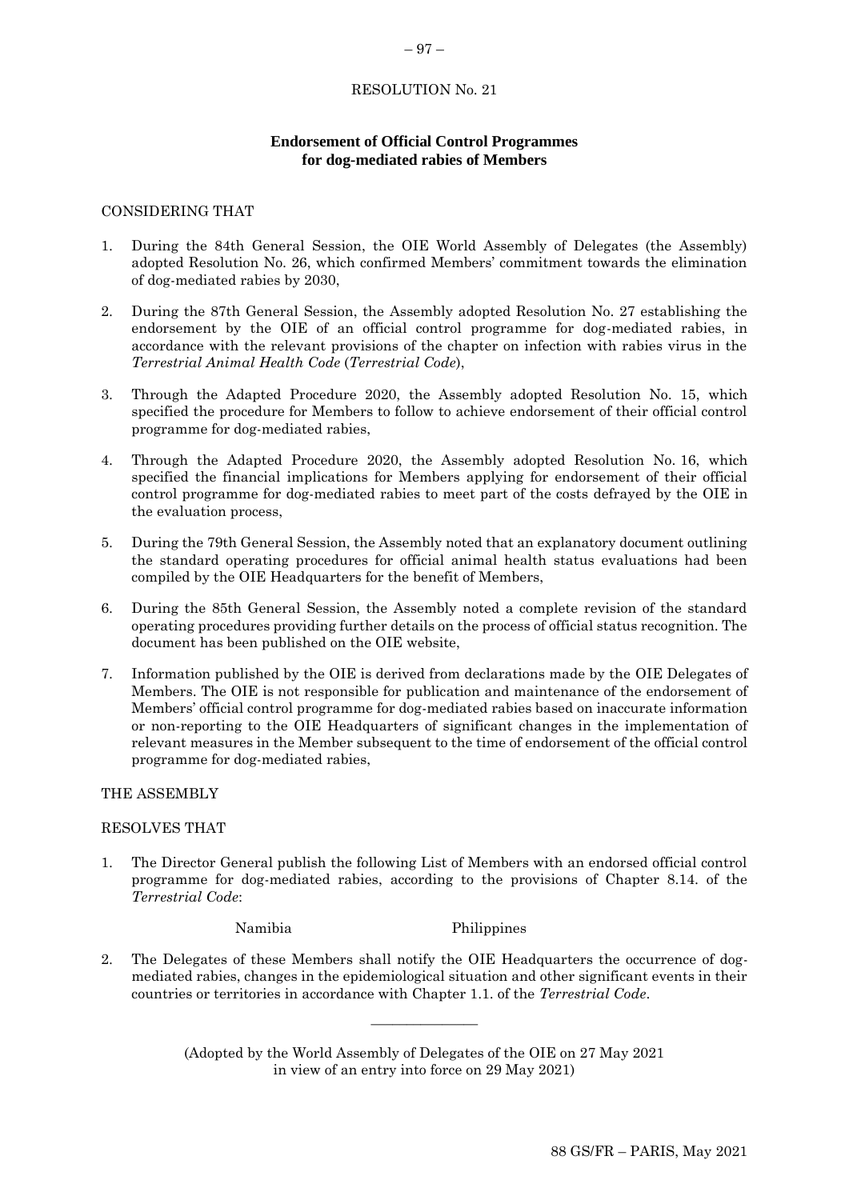# RESOLUTION No. 21

## Endorsement of Official Control Programmes for dog-mediated rabies of Members

CONSIDERING THAT

1. During the 84th General Session, the OIE World Assembly of Delegates (the Assembly) adopted Resolution No. 26, which confirmed Members' commitment towards the elimination of dog-mediated rabies by 2030,
2. During the 87th General Session, the Assembly adopted Resolution No. 27 establishing the endorsement by the OIE of an official control programme for dog-mediated rabies, in accordance with the relevant provisions of the chapter on infection with rabies virus in the *Terrestrial Animal Health Code* (*Terrestrial Code*),
3. Through the Adapted Procedure 2020, the Assembly adopted Resolution No. 15, which specified the procedure for Members to follow to achieve endorsement of their official control programme for dog-mediated rabies,
4. Through the Adapted Procedure 2020, the Assembly adopted Resolution No. 16, which specified the financial implications for Members applying for endorsement of their official control programme for dog-mediated rabies to meet part of the costs defrayed by the OIE in the evaluation process,
5. During the 79th General Session, the Assembly noted that an explanatory document outlining the standard operating procedures for official animal health status evaluations had been compiled by the OIE Headquarters for the benefit of Members,
6. During the 85th General Session, the Assembly noted a complete revision of the standard operating procedures providing further details on the process of official status recognition. The document has been published on the OIE website,
7. Information published by the OIE is derived from declarations made by the OIE Delegates of Members. The OIE is not responsible for publication and maintenance of the endorsement of Members' official control programme for dog-mediated rabies based on inaccurate information or non-reporting to the OIE Headquarters of significant changes in the implementation of relevant measures in the Member subsequent to the time of endorsement of the official control programme for dog-mediated rabies,

THE ASSEMBLY

RESOLVES THAT

1. The Director General publish the following List of Members with an endorsed official control programme for dog-mediated rabies, according to the provisions of Chapter 8.14. of the *Terrestrial Code*:

   Namibia Philippines

2. The Delegates of these Members shall notify the OIE Headquarters the occurrence of dog-mediated rabies, changes in the epidemiological situation and other significant events in their countries or territories in accordance with Chapter 1.1. of the *Terrestrial Code*.

---

(Adopted by the World Assembly of Delegates of the OIE on 27 May 2021 in view of an entry into force on 29 May 2021)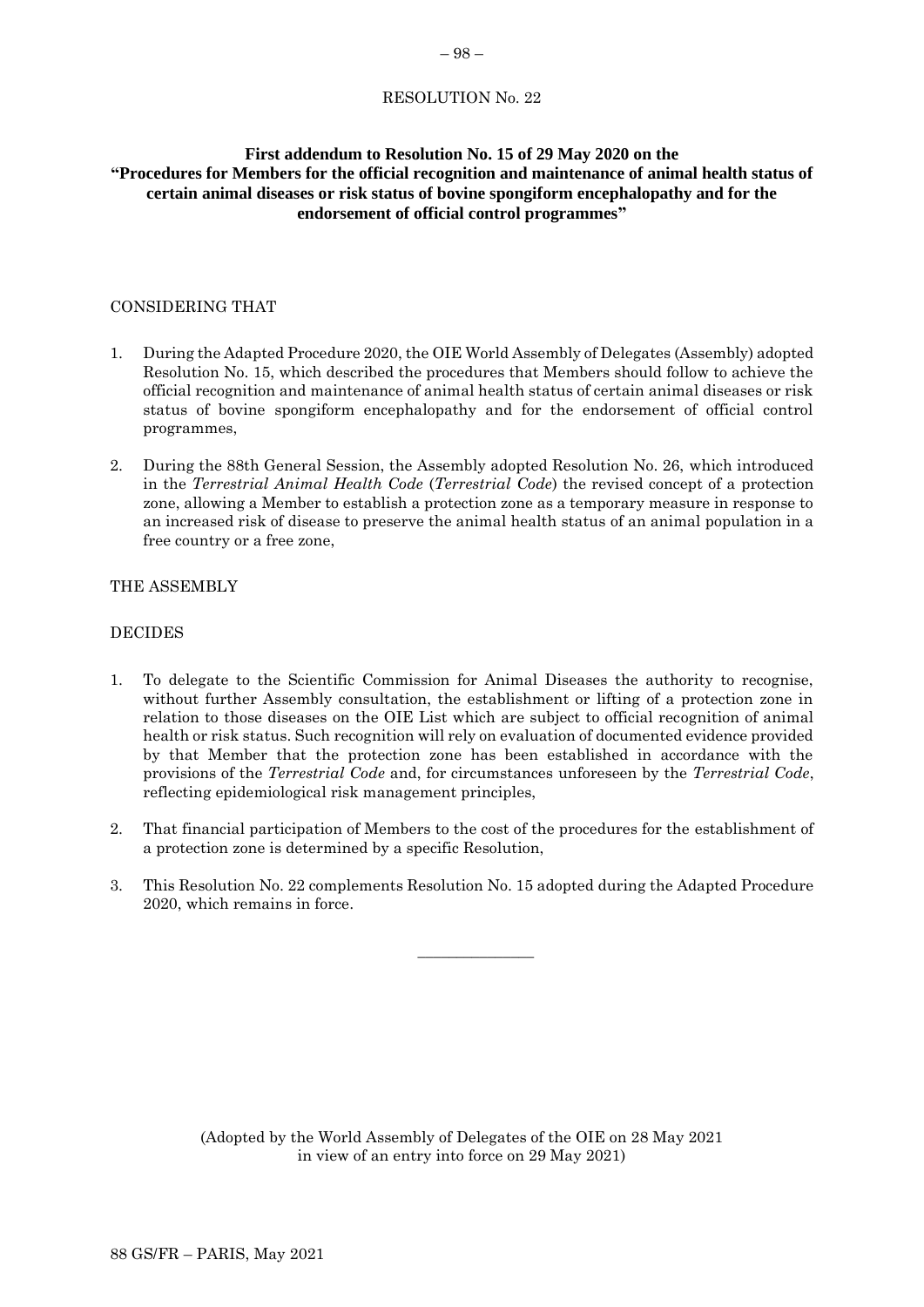# RESOLUTION No. 22

## First addendum to Resolution No. 15 of 29 May 2020 on the "Procedures for Members for the official recognition and maintenance of animal health status of certain animal diseases or risk status of bovine spongiform encephalopathy and for the endorsement of official control programmes"

CONSIDERING THAT

1. During the Adapted Procedure 2020, the OIE World Assembly of Delegates (Assembly) adopted Resolution No. 15, which described the procedures that Members should follow to achieve the official recognition and maintenance of animal health status of certain animal diseases or risk status of bovine spongiform encephalopathy and for the endorsement of official control programmes,

2. During the 88th General Session, the Assembly adopted Resolution No. 26, which introduced in the *Terrestrial Animal Health Code* (*Terrestrial Code*) the revised concept of a protection zone, allowing a Member to establish a protection zone as a temporary measure in response to an increased risk of disease to preserve the animal health status of an animal population in a free country or a free zone,

THE ASSEMBLY

DECIDES

1. To delegate to the Scientific Commission for Animal Diseases the authority to recognise, without further Assembly consultation, the establishment or lifting of a protection zone in relation to those diseases on the OIE List which are subject to official recognition of animal health or risk status. Such recognition will rely on evaluation of documented evidence provided by that Member that the protection zone has been established in accordance with the provisions of the *Terrestrial Code* and, for circumstances unforeseen by the *Terrestrial Code*, reflecting epidemiological risk management principles,

2. That financial participation of Members to the cost of the procedures for the establishment of a protection zone is determined by a specific Resolution,

3. This Resolution No. 22 complements Resolution No. 15 adopted during the Adapted Procedure 2020, which remains in force.

---

(Adopted by the World Assembly of Delegates of the OIE on 28 May 2021 in view of an entry into force on 29 May 2021)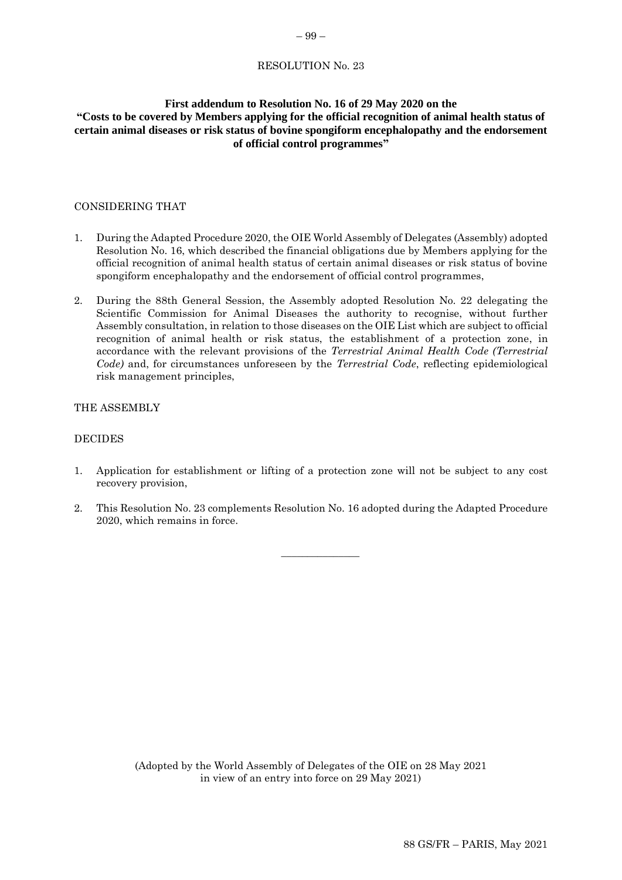RESOLUTION No. 23

## First addendum to Resolution No. 16 of 29 May 2020 on the "Costs to be covered by Members applying for the official recognition of animal health status of certain animal diseases or risk status of bovine spongiform encephalopathy and the endorsement of official control programmes"

CONSIDERING THAT

1. During the Adapted Procedure 2020, the OIE World Assembly of Delegates (Assembly) adopted Resolution No. 16, which described the financial obligations due by Members applying for the official recognition of animal health status of certain animal diseases or risk status of bovine spongiform encephalopathy and the endorsement of official control programmes,

2. During the 88th General Session, the Assembly adopted Resolution No. 22 delegating the Scientific Commission for Animal Diseases the authority to recognise, without further Assembly consultation, in relation to those diseases on the OIE List which are subject to official recognition of animal health or risk status, the establishment of a protection zone, in accordance with the relevant provisions of the *Terrestrial Animal Health Code (Terrestrial Code)* and, for circumstances unforeseen by the *Terrestrial Code*, reflecting epidemiological risk management principles,

THE ASSEMBLY

DECIDES

1. Application for establishment or lifting of a protection zone will not be subject to any cost recovery provision,

2. This Resolution No. 23 complements Resolution No. 16 adopted during the Adapted Procedure 2020, which remains in force.

---

(Adopted by the World Assembly of Delegates of the OIE on 28 May 2021 in view of an entry into force on 29 May 2021)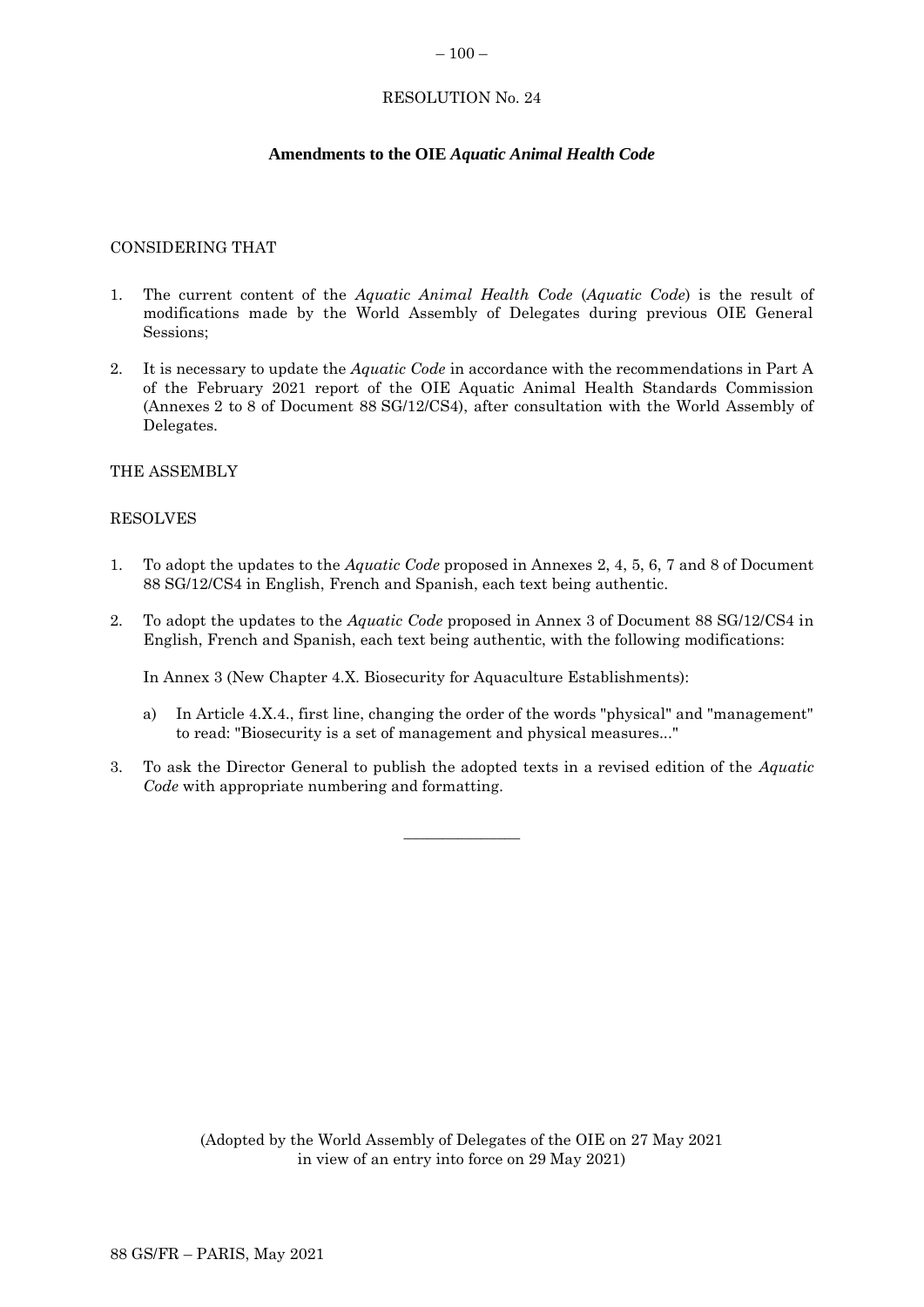# RESOLUTION No. 24

## Amendments to the OIE *Aquatic Animal Health Code*

CONSIDERING THAT

1. The current content of the *Aquatic Animal Health Code* (*Aquatic Code*) is the result of modifications made by the World Assembly of Delegates during previous OIE General Sessions;

2. It is necessary to update the *Aquatic Code* in accordance with the recommendations in Part A of the February 2021 report of the OIE Aquatic Animal Health Standards Commission (Annexes 2 to 8 of Document 88 SG/12/CS4), after consultation with the World Assembly of Delegates.

THE ASSEMBLY

RESOLVES

1. To adopt the updates to the *Aquatic Code* proposed in Annexes 2, 4, 5, 6, 7 and 8 of Document 88 SG/12/CS4 in English, French and Spanish, each text being authentic.

2. To adopt the updates to the *Aquatic Code* proposed in Annex 3 of Document 88 SG/12/CS4 in English, French and Spanish, each text being authentic, with the following modifications:

   In Annex 3 (New Chapter 4.X. Biosecurity for Aquaculture Establishments):

   a) In Article 4.X.4., first line, changing the order of the words "physical" and "management" to read: "Biosecurity is a set of management and physical measures..."

3. To ask the Director General to publish the adopted texts in a revised edition of the *Aquatic Code* with appropriate numbering and formatting.

---

(Adopted by the World Assembly of Delegates of the OIE on 27 May 2021 in view of an entry into force on 29 May 2021)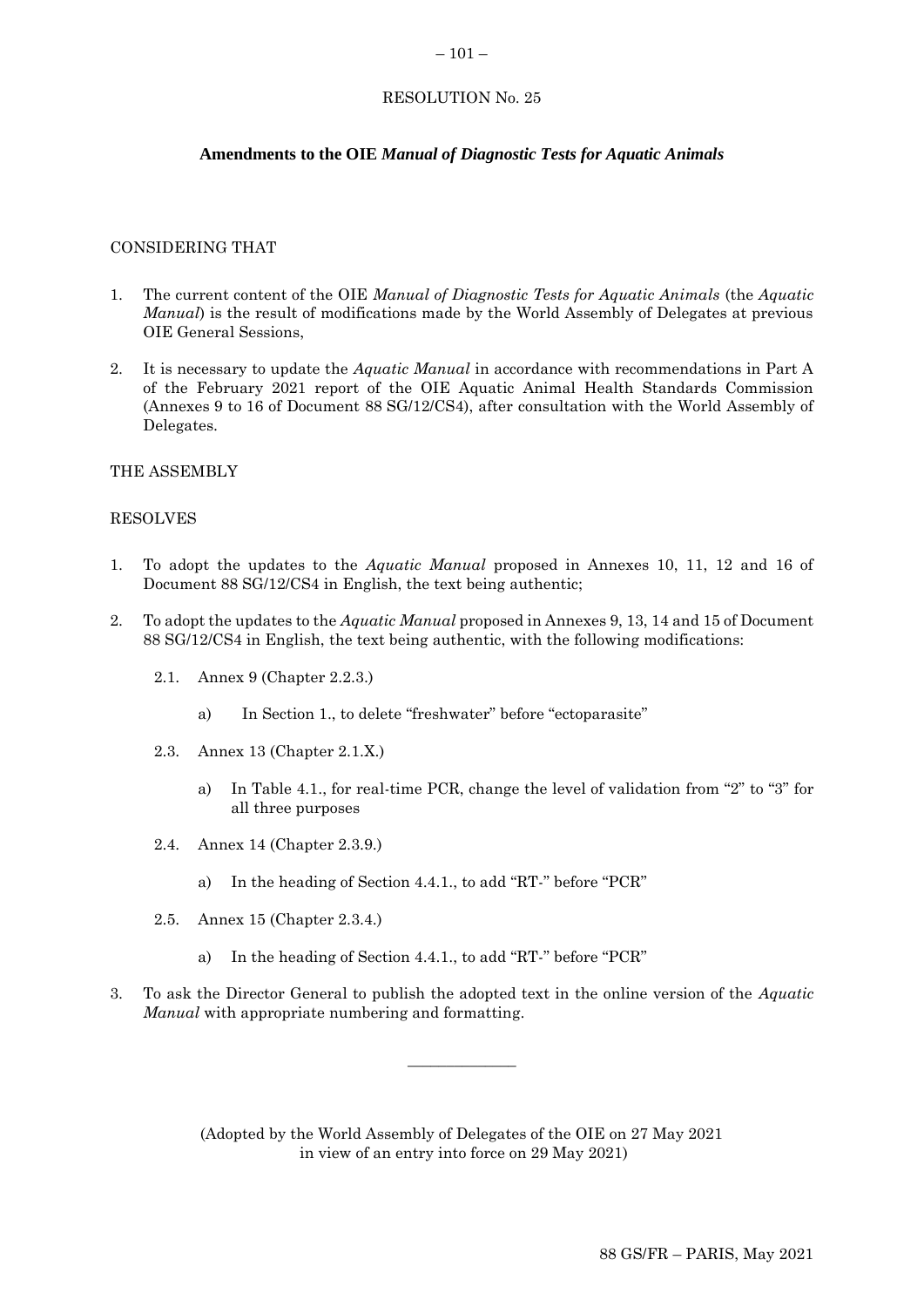RESOLUTION No. 25

**Amendments to the OIE *Manual of Diagnostic Tests for Aquatic Animals***

CONSIDERING THAT

1. The current content of the OIE *Manual of Diagnostic Tests for Aquatic Animals* (the *Aquatic Manual*) is the result of modifications made by the World Assembly of Delegates at previous OIE General Sessions,

2. It is necessary to update the *Aquatic Manual* in accordance with recommendations in Part A of the February 2021 report of the OIE Aquatic Animal Health Standards Commission (Annexes 9 to 16 of Document 88 SG/12/CS4), after consultation with the World Assembly of Delegates.

THE ASSEMBLY

RESOLVES

1. To adopt the updates to the *Aquatic Manual* proposed in Annexes 10, 11, 12 and 16 of Document 88 SG/12/CS4 in English, the text being authentic;

2. To adopt the updates to the *Aquatic Manual* proposed in Annexes 9, 13, 14 and 15 of Document 88 SG/12/CS4 in English, the text being authentic, with the following modifications:

   2.1. Annex 9 (Chapter 2.2.3.)

      a) In Section 1., to delete "freshwater" before "ectoparasite"

   2.3. Annex 13 (Chapter 2.1.X.)

      a) In Table 4.1., for real-time PCR, change the level of validation from "2" to "3" for all three purposes

   2.4. Annex 14 (Chapter 2.3.9.)

      a) In the heading of Section 4.4.1., to add "RT-" before "PCR"

   2.5. Annex 15 (Chapter 2.3.4.)

      a) In the heading of Section 4.4.1., to add "RT-" before "PCR"

3. To ask the Director General to publish the adopted text in the online version of the *Aquatic Manual* with appropriate numbering and formatting.

---

(Adopted by the World Assembly of Delegates of the OIE on 27 May 2021 in view of an entry into force on 29 May 2021)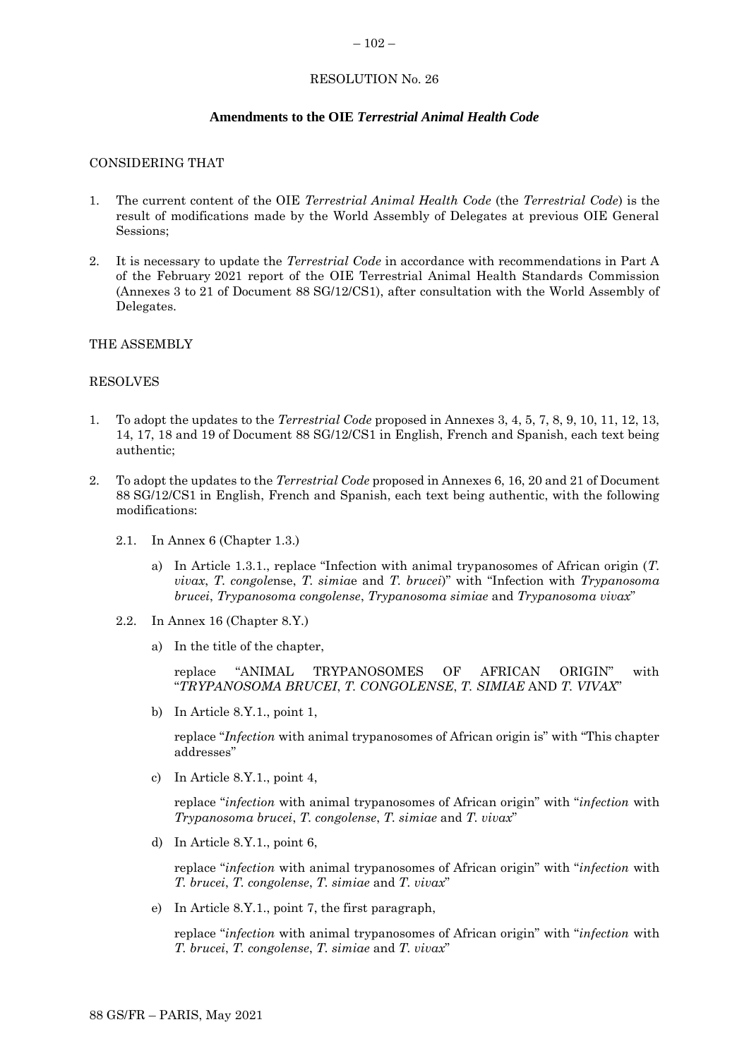# RESOLUTION No. 26

## Amendments to the OIE *Terrestrial Animal Health Code*

CONSIDERING THAT

1. The current content of the OIE *Terrestrial Animal Health Code* (the *Terrestrial Code*) is the result of modifications made by the World Assembly of Delegates at previous OIE General Sessions;

2. It is necessary to update the *Terrestrial Code* in accordance with recommendations in Part A of the February 2021 report of the OIE Terrestrial Animal Health Standards Commission (Annexes 3 to 21 of Document 88 SG/12/CS1), after consultation with the World Assembly of Delegates.

THE ASSEMBLY

RESOLVES

1. To adopt the updates to the *Terrestrial Code* proposed in Annexes 3, 4, 5, 7, 8, 9, 10, 11, 12, 13, 14, 17, 18 and 19 of Document 88 SG/12/CS1 in English, French and Spanish, each text being authentic;

2. To adopt the updates to the *Terrestrial Code* proposed in Annexes 6, 16, 20 and 21 of Document 88 SG/12/CS1 in English, French and Spanish, each text being authentic, with the following modifications:

   2.1. In Annex 6 (Chapter 1.3.)

   a) In Article 1.3.1., replace "Infection with animal trypanosomes of African origin (*T. vivax*, *T. congol*ense, *T. simia*e and *T. brucei*)" with "Infection with *Trypanosoma brucei*, *Trypanosoma congolense*, *Trypanosoma simiae* and *Trypanosoma vivax*"

   2.2. In Annex 16 (Chapter 8.Y.)

   a) In the title of the chapter,

      replace "ANIMAL TRYPANOSOMES OF AFRICAN ORIGIN" with "*TRYPANOSOMA BRUCEI*, *T. CONGOLENSE*, *T. SIMIAE* AND *T. VIVAX*"

   b) In Article 8.Y.1., point 1,

      replace "*Infection* with animal trypanosomes of African origin is" with "This chapter addresses"

   c) In Article 8.Y.1., point 4,

      replace "*infection* with animal trypanosomes of African origin" with "*infection* with *Trypanosoma brucei*, *T. congolense*, *T. simiae* and *T. vivax*"

   d) In Article 8.Y.1., point 6,

      replace "*infection* with animal trypanosomes of African origin" with "*infection* with *T. brucei*, *T. congolense*, *T. simiae* and *T. vivax*"

   e) In Article 8.Y.1., point 7, the first paragraph,

      replace "*infection* with animal trypanosomes of African origin" with "*infection* with *T. brucei*, *T. congolense*, *T. simiae* and *T. vivax*"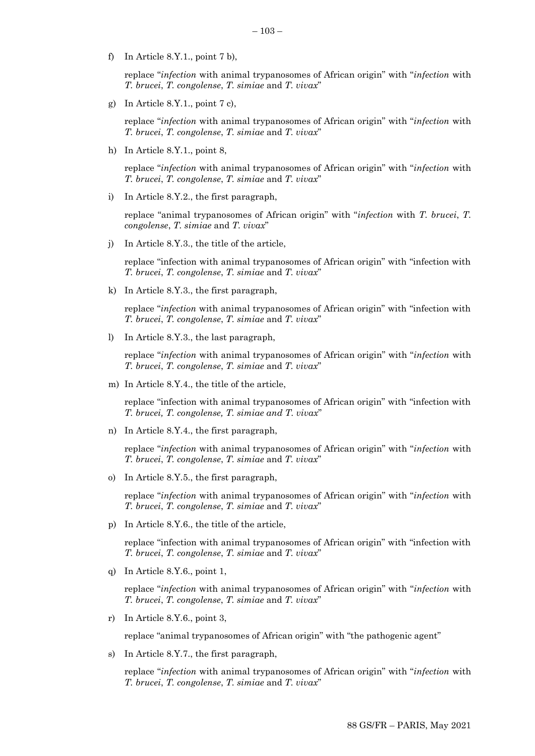f) In Article 8.Y.1., point 7 b),

   replace "*infection* with animal trypanosomes of African origin" with "*infection* with *T. brucei*, *T. congolense*, *T. simiae* and *T. vivax*"

g) In Article 8.Y.1., point 7 c),

   replace "*infection* with animal trypanosomes of African origin" with "*infection* with *T. brucei*, *T. congolense*, *T. simiae* and *T. vivax*"

h) In Article 8.Y.1., point 8,

   replace "*infection* with animal trypanosomes of African origin" with "*infection* with *T. brucei*, *T. congolense*, *T. simiae* and *T. vivax*"

i) In Article 8.Y.2., the first paragraph,

   replace "animal trypanosomes of African origin" with "*infection* with *T. brucei*, *T. congolense*, *T. simiae* and *T. vivax*"

j) In Article 8.Y.3., the title of the article,

   replace "infection with animal trypanosomes of African origin" with "infection with *T. brucei*, *T. congolense*, *T. simiae* and *T. vivax*"

k) In Article 8.Y.3., the first paragraph,

   replace "*infection* with animal trypanosomes of African origin" with "infection with *T. brucei*, *T. congolense*, *T. simiae* and *T. vivax*"

l) In Article 8.Y.3., the last paragraph,

   replace "*infection* with animal trypanosomes of African origin" with "*infection* with *T. brucei*, *T. congolense*, *T. simiae* and *T. vivax*"

m) In Article 8.Y.4., the title of the article,

   replace "infection with animal trypanosomes of African origin" with "infection with *T. brucei, T. congolense, T. simiae and T. vivax*"

n) In Article 8.Y.4., the first paragraph,

   replace "*infection* with animal trypanosomes of African origin" with "*infection* with *T. brucei*, *T. congolense*, *T. simiae* and *T. vivax*"

o) In Article 8.Y.5., the first paragraph,

   replace "*infection* with animal trypanosomes of African origin" with "*infection* with *T. brucei*, *T. congolense*, *T. simiae* and *T. vivax*"

p) In Article 8.Y.6., the title of the article,

   replace "infection with animal trypanosomes of African origin" with "infection with *T. brucei*, *T. congolense*, *T. simiae* and *T. vivax*"

q) In Article 8.Y.6., point 1,

   replace "*infection* with animal trypanosomes of African origin" with "*infection* with *T. brucei*, *T. congolense*, *T. simiae* and *T. vivax*"

r) In Article 8.Y.6., point 3,

   replace "animal trypanosomes of African origin" with "the pathogenic agent"

s) In Article 8.Y.7., the first paragraph,

   replace "*infection* with animal trypanosomes of African origin" with "*infection* with *T. brucei*, *T. congolense*, *T. simiae* and *T. vivax*"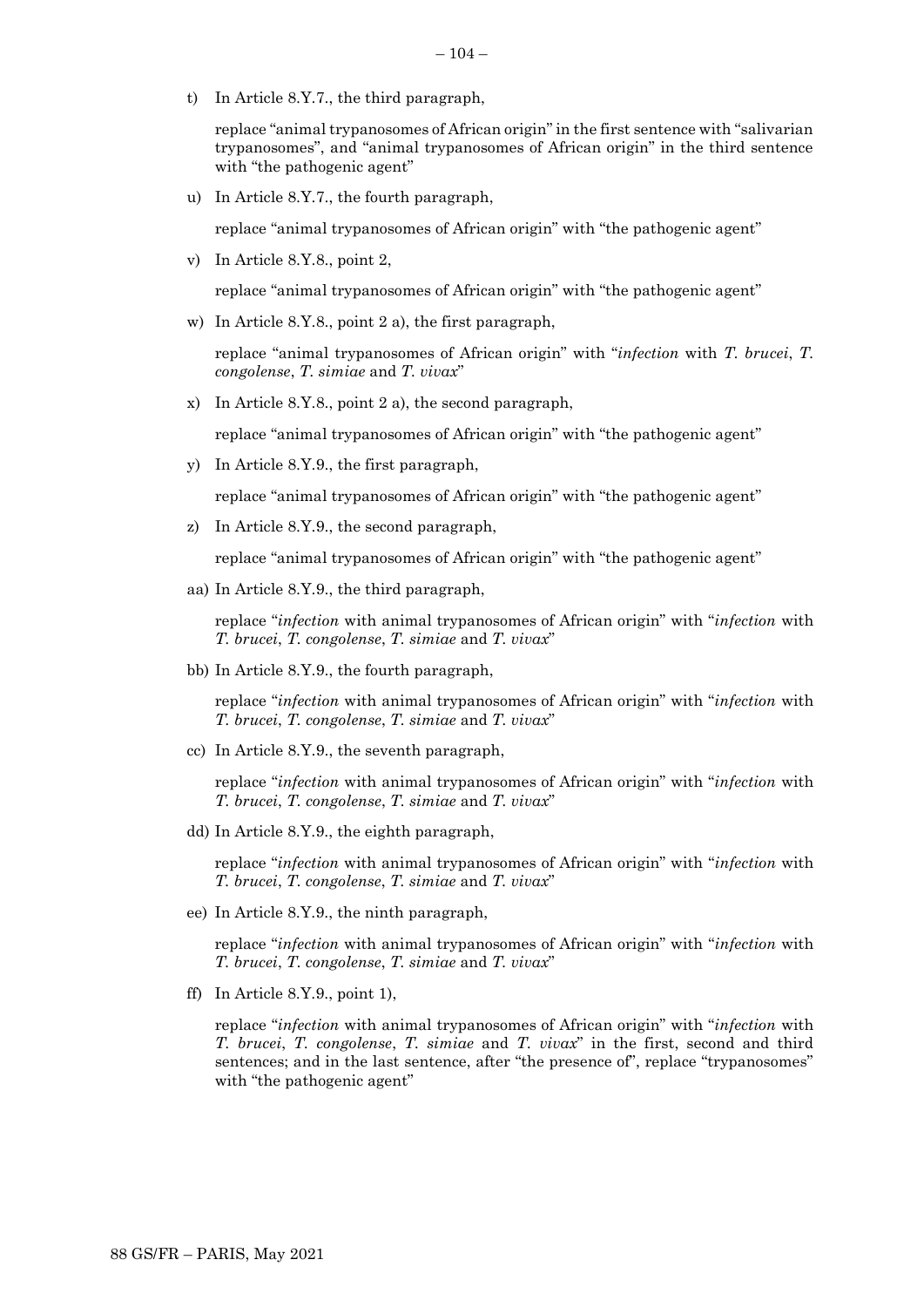t) In Article 8.Y.7., the third paragraph,

   replace "animal trypanosomes of African origin" in the first sentence with "salivarian trypanosomes", and "animal trypanosomes of African origin" in the third sentence with "the pathogenic agent"

u) In Article 8.Y.7., the fourth paragraph,

   replace "animal trypanosomes of African origin" with "the pathogenic agent"

v) In Article 8.Y.8., point 2,

   replace "animal trypanosomes of African origin" with "the pathogenic agent"

w) In Article 8.Y.8., point 2 a), the first paragraph,

   replace "animal trypanosomes of African origin" with "*infection* with *T. brucei*, *T. congolense*, *T. simiae* and *T. vivax*"

x) In Article 8.Y.8., point 2 a), the second paragraph,

   replace "animal trypanosomes of African origin" with "the pathogenic agent"

y) In Article 8.Y.9., the first paragraph,

   replace "animal trypanosomes of African origin" with "the pathogenic agent"

z) In Article 8.Y.9., the second paragraph,

   replace "animal trypanosomes of African origin" with "the pathogenic agent"

aa) In Article 8.Y.9., the third paragraph,

   replace "*infection* with animal trypanosomes of African origin" with "*infection* with *T. brucei*, *T. congolense*, *T. simiae* and *T. vivax*"

bb) In Article 8.Y.9., the fourth paragraph,

   replace "*infection* with animal trypanosomes of African origin" with "*infection* with *T. brucei*, *T. congolense*, *T. simiae* and *T. vivax*"

cc) In Article 8.Y.9., the seventh paragraph,

   replace "*infection* with animal trypanosomes of African origin" with "*infection* with *T. brucei*, *T. congolense*, *T. simiae* and *T. vivax*"

dd) In Article 8.Y.9., the eighth paragraph,

   replace "*infection* with animal trypanosomes of African origin" with "*infection* with *T. brucei*, *T. congolense*, *T. simiae* and *T. vivax*"

ee) In Article 8.Y.9., the ninth paragraph,

   replace "*infection* with animal trypanosomes of African origin" with "*infection* with *T. brucei*, *T. congolense*, *T. simiae* and *T. vivax*"

ff) In Article 8.Y.9., point 1),

   replace "*infection* with animal trypanosomes of African origin" with "*infection* with *T. brucei*, *T. congolense*, *T. simiae* and *T. vivax*" in the first, second and third sentences; and in the last sentence, after "the presence of", replace "trypanosomes" with "the pathogenic agent"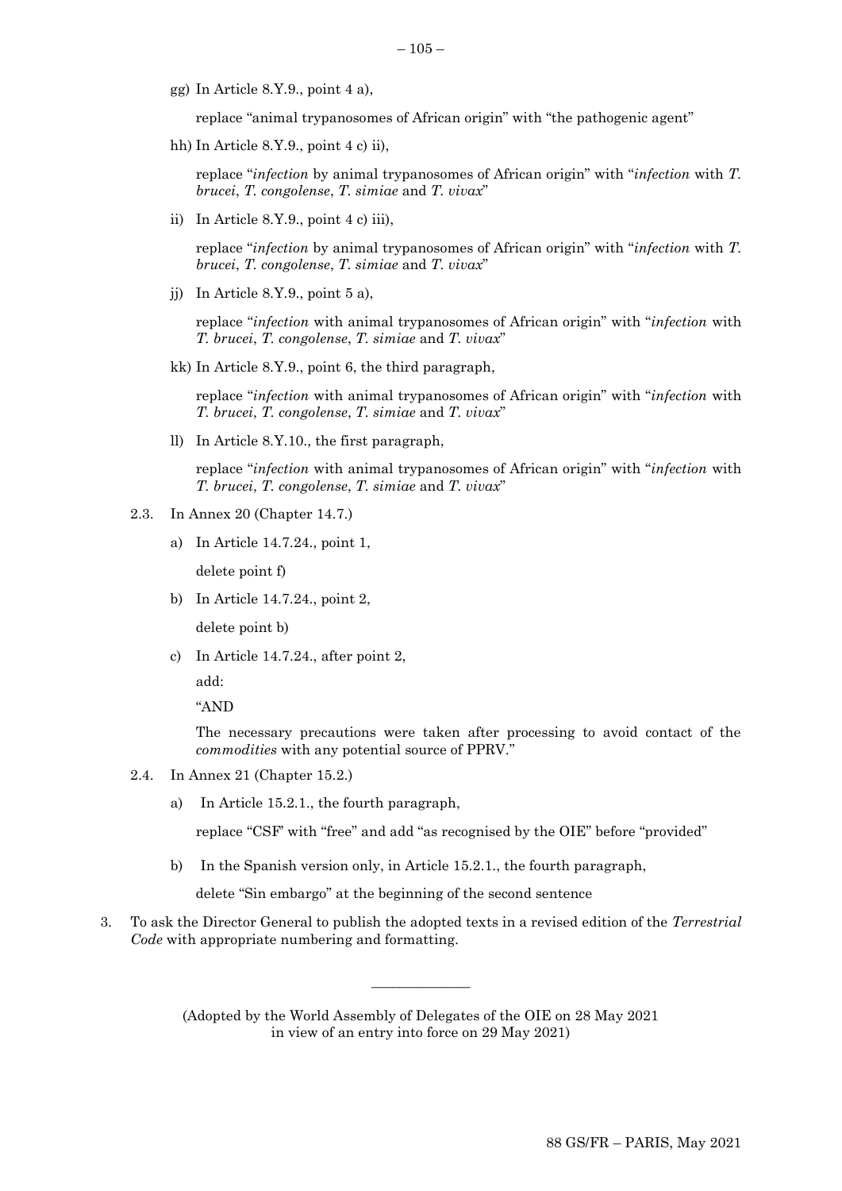gg) In Article 8.Y.9., point 4 a),

replace "animal trypanosomes of African origin" with "the pathogenic agent"

hh) In Article 8.Y.9., point 4 c) ii),

replace "*infection* by animal trypanosomes of African origin" with "*infection* with *T. brucei*, *T. congolense*, *T. simiae* and *T. vivax*"

ii) In Article 8.Y.9., point 4 c) iii),

replace "*infection* by animal trypanosomes of African origin" with "*infection* with *T. brucei*, *T. congolense*, *T. simiae* and *T. vivax*"

jj) In Article 8.Y.9., point 5 a),

replace "*infection* with animal trypanosomes of African origin" with "*infection* with *T. brucei*, *T. congolense*, *T. simiae* and *T. vivax*"

kk) In Article 8.Y.9., point 6, the third paragraph,

replace "*infection* with animal trypanosomes of African origin" with "*infection* with *T. brucei*, *T. congolense*, *T. simiae* and *T. vivax*"

ll) In Article 8.Y.10., the first paragraph,

replace "*infection* with animal trypanosomes of African origin" with "*infection* with *T. brucei*, *T. congolense*, *T. simiae* and *T. vivax*"

2.3. In Annex 20 (Chapter 14.7.)

a) In Article 14.7.24., point 1,

delete point f)

b) In Article 14.7.24., point 2,

delete point b)

c) In Article 14.7.24., after point 2,

add:

"AND

The necessary precautions were taken after processing to avoid contact of the *commodities* with any potential source of PPRV."

2.4. In Annex 21 (Chapter 15.2.)

a) In Article 15.2.1., the fourth paragraph,

replace "CSF" with "free" and add "as recognised by the OIE" before "provided"

b) In the Spanish version only, in Article 15.2.1., the fourth paragraph,

delete "Sin embargo" at the beginning of the second sentence

3. To ask the Director General to publish the adopted texts in a revised edition of the *Terrestrial Code* with appropriate numbering and formatting.

---

(Adopted by the World Assembly of Delegates of the OIE on 28 May 2021 in view of an entry into force on 29 May 2021)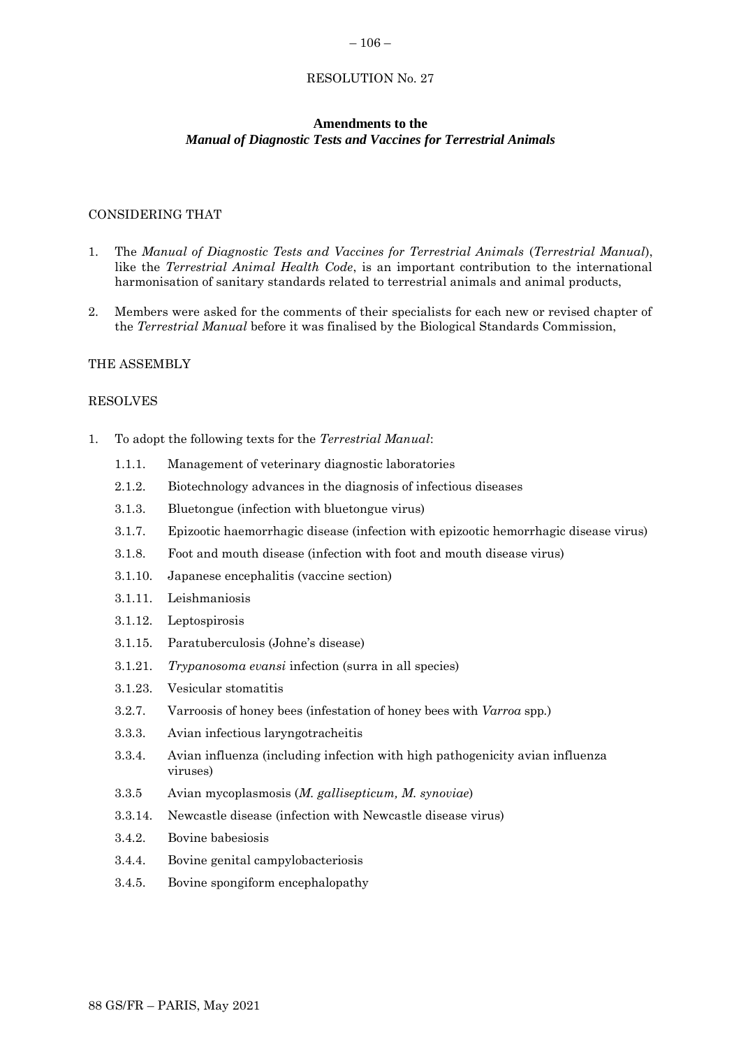# RESOLUTION No. 27

## Amendments to the *Manual of Diagnostic Tests and Vaccines for Terrestrial Animals*

CONSIDERING THAT

1. The *Manual of Diagnostic Tests and Vaccines for Terrestrial Animals* (*Terrestrial Manual*), like the *Terrestrial Animal Health Code*, is an important contribution to the international harmonisation of sanitary standards related to terrestrial animals and animal products,

2. Members were asked for the comments of their specialists for each new or revised chapter of the *Terrestrial Manual* before it was finalised by the Biological Standards Commission,

THE ASSEMBLY

RESOLVES

1. To adopt the following texts for the *Terrestrial Manual*:

   1.1.1. Management of veterinary diagnostic laboratories

   2.1.2. Biotechnology advances in the diagnosis of infectious diseases

   3.1.3. Bluetongue (infection with bluetongue virus)

   3.1.7. Epizootic haemorrhagic disease (infection with epizootic hemorrhagic disease virus)

   3.1.8. Foot and mouth disease (infection with foot and mouth disease virus)

   3.1.10. Japanese encephalitis (vaccine section)

   3.1.11. Leishmaniosis

   3.1.12. Leptospirosis

   3.1.15. Paratuberculosis (Johne's disease)

   3.1.21. *Trypanosoma evansi* infection (surra in all species)

   3.1.23. Vesicular stomatitis

   3.2.7. Varroosis of honey bees (infestation of honey bees with *Varroa* spp.)

   3.3.3. Avian infectious laryngotracheitis

   3.3.4. Avian influenza (including infection with high pathogenicity avian influenza viruses)

   3.3.5 Avian mycoplasmosis (*M. gallisepticum, M. synoviae*)

   3.3.14. Newcastle disease (infection with Newcastle disease virus)

   3.4.2. Bovine babesiosis

   3.4.4. Bovine genital campylobacteriosis

   3.4.5. Bovine spongiform encephalopathy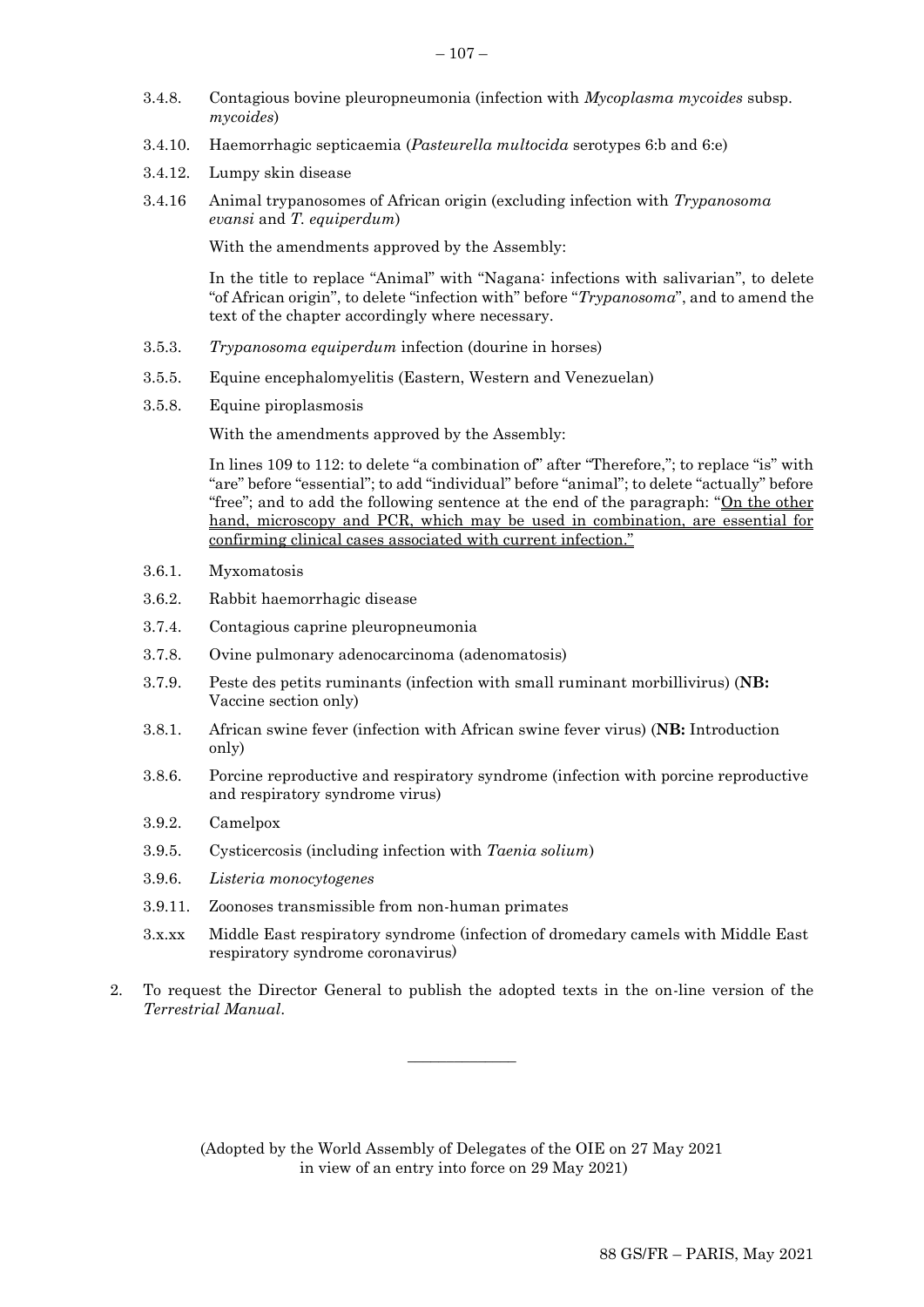3.4.8. Contagious bovine pleuropneumonia (infection with *Mycoplasma mycoides* subsp. *mycoides*)

3.4.10. Haemorrhagic septicaemia (*Pasteurella multocida* serotypes 6:b and 6:e)

3.4.12. Lumpy skin disease

3.4.16 Animal trypanosomes of African origin (excluding infection with *Trypanosoma evansi* and *T. equiperdum*)

With the amendments approved by the Assembly:

In the title to replace "Animal" with "Nagana: infections with salivarian", to delete "of African origin", to delete "infection with" before "*Trypanosoma*", and to amend the text of the chapter accordingly where necessary.

3.5.3. *Trypanosoma equiperdum* infection (dourine in horses)

3.5.5. Equine encephalomyelitis (Eastern, Western and Venezuelan)

3.5.8. Equine piroplasmosis

With the amendments approved by the Assembly:

In lines 109 to 112: to delete "a combination of" after "Therefore,"; to replace "is" with "are" before "essential"; to add "individual" before "animal"; to delete "actually" before "free"; and to add the following sentence at the end of the paragraph: "On the other hand, microscopy and PCR, which may be used in combination, are essential for confirming clinical cases associated with current infection."

3.6.1. Myxomatosis

3.6.2. Rabbit haemorrhagic disease

3.7.4. Contagious caprine pleuropneumonia

3.7.8. Ovine pulmonary adenocarcinoma (adenomatosis)

3.7.9. Peste des petits ruminants (infection with small ruminant morbillivirus) (**NB:** Vaccine section only)

3.8.1. African swine fever (infection with African swine fever virus) (**NB:** Introduction only)

3.8.6. Porcine reproductive and respiratory syndrome (infection with porcine reproductive and respiratory syndrome virus)

3.9.2. Camelpox

3.9.5. Cysticercosis (including infection with *Taenia solium*)

3.9.6. *Listeria monocytogenes*

3.9.11. Zoonoses transmissible from non-human primates

3.x.xx Middle East respiratory syndrome (infection of dromedary camels with Middle East respiratory syndrome coronavirus)

2. To request the Director General to publish the adopted texts in the on-line version of the *Terrestrial Manual*.

---

(Adopted by the World Assembly of Delegates of the OIE on 27 May 2021 in view of an entry into force on 29 May 2021)

88 GS/FR – PARIS, May 2021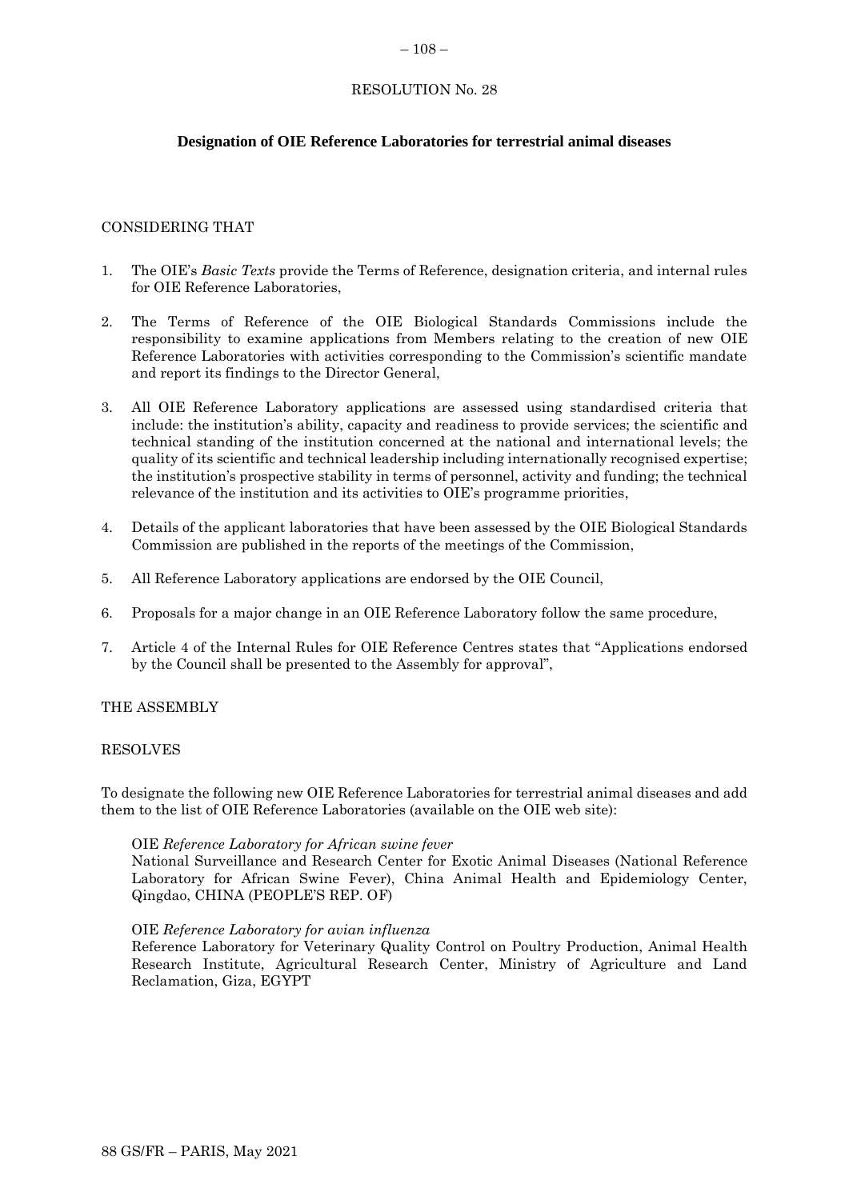RESOLUTION No. 28

**Designation of OIE Reference Laboratories for terrestrial animal diseases**

CONSIDERING THAT

1. The OIE's *Basic Texts* provide the Terms of Reference, designation criteria, and internal rules for OIE Reference Laboratories,
2. The Terms of Reference of the OIE Biological Standards Commissions include the responsibility to examine applications from Members relating to the creation of new OIE Reference Laboratories with activities corresponding to the Commission's scientific mandate and report its findings to the Director General,
3. All OIE Reference Laboratory applications are assessed using standardised criteria that include: the institution's ability, capacity and readiness to provide services; the scientific and technical standing of the institution concerned at the national and international levels; the quality of its scientific and technical leadership including internationally recognised expertise; the institution's prospective stability in terms of personnel, activity and funding; the technical relevance of the institution and its activities to OIE's programme priorities,
4. Details of the applicant laboratories that have been assessed by the OIE Biological Standards Commission are published in the reports of the meetings of the Commission,
5. All Reference Laboratory applications are endorsed by the OIE Council,
6. Proposals for a major change in an OIE Reference Laboratory follow the same procedure,
7. Article 4 of the Internal Rules for OIE Reference Centres states that "Applications endorsed by the Council shall be presented to the Assembly for approval",

THE ASSEMBLY

RESOLVES

To designate the following new OIE Reference Laboratories for terrestrial animal diseases and add them to the list of OIE Reference Laboratories (available on the OIE web site):

OIE *Reference Laboratory for African swine fever*
National Surveillance and Research Center for Exotic Animal Diseases (National Reference Laboratory for African Swine Fever), China Animal Health and Epidemiology Center, Qingdao, CHINA (PEOPLE'S REP. OF)

OIE *Reference Laboratory for avian influenza*
Reference Laboratory for Veterinary Quality Control on Poultry Production, Animal Health Research Institute, Agricultural Research Center, Ministry of Agriculture and Land Reclamation, Giza, EGYPT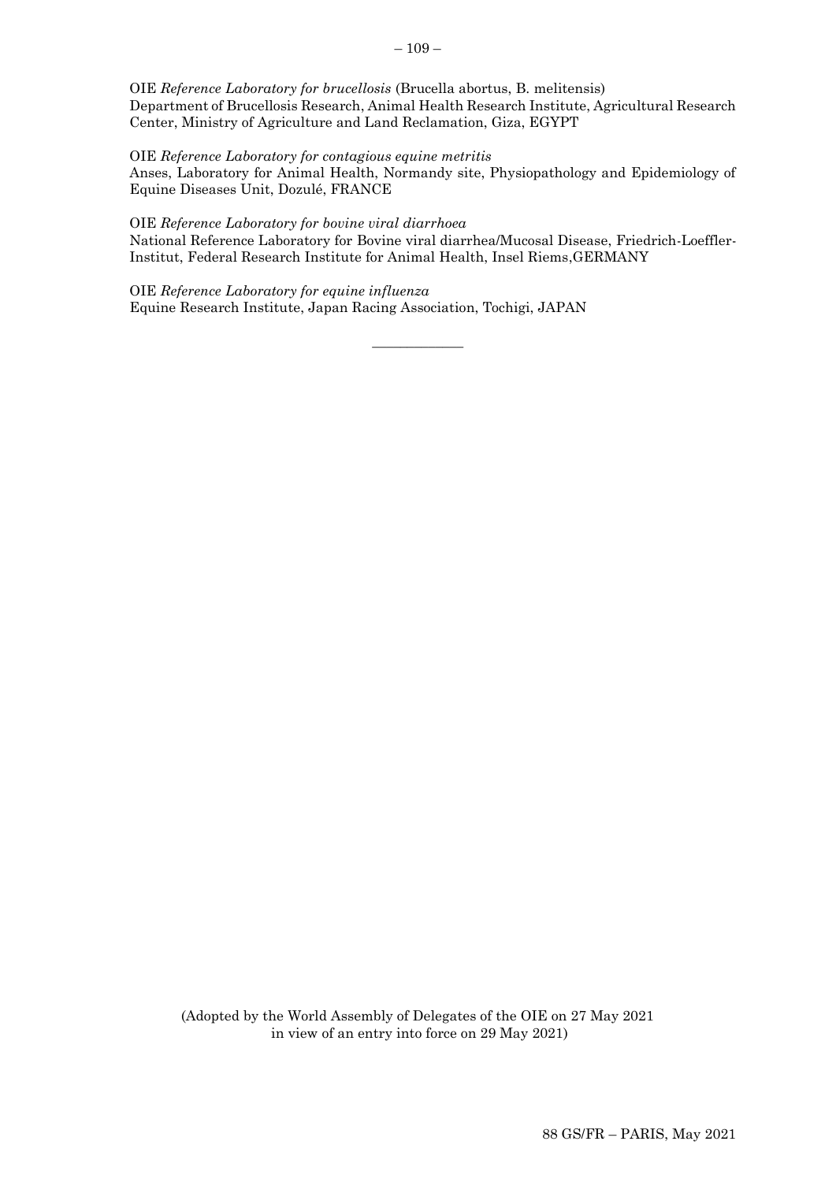OIE *Reference Laboratory for brucellosis* (Brucella abortus, B. melitensis)
Department of Brucellosis Research, Animal Health Research Institute, Agricultural Research Center, Ministry of Agriculture and Land Reclamation, Giza, EGYPT

OIE *Reference Laboratory for contagious equine metritis*
Anses, Laboratory for Animal Health, Normandy site, Physiopathology and Epidemiology of Equine Diseases Unit, Dozulé, FRANCE

OIE *Reference Laboratory for bovine viral diarrhoea*
National Reference Laboratory for Bovine viral diarrhea/Mucosal Disease, Friedrich-Loeffler-Institut, Federal Research Institute for Animal Health, Insel Riems,GERMANY

OIE *Reference Laboratory for equine influenza*
Equine Research Institute, Japan Racing Association, Tochigi, JAPAN

\_\_\_\_\_\_\_\_\_\_\_\_\_\_

(Adopted by the World Assembly of Delegates of the OIE on 27 May 2021
in view of an entry into force on 29 May 2021)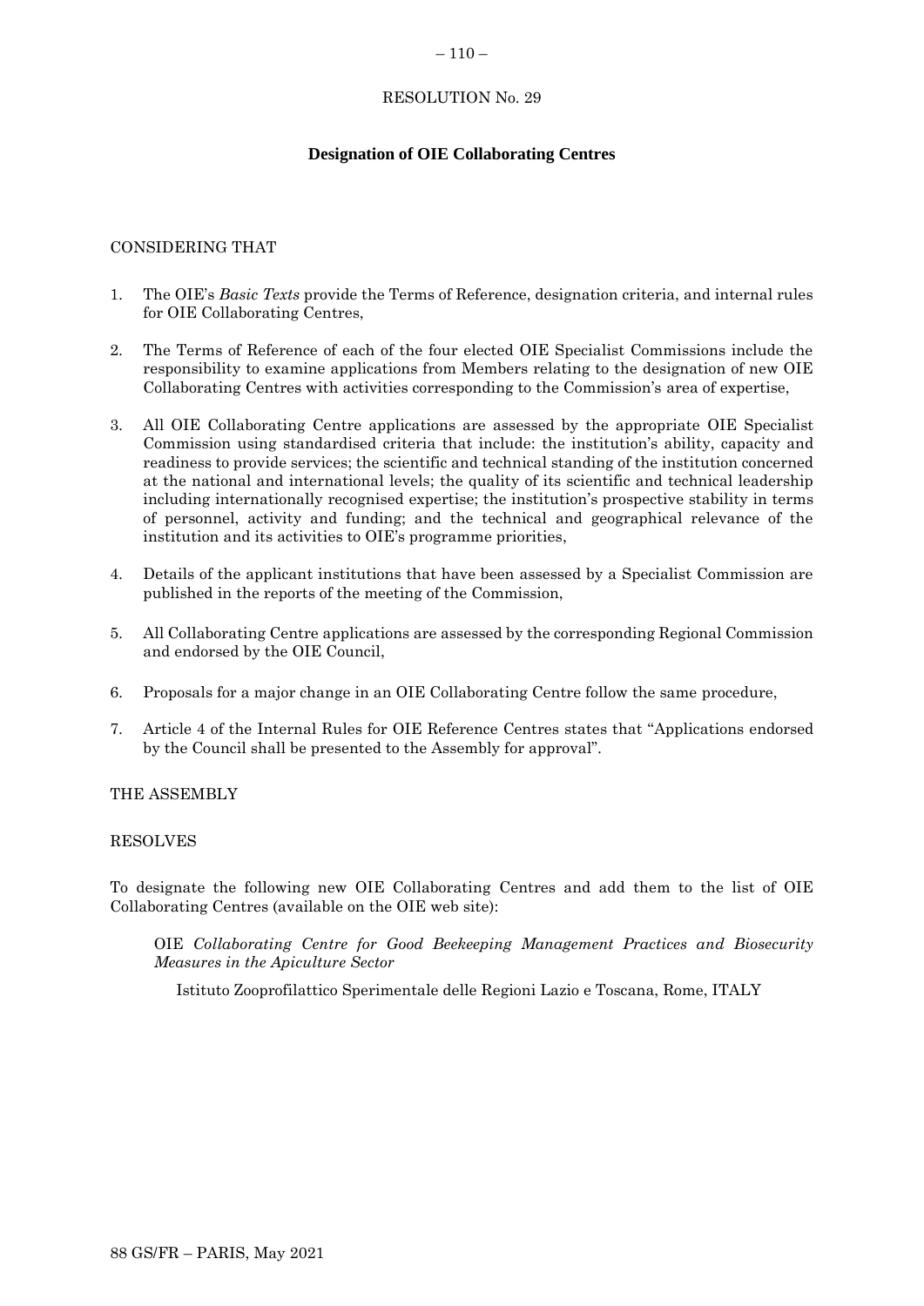RESOLUTION No. 29

## Designation of OIE Collaborating Centres

CONSIDERING THAT

1. The OIE's *Basic Texts* provide the Terms of Reference, designation criteria, and internal rules for OIE Collaborating Centres,

2. The Terms of Reference of each of the four elected OIE Specialist Commissions include the responsibility to examine applications from Members relating to the designation of new OIE Collaborating Centres with activities corresponding to the Commission's area of expertise,

3. All OIE Collaborating Centre applications are assessed by the appropriate OIE Specialist Commission using standardised criteria that include: the institution's ability, capacity and readiness to provide services; the scientific and technical standing of the institution concerned at the national and international levels; the quality of its scientific and technical leadership including internationally recognised expertise; the institution's prospective stability in terms of personnel, activity and funding; and the technical and geographical relevance of the institution and its activities to OIE's programme priorities,

4. Details of the applicant institutions that have been assessed by a Specialist Commission are published in the reports of the meeting of the Commission,

5. All Collaborating Centre applications are assessed by the corresponding Regional Commission and endorsed by the OIE Council,

6. Proposals for a major change in an OIE Collaborating Centre follow the same procedure,

7. Article 4 of the Internal Rules for OIE Reference Centres states that "Applications endorsed by the Council shall be presented to the Assembly for approval".

THE ASSEMBLY

RESOLVES

To designate the following new OIE Collaborating Centres and add them to the list of OIE Collaborating Centres (available on the OIE web site):

OIE *Collaborating Centre for Good Beekeeping Management Practices and Biosecurity Measures in the Apiculture Sector*

Istituto Zooprofilattico Sperimentale delle Regioni Lazio e Toscana, Rome, ITALY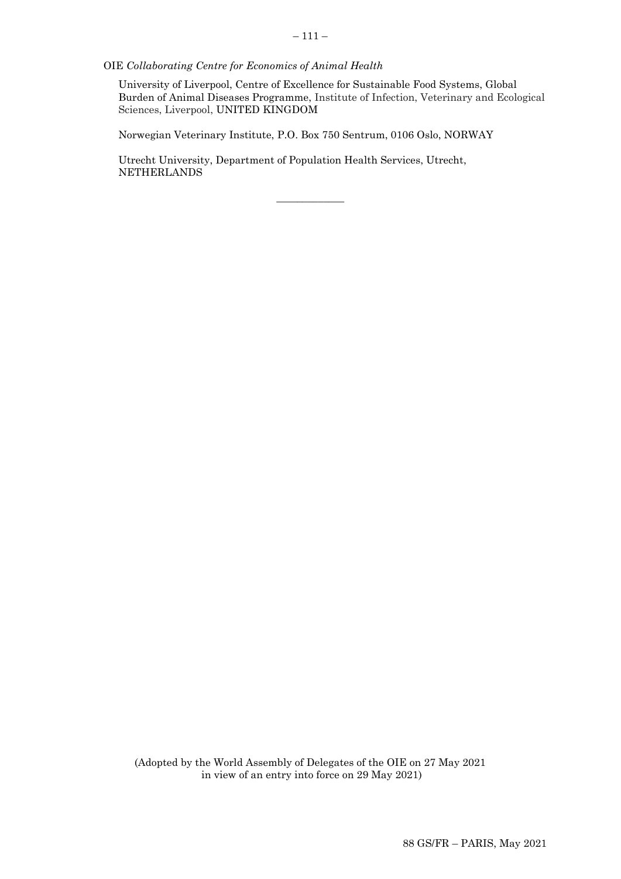OIE *Collaborating Centre for Economics of Animal Health*

University of Liverpool, Centre of Excellence for Sustainable Food Systems, Global Burden of Animal Diseases Programme, Institute of Infection, Veterinary and Ecological Sciences, Liverpool, UNITED KINGDOM

Norwegian Veterinary Institute, P.O. Box 750 Sentrum, 0106 Oslo, NORWAY

Utrecht University, Department of Population Health Services, Utrecht, NETHERLANDS

---

(Adopted by the World Assembly of Delegates of the OIE on 27 May 2021 in view of an entry into force on 29 May 2021)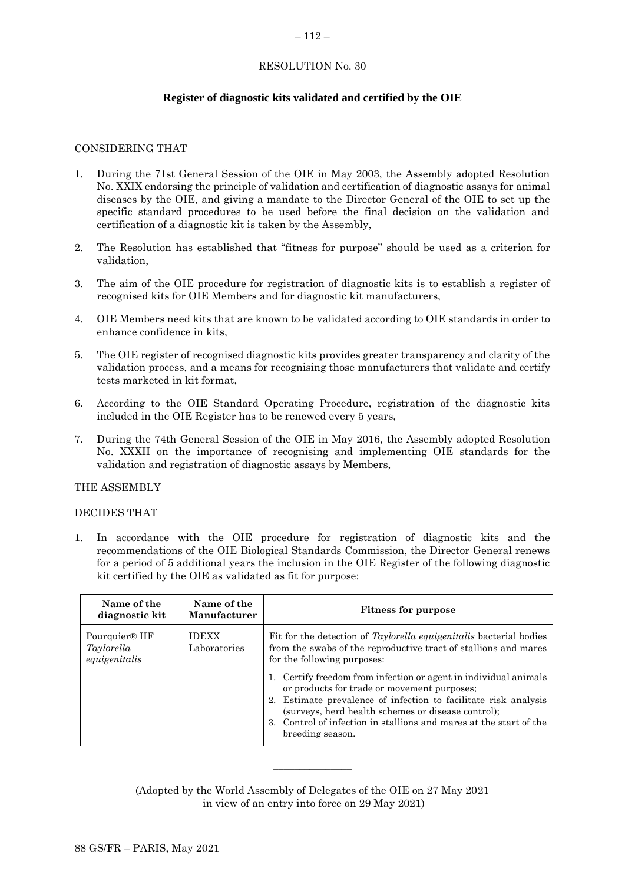# RESOLUTION No. 30

## Register of diagnostic kits validated and certified by the OIE

CONSIDERING THAT

1. During the 71st General Session of the OIE in May 2003, the Assembly adopted Resolution No. XXIX endorsing the principle of validation and certification of diagnostic assays for animal diseases by the OIE, and giving a mandate to the Director General of the OIE to set up the specific standard procedures to be used before the final decision on the validation and certification of a diagnostic kit is taken by the Assembly,

2. The Resolution has established that "fitness for purpose" should be used as a criterion for validation,

3. The aim of the OIE procedure for registration of diagnostic kits is to establish a register of recognised kits for OIE Members and for diagnostic kit manufacturers,

4. OIE Members need kits that are known to be validated according to OIE standards in order to enhance confidence in kits,

5. The OIE register of recognised diagnostic kits provides greater transparency and clarity of the validation process, and a means for recognising those manufacturers that validate and certify tests marketed in kit format,

6. According to the OIE Standard Operating Procedure, registration of the diagnostic kits included in the OIE Register has to be renewed every 5 years,

7. During the 74th General Session of the OIE in May 2016, the Assembly adopted Resolution No. XXXII on the importance of recognising and implementing OIE standards for the validation and registration of diagnostic assays by Members,

THE ASSEMBLY

DECIDES THAT

1. In accordance with the OIE procedure for registration of diagnostic kits and the recommendations of the OIE Biological Standards Commission, the Director General renews for a period of 5 additional years the inclusion in the OIE Register of the following diagnostic kit certified by the OIE as validated as fit for purpose:

| Name of the diagnostic kit | Name of the Manufacturer | Fitness for purpose |
|---|---|---|
| Pourquier® IIF *Taylorella equigenitalis* | IDEXX Laboratories | Fit for the detection of *Taylorella equigenitalis* bacterial bodies from the swabs of the reproductive tract of stallions and mares for the following purposes:<br>1. Certify freedom from infection or agent in individual animals or products for trade or movement purposes;<br>2. Estimate prevalence of infection to facilitate risk analysis (surveys, herd health schemes or disease control);<br>3. Control of infection in stallions and mares at the start of the breeding season. |

(Adopted by the World Assembly of Delegates of the OIE on 27 May 2021 in view of an entry into force on 29 May 2021)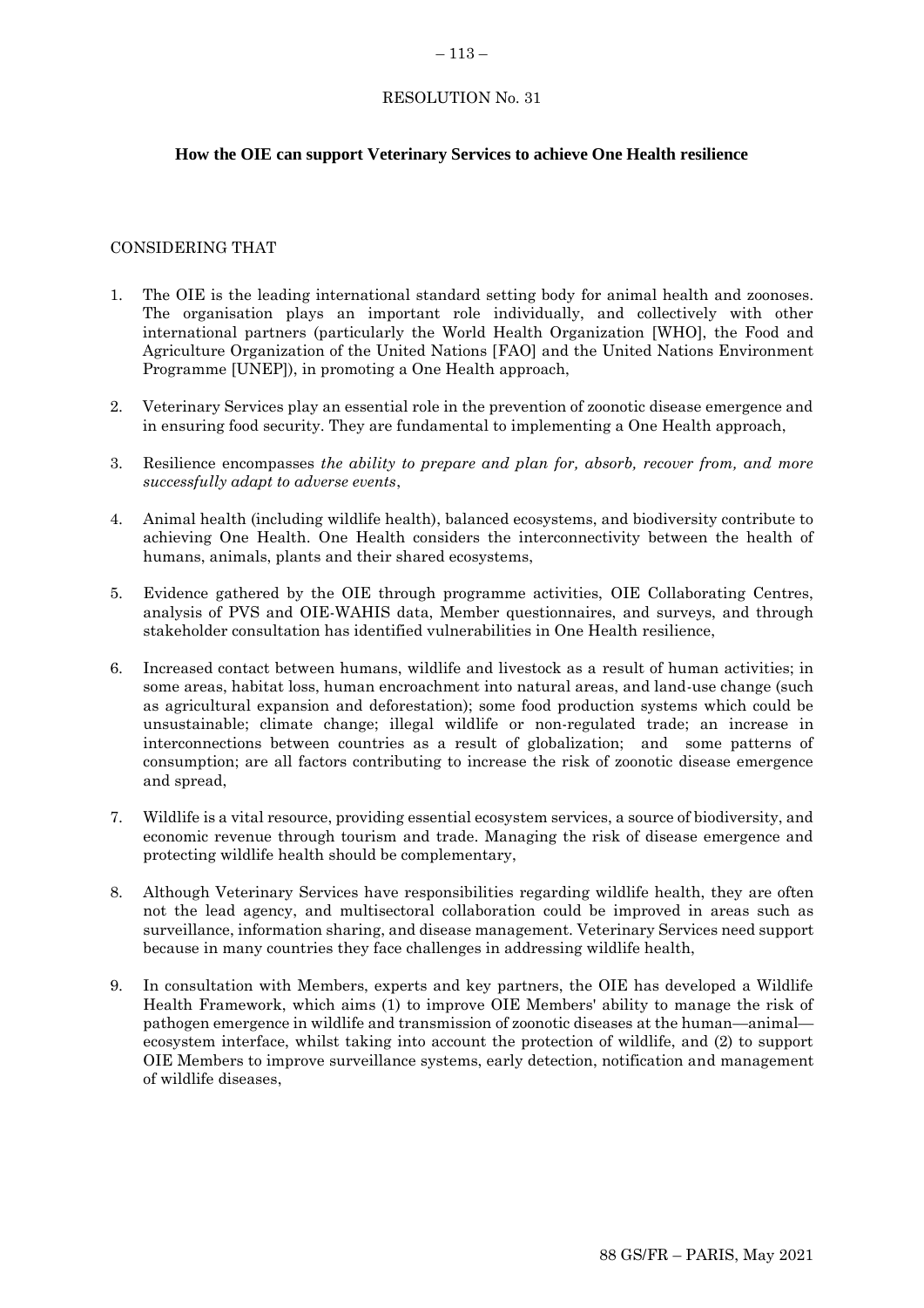RESOLUTION No. 31

**How the OIE can support Veterinary Services to achieve One Health resilience**

CONSIDERING THAT

1. The OIE is the leading international standard setting body for animal health and zoonoses. The organisation plays an important role individually, and collectively with other international partners (particularly the World Health Organization [WHO], the Food and Agriculture Organization of the United Nations [FAO] and the United Nations Environment Programme [UNEP]), in promoting a One Health approach,

2. Veterinary Services play an essential role in the prevention of zoonotic disease emergence and in ensuring food security. They are fundamental to implementing a One Health approach,

3. Resilience encompasses *the ability to prepare and plan for, absorb, recover from, and more successfully adapt to adverse events*,

4. Animal health (including wildlife health), balanced ecosystems, and biodiversity contribute to achieving One Health. One Health considers the interconnectivity between the health of humans, animals, plants and their shared ecosystems,

5. Evidence gathered by the OIE through programme activities, OIE Collaborating Centres, analysis of PVS and OIE-WAHIS data, Member questionnaires, and surveys, and through stakeholder consultation has identified vulnerabilities in One Health resilience,

6. Increased contact between humans, wildlife and livestock as a result of human activities; in some areas, habitat loss, human encroachment into natural areas, and land-use change (such as agricultural expansion and deforestation); some food production systems which could be unsustainable; climate change; illegal wildlife or non-regulated trade; an increase in interconnections between countries as a result of globalization; and some patterns of consumption; are all factors contributing to increase the risk of zoonotic disease emergence and spread,

7. Wildlife is a vital resource, providing essential ecosystem services, a source of biodiversity, and economic revenue through tourism and trade. Managing the risk of disease emergence and protecting wildlife health should be complementary,

8. Although Veterinary Services have responsibilities regarding wildlife health, they are often not the lead agency, and multisectoral collaboration could be improved in areas such as surveillance, information sharing, and disease management. Veterinary Services need support because in many countries they face challenges in addressing wildlife health,

9. In consultation with Members, experts and key partners, the OIE has developed a Wildlife Health Framework, which aims (1) to improve OIE Members' ability to manage the risk of pathogen emergence in wildlife and transmission of zoonotic diseases at the human—animal—ecosystem interface, whilst taking into account the protection of wildlife, and (2) to support OIE Members to improve surveillance systems, early detection, notification and management of wildlife diseases,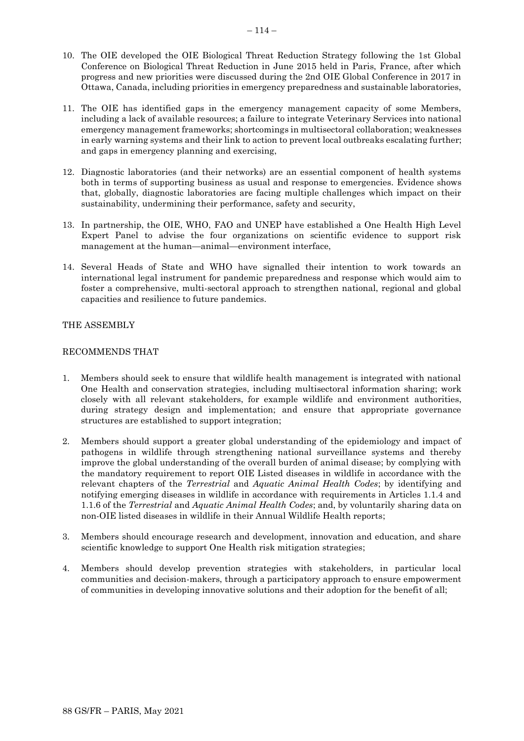10. The OIE developed the OIE Biological Threat Reduction Strategy following the 1st Global Conference on Biological Threat Reduction in June 2015 held in Paris, France, after which progress and new priorities were discussed during the 2nd OIE Global Conference in 2017 in Ottawa, Canada, including priorities in emergency preparedness and sustainable laboratories,

11. The OIE has identified gaps in the emergency management capacity of some Members, including a lack of available resources; a failure to integrate Veterinary Services into national emergency management frameworks; shortcomings in multisectoral collaboration; weaknesses in early warning systems and their link to action to prevent local outbreaks escalating further; and gaps in emergency planning and exercising,

12. Diagnostic laboratories (and their networks) are an essential component of health systems both in terms of supporting business as usual and response to emergencies. Evidence shows that, globally, diagnostic laboratories are facing multiple challenges which impact on their sustainability, undermining their performance, safety and security,

13. In partnership, the OIE, WHO, FAO and UNEP have established a One Health High Level Expert Panel to advise the four organizations on scientific evidence to support risk management at the human—animal—environment interface,

14. Several Heads of State and WHO have signalled their intention to work towards an international legal instrument for pandemic preparedness and response which would aim to foster a comprehensive, multi-sectoral approach to strengthen national, regional and global capacities and resilience to future pandemics.

THE ASSEMBLY

RECOMMENDS THAT

1. Members should seek to ensure that wildlife health management is integrated with national One Health and conservation strategies, including multisectoral information sharing; work closely with all relevant stakeholders, for example wildlife and environment authorities, during strategy design and implementation; and ensure that appropriate governance structures are established to support integration;

2. Members should support a greater global understanding of the epidemiology and impact of pathogens in wildlife through strengthening national surveillance systems and thereby improve the global understanding of the overall burden of animal disease; by complying with the mandatory requirement to report OIE Listed diseases in wildlife in accordance with the relevant chapters of the *Terrestrial* and *Aquatic Animal Health Codes*; by identifying and notifying emerging diseases in wildlife in accordance with requirements in Articles 1.1.4 and 1.1.6 of the *Terrestrial* and *Aquatic Animal Health Codes*; and, by voluntarily sharing data on non-OIE listed diseases in wildlife in their Annual Wildlife Health reports;

3. Members should encourage research and development, innovation and education, and share scientific knowledge to support One Health risk mitigation strategies;

4. Members should develop prevention strategies with stakeholders, in particular local communities and decision-makers, through a participatory approach to ensure empowerment of communities in developing innovative solutions and their adoption for the benefit of all;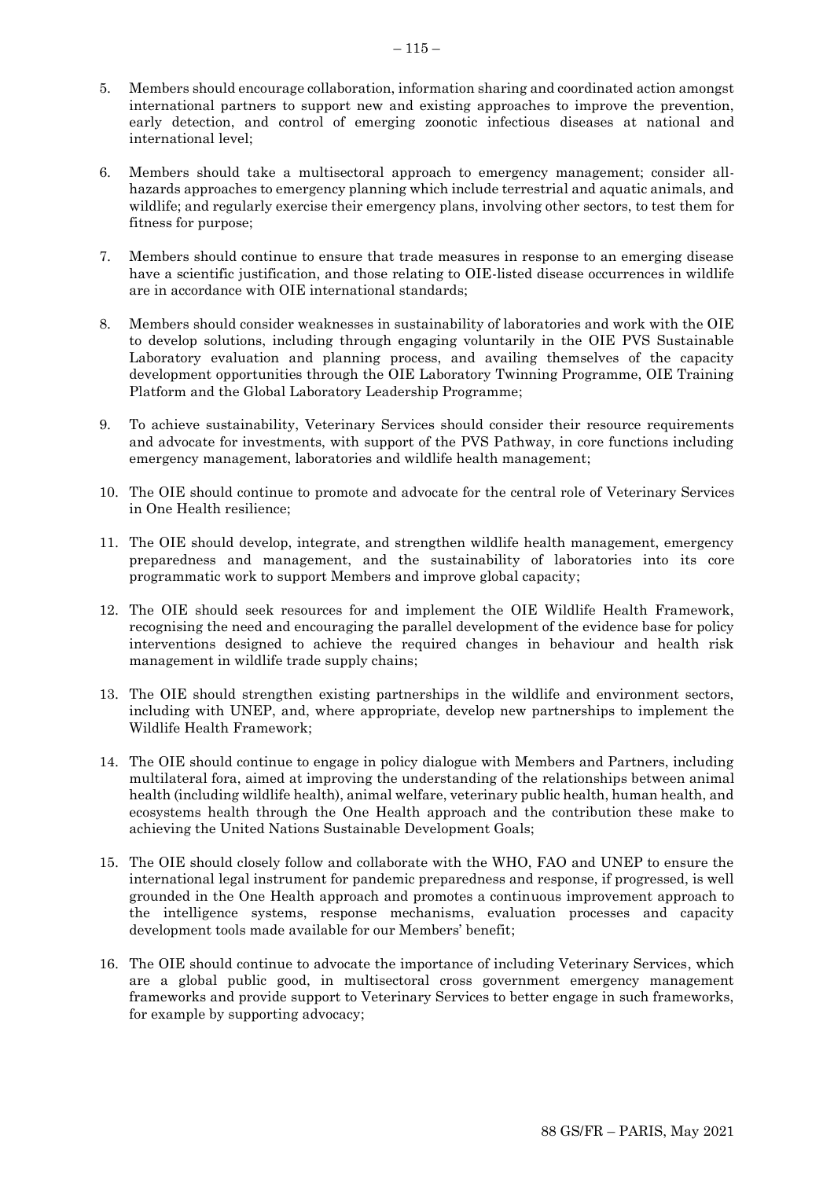5. Members should encourage collaboration, information sharing and coordinated action amongst international partners to support new and existing approaches to improve the prevention, early detection, and control of emerging zoonotic infectious diseases at national and international level;

6. Members should take a multisectoral approach to emergency management; consider all-hazards approaches to emergency planning which include terrestrial and aquatic animals, and wildlife; and regularly exercise their emergency plans, involving other sectors, to test them for fitness for purpose;

7. Members should continue to ensure that trade measures in response to an emerging disease have a scientific justification, and those relating to OIE-listed disease occurrences in wildlife are in accordance with OIE international standards;

8. Members should consider weaknesses in sustainability of laboratories and work with the OIE to develop solutions, including through engaging voluntarily in the OIE PVS Sustainable Laboratory evaluation and planning process, and availing themselves of the capacity development opportunities through the OIE Laboratory Twinning Programme, OIE Training Platform and the Global Laboratory Leadership Programme;

9. To achieve sustainability, Veterinary Services should consider their resource requirements and advocate for investments, with support of the PVS Pathway, in core functions including emergency management, laboratories and wildlife health management;

10. The OIE should continue to promote and advocate for the central role of Veterinary Services in One Health resilience;

11. The OIE should develop, integrate, and strengthen wildlife health management, emergency preparedness and management, and the sustainability of laboratories into its core programmatic work to support Members and improve global capacity;

12. The OIE should seek resources for and implement the OIE Wildlife Health Framework, recognising the need and encouraging the parallel development of the evidence base for policy interventions designed to achieve the required changes in behaviour and health risk management in wildlife trade supply chains;

13. The OIE should strengthen existing partnerships in the wildlife and environment sectors, including with UNEP, and, where appropriate, develop new partnerships to implement the Wildlife Health Framework;

14. The OIE should continue to engage in policy dialogue with Members and Partners, including multilateral fora, aimed at improving the understanding of the relationships between animal health (including wildlife health), animal welfare, veterinary public health, human health, and ecosystems health through the One Health approach and the contribution these make to achieving the United Nations Sustainable Development Goals;

15. The OIE should closely follow and collaborate with the WHO, FAO and UNEP to ensure the international legal instrument for pandemic preparedness and response, if progressed, is well grounded in the One Health approach and promotes a continuous improvement approach to the intelligence systems, response mechanisms, evaluation processes and capacity development tools made available for our Members' benefit;

16. The OIE should continue to advocate the importance of including Veterinary Services, which are a global public good, in multisectoral cross government emergency management frameworks and provide support to Veterinary Services to better engage in such frameworks, for example by supporting advocacy;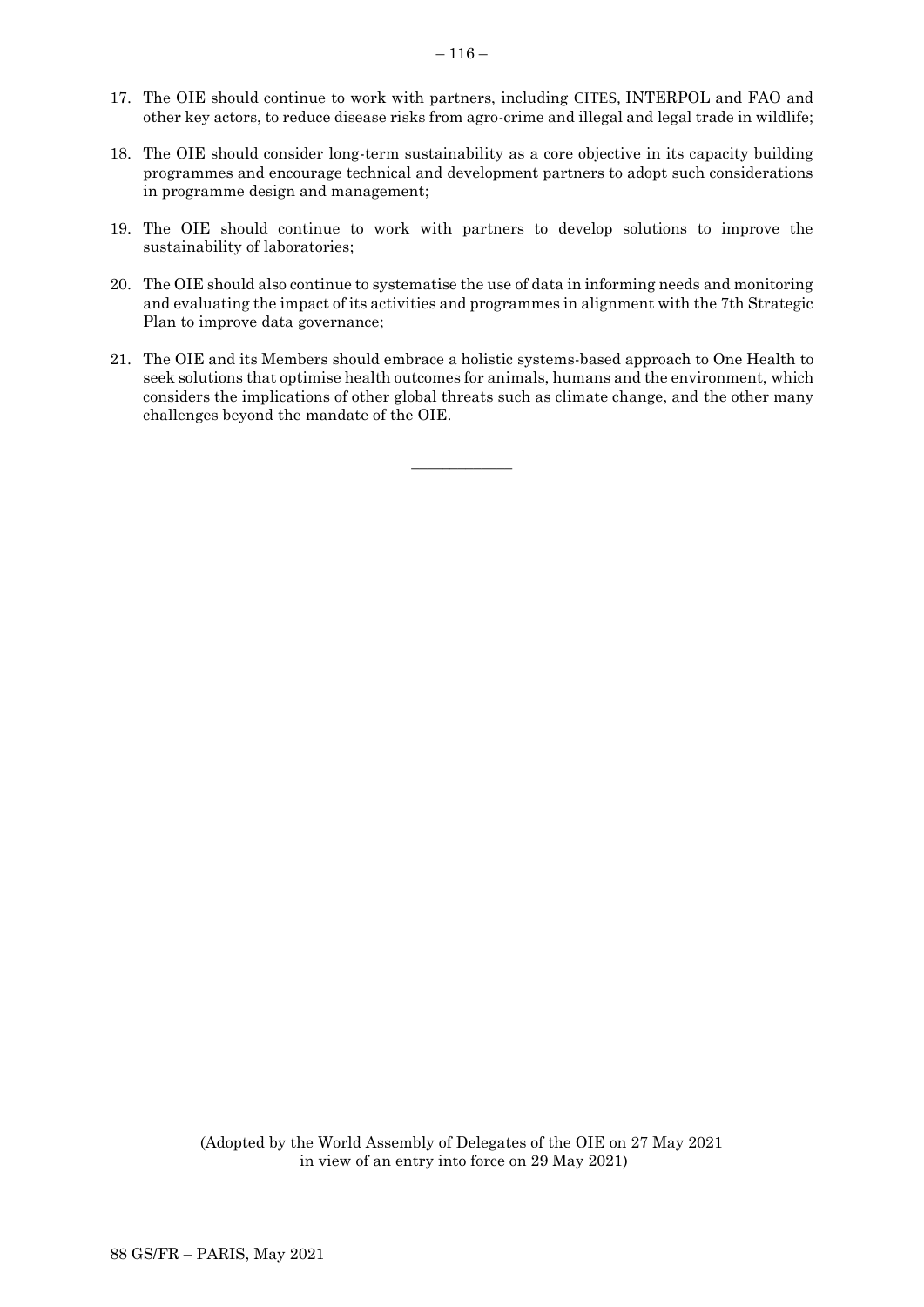17. The OIE should continue to work with partners, including CITES, INTERPOL and FAO and other key actors, to reduce disease risks from agro-crime and illegal and legal trade in wildlife;

18. The OIE should consider long-term sustainability as a core objective in its capacity building programmes and encourage technical and development partners to adopt such considerations in programme design and management;

19. The OIE should continue to work with partners to develop solutions to improve the sustainability of laboratories;

20. The OIE should also continue to systematise the use of data in informing needs and monitoring and evaluating the impact of its activities and programmes in alignment with the 7th Strategic Plan to improve data governance;

21. The OIE and its Members should embrace a holistic systems-based approach to One Health to seek solutions that optimise health outcomes for animals, humans and the environment, which considers the implications of other global threats such as climate change, and the other many challenges beyond the mandate of the OIE.

---

(Adopted by the World Assembly of Delegates of the OIE on 27 May 2021 in view of an entry into force on 29 May 2021)